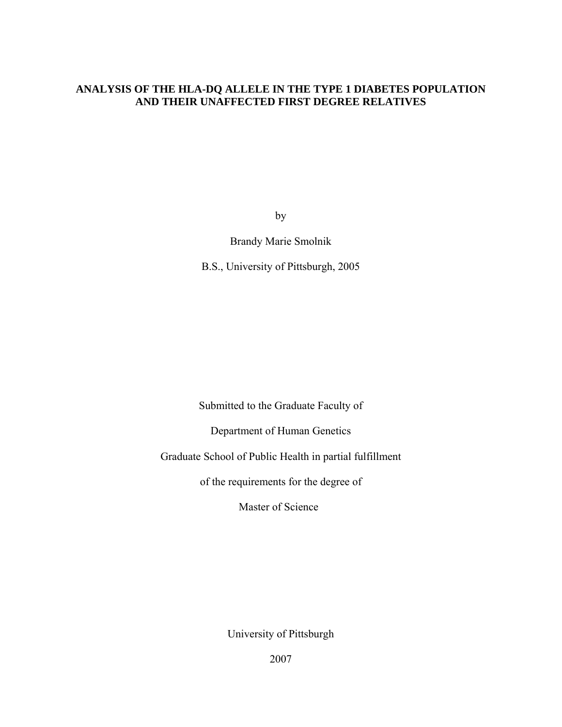# ANALYSIS OF THE HLA-DQ ALLELE IN THE TYPE 1 DIABETES POPULATION AND THEIR UNAFFECTED FIRST DEGREE RELATIVES

by

Brandy Marie Smolnik

B.S., University of Pittsburgh, 2005

Submitted to the Graduate Faculty of

Department of Human Genetics

Graduate School of Public Health in partial fulfillment

of the requirements for the degree of

Master of Science

University of Pittsburgh

2007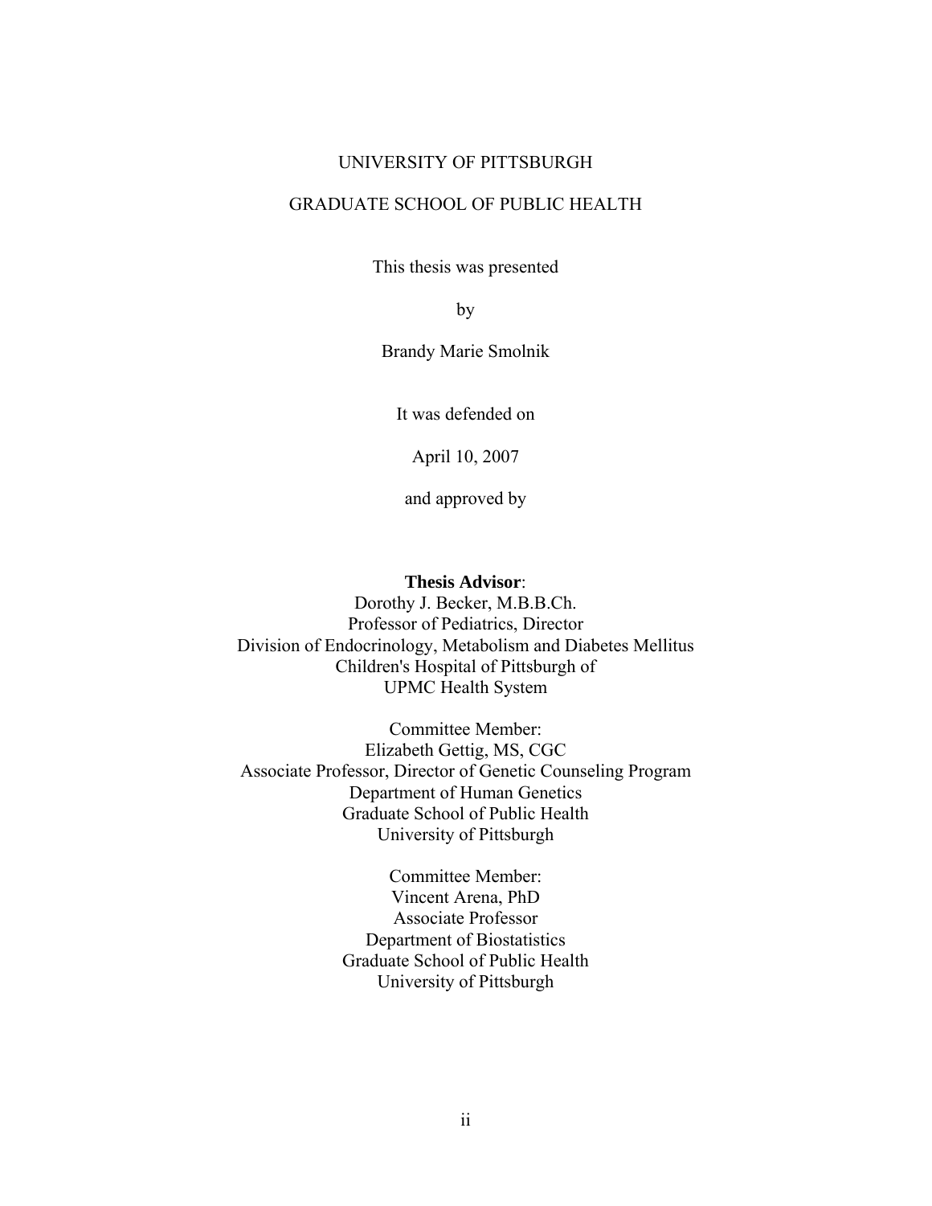UNIVERSITY OF PITTSBURGH

GRADUATE SCHOOL OF PUBLIC HEALTH

This thesis was presented

by

Brandy Marie Smolnik

It was defended on

April 10, 2007

and approved by

**Thesis Advisor**:
Dorothy J. Becker, M.B.B.Ch.
Professor of Pediatrics, Director
Division of Endocrinology, Metabolism and Diabetes Mellitus
Children's Hospital of Pittsburgh of
UPMC Health System

Committee Member:
Elizabeth Gettig, MS, CGC
Associate Professor, Director of Genetic Counseling Program
Department of Human Genetics
Graduate School of Public Health
University of Pittsburgh

Committee Member:
Vincent Arena, PhD
Associate Professor
Department of Biostatistics
Graduate School of Public Health
University of Pittsburgh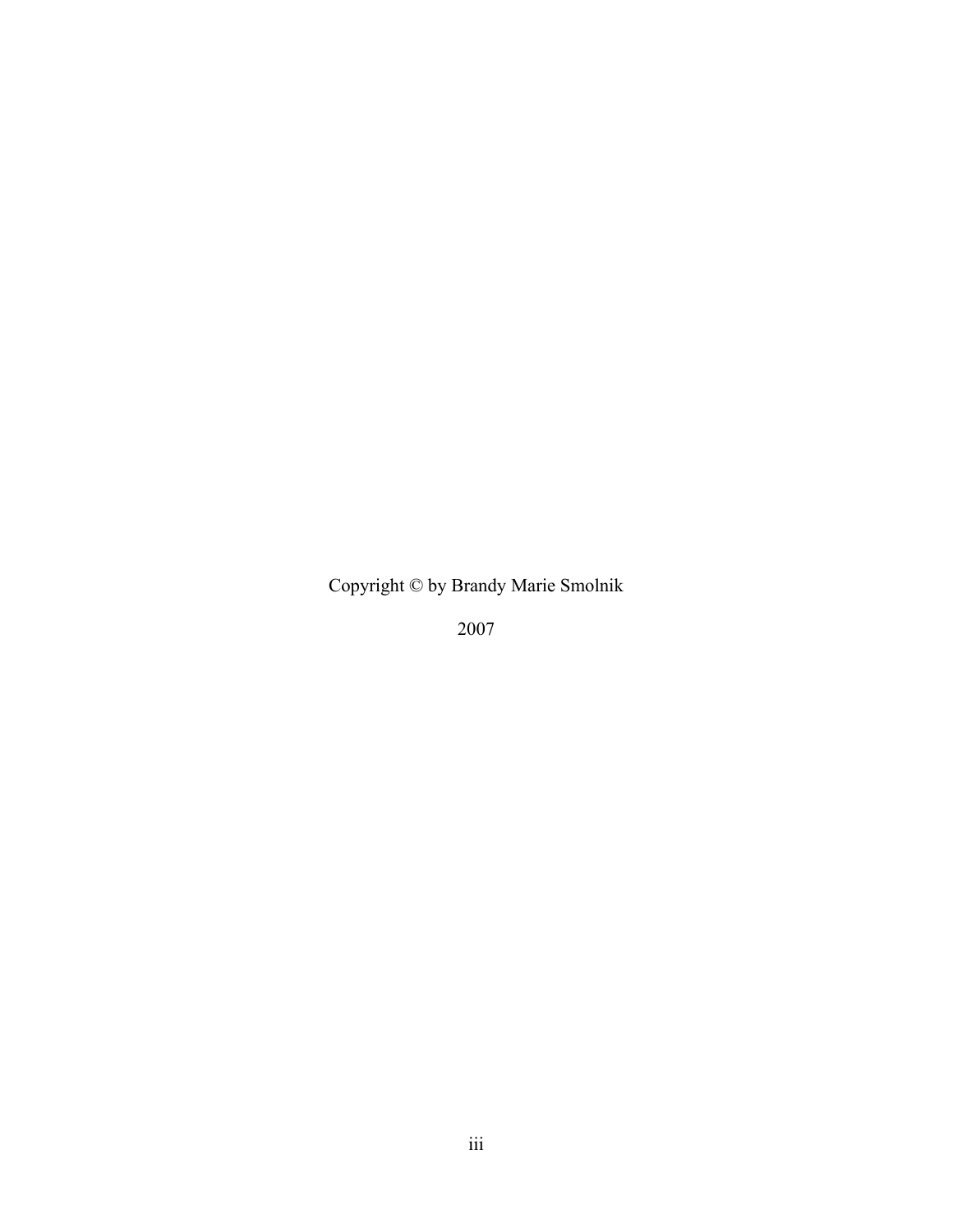Copyright © by Brandy Marie Smolnik

2007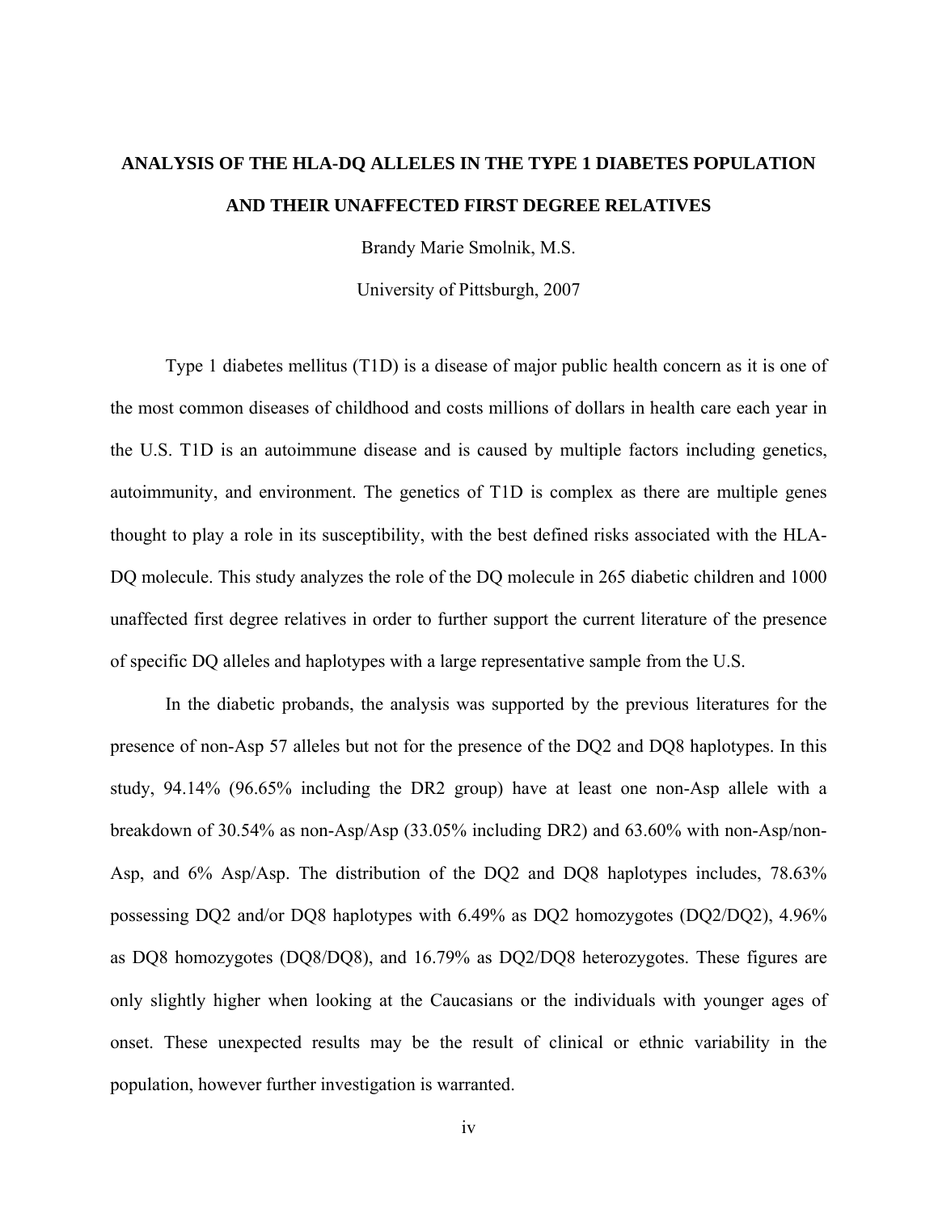# ANALYSIS OF THE HLA-DQ ALLELES IN THE TYPE 1 DIABETES POPULATION AND THEIR UNAFFECTED FIRST DEGREE RELATIVES

Brandy Marie Smolnik, M.S.

University of Pittsburgh, 2007

Type 1 diabetes mellitus (T1D) is a disease of major public health concern as it is one of the most common diseases of childhood and costs millions of dollars in health care each year in the U.S. T1D is an autoimmune disease and is caused by multiple factors including genetics, autoimmunity, and environment. The genetics of T1D is complex as there are multiple genes thought to play a role in its susceptibility, with the best defined risks associated with the HLA-DQ molecule. This study analyzes the role of the DQ molecule in 265 diabetic children and 1000 unaffected first degree relatives in order to further support the current literature of the presence of specific DQ alleles and haplotypes with a large representative sample from the U.S.

In the diabetic probands, the analysis was supported by the previous literatures for the presence of non-Asp 57 alleles but not for the presence of the DQ2 and DQ8 haplotypes. In this study, 94.14% (96.65% including the DR2 group) have at least one non-Asp allele with a breakdown of 30.54% as non-Asp/Asp (33.05% including DR2) and 63.60% with non-Asp/non-Asp, and 6% Asp/Asp. The distribution of the DQ2 and DQ8 haplotypes includes, 78.63% possessing DQ2 and/or DQ8 haplotypes with 6.49% as DQ2 homozygotes (DQ2/DQ2), 4.96% as DQ8 homozygotes (DQ8/DQ8), and 16.79% as DQ2/DQ8 heterozygotes. These figures are only slightly higher when looking at the Caucasians or the individuals with younger ages of onset. These unexpected results may be the result of clinical or ethnic variability in the population, however further investigation is warranted.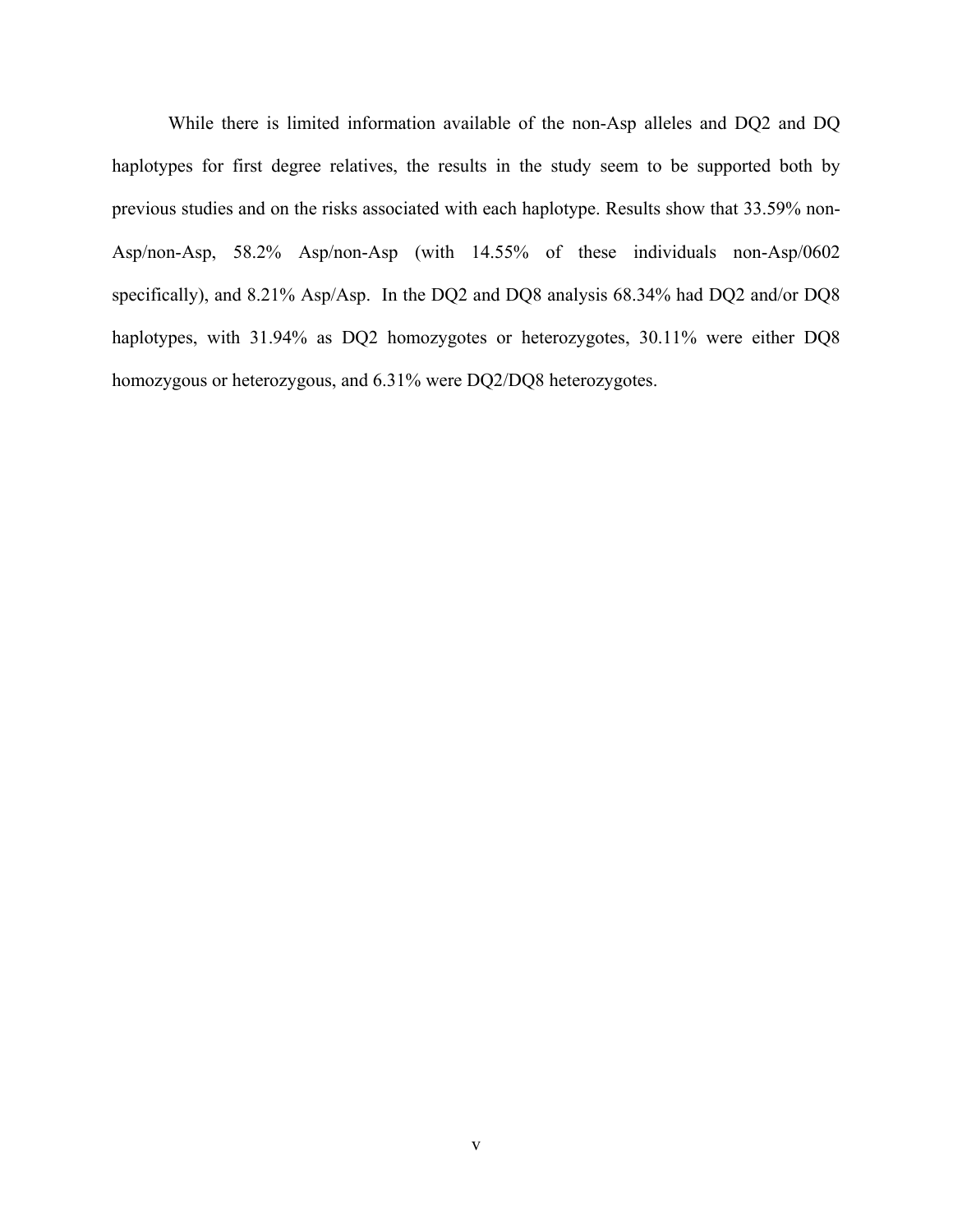While there is limited information available of the non-Asp alleles and DQ2 and DQ haplotypes for first degree relatives, the results in the study seem to be supported both by previous studies and on the risks associated with each haplotype. Results show that 33.59% non-Asp/non-Asp, 58.2% Asp/non-Asp (with 14.55% of these individuals non-Asp/0602 specifically), and 8.21% Asp/Asp. In the DQ2 and DQ8 analysis 68.34% had DQ2 and/or DQ8 haplotypes, with 31.94% as DQ2 homozygotes or heterozygotes, 30.11% were either DQ8 homozygous or heterozygous, and 6.31% were DQ2/DQ8 heterozygotes.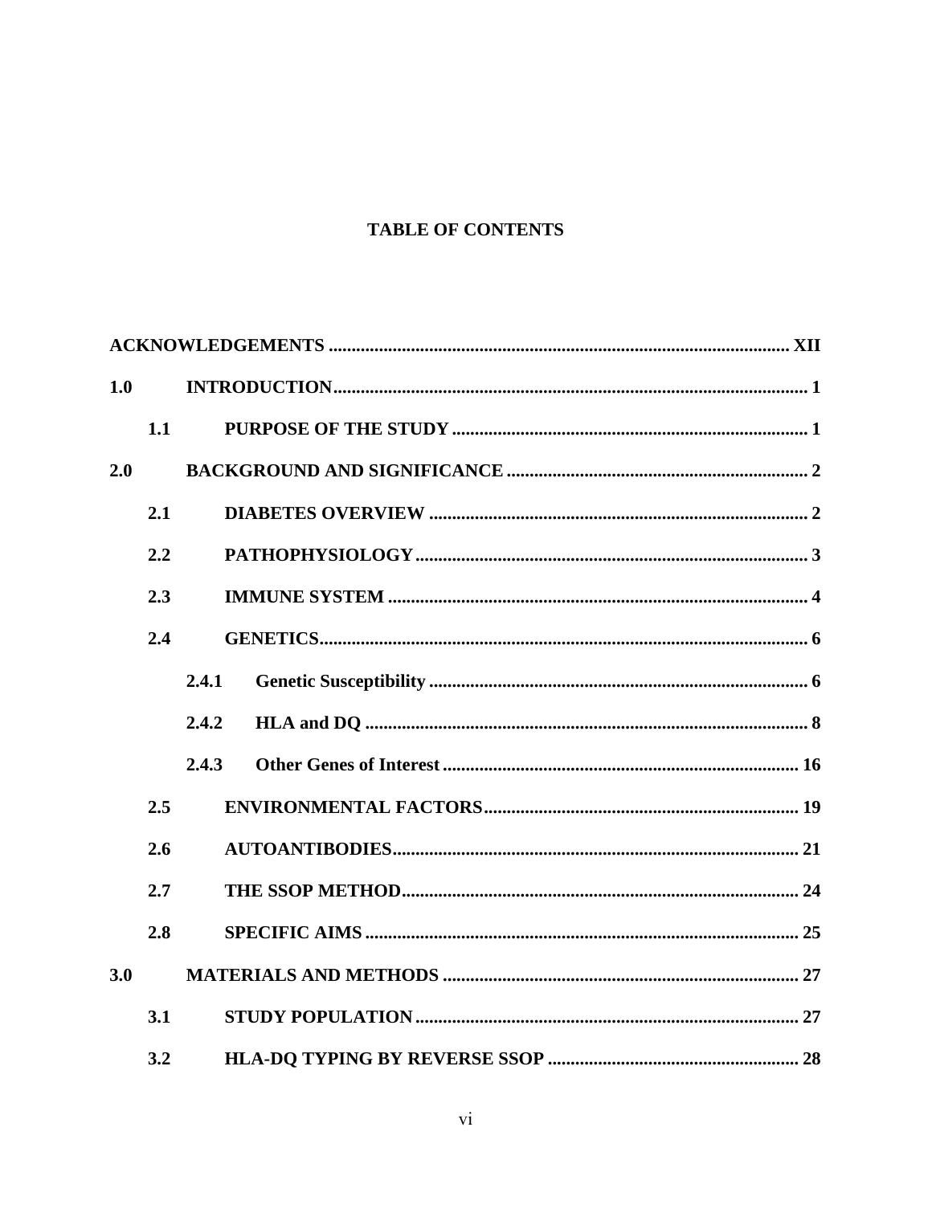## TABLE OF CONTENTS

**ACKNOWLEDGEMENTS .................................................................................................... XII**

**1.0 INTRODUCTION........................................................................................................ 1**

**1.1 PURPOSE OF THE STUDY ............................................................................. 1**

**2.0 BACKGROUND AND SIGNIFICANCE .................................................................. 2**

**2.1 DIABETES OVERVIEW ................................................................................... 2**

**2.2 PATHOPHYSIOLOGY ...................................................................................... 3**

**2.3 IMMUNE SYSTEM ........................................................................................... 4**

**2.4 GENETICS.......................................................................................................... 6**

**2.4.1 Genetic Susceptibility ................................................................................... 6**

**2.4.2 HLA and DQ ................................................................................................. 8**

**2.4.3 Other Genes of Interest .............................................................................. 16**

**2.5 ENVIRONMENTAL FACTORS..................................................................... 19**

**2.6 AUTOANTIBODIES......................................................................................... 21**

**2.7 THE SSOP METHOD....................................................................................... 24**

**2.8 SPECIFIC AIMS ............................................................................................... 25**

**3.0 MATERIALS AND METHODS .............................................................................. 27**

**3.1 STUDY POPULATION .................................................................................... 27**

**3.2 HLA-DQ TYPING BY REVERSE SSOP ....................................................... 28**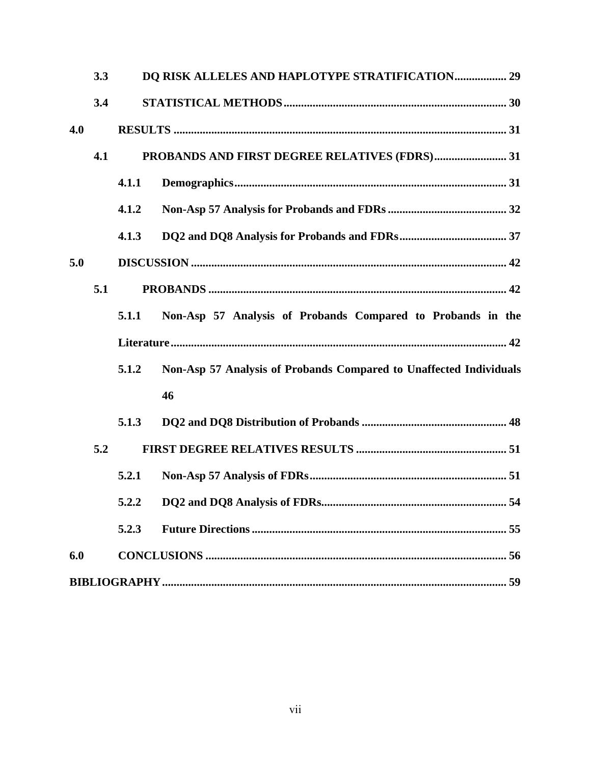3.3 DQ RISK ALLELES AND HAPLOTYPE STRATIFICATION .................. 29

3.4 STATISTICAL METHODS ............................................................................ 30

4.0 RESULTS .................................................................................................................. 31

4.1 PROBANDS AND FIRST DEGREE RELATIVES (FDRS) ......................... 31

4.1.1 Demographics ............................................................................................. 31

4.1.2 Non-Asp 57 Analysis for Probands and FDRs ......................................... 32

4.1.3 DQ2 and DQ8 Analysis for Probands and FDRs ..................................... 37

5.0 DISCUSSION ............................................................................................................ 42

5.1 PROBANDS ....................................................................................................... 42

5.1.1 Non-Asp 57 Analysis of Probands Compared to Probands in the Literature ................................................................................................................... 42

5.1.2 Non-Asp 57 Analysis of Probands Compared to Unaffected Individuals 46

5.1.3 DQ2 and DQ8 Distribution of Probands .................................................. 48

5.2 FIRST DEGREE RELATIVES RESULTS .................................................... 51

5.2.1 Non-Asp 57 Analysis of FDRs ................................................................... 51

5.2.2 DQ2 and DQ8 Analysis of FDRs ............................................................... 54

5.2.3 Future Directions ....................................................................................... 55

6.0 CONCLUSIONS ....................................................................................................... 56

BIBLIOGRAPHY ...................................................................................................................... 59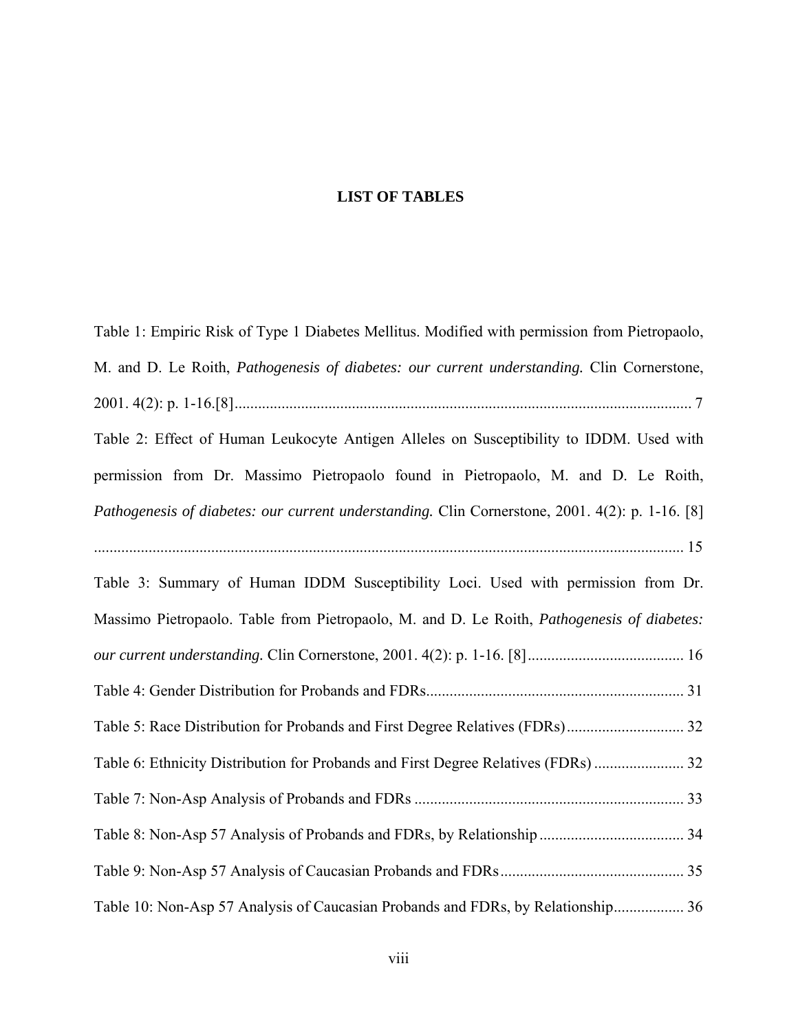# LIST OF TABLES

Table 1: Empiric Risk of Type 1 Diabetes Mellitus. Modified with permission from Pietropaolo, M. and D. Le Roith, *Pathogenesis of diabetes: our current understanding.* Clin Cornerstone, 2001. 4(2): p. 1-16.[8] ..................... 7

Table 2: Effect of Human Leukocyte Antigen Alleles on Susceptibility to IDDM. Used with permission from Dr. Massimo Pietropaolo found in Pietropaolo, M. and D. Le Roith, *Pathogenesis of diabetes: our current understanding.* Clin Cornerstone, 2001. 4(2): p. 1-16. [8] ..................... 15

Table 3: Summary of Human IDDM Susceptibility Loci. Used with permission from Dr. Massimo Pietropaolo. Table from Pietropaolo, M. and D. Le Roith, *Pathogenesis of diabetes: our current understanding.* Clin Cornerstone, 2001. 4(2): p. 1-16. [8] ..................... 16

Table 4: Gender Distribution for Probands and FDRs ..................... 31

Table 5: Race Distribution for Probands and First Degree Relatives (FDRs) ..................... 32

Table 6: Ethnicity Distribution for Probands and First Degree Relatives (FDRs) ..................... 32

Table 7: Non-Asp Analysis of Probands and FDRs ..................... 33

Table 8: Non-Asp 57 Analysis of Probands and FDRs, by Relationship ..................... 34

Table 9: Non-Asp 57 Analysis of Caucasian Probands and FDRs ..................... 35

Table 10: Non-Asp 57 Analysis of Caucasian Probands and FDRs, by Relationship ..................... 36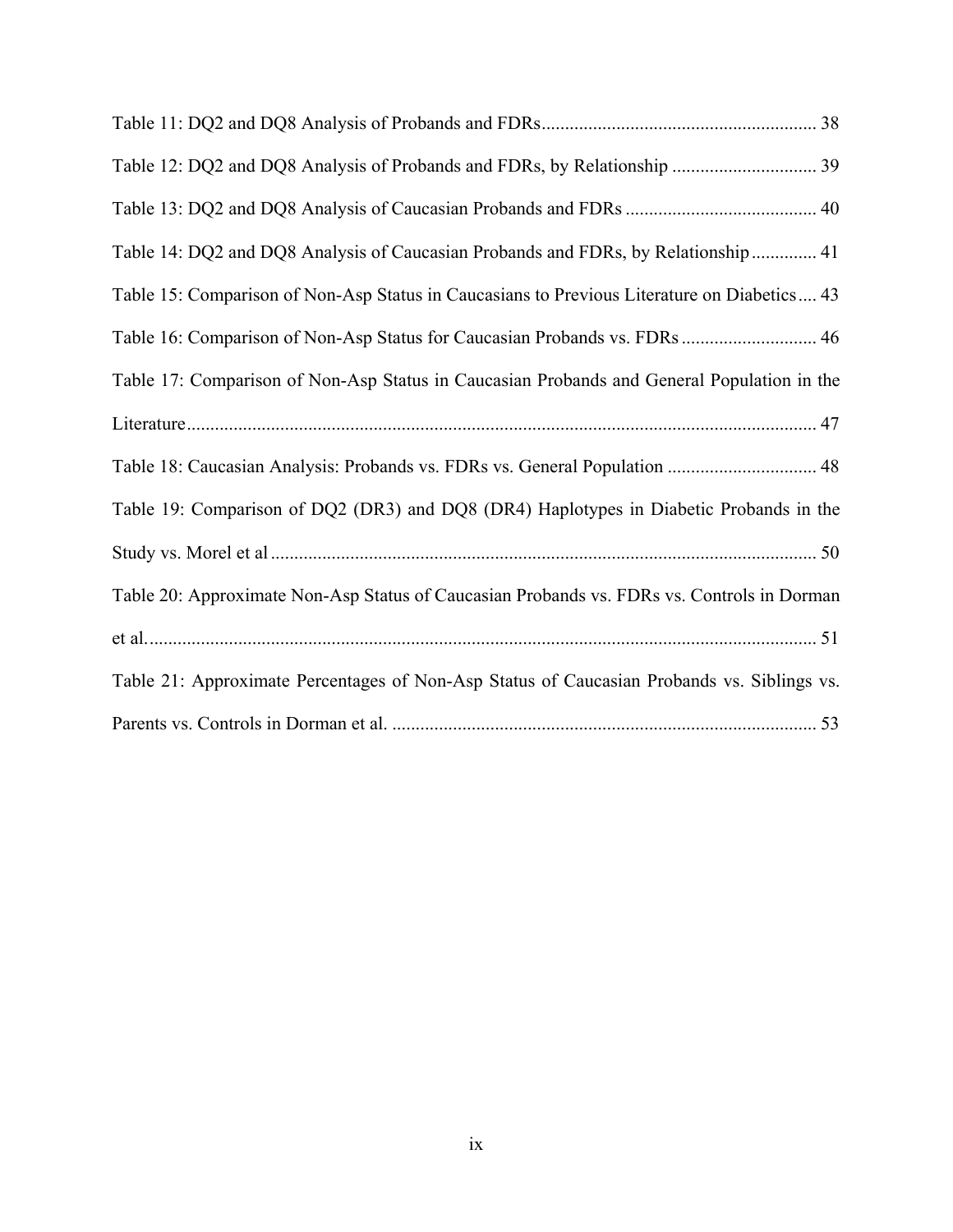Table 11: DQ2 and DQ8 Analysis of Probands and FDRs .......................................................... 38

Table 12: DQ2 and DQ8 Analysis of Probands and FDRs, by Relationship .............................. 39

Table 13: DQ2 and DQ8 Analysis of Caucasian Probands and FDRs ......................................... 40

Table 14: DQ2 and DQ8 Analysis of Caucasian Probands and FDRs, by Relationship .............. 41

Table 15: Comparison of Non-Asp Status in Caucasians to Previous Literature on Diabetics .... 43

Table 16: Comparison of Non-Asp Status for Caucasian Probands vs. FDRs ............................. 46

Table 17: Comparison of Non-Asp Status in Caucasian Probands and General Population in the Literature ...................................................................................................................... 47

Table 18: Caucasian Analysis: Probands vs. FDRs vs. General Population ................................ 48

Table 19: Comparison of DQ2 (DR3) and DQ8 (DR4) Haplotypes in Diabetic Probands in the Study vs. Morel et al .................................................................................................................... 50

Table 20: Approximate Non-Asp Status of Caucasian Probands vs. FDRs vs. Controls in Dorman et al. .............................................................................................................................. 51

Table 21: Approximate Percentages of Non-Asp Status of Caucasian Probands vs. Siblings vs. Parents vs. Controls in Dorman et al. .......................................................................................... 53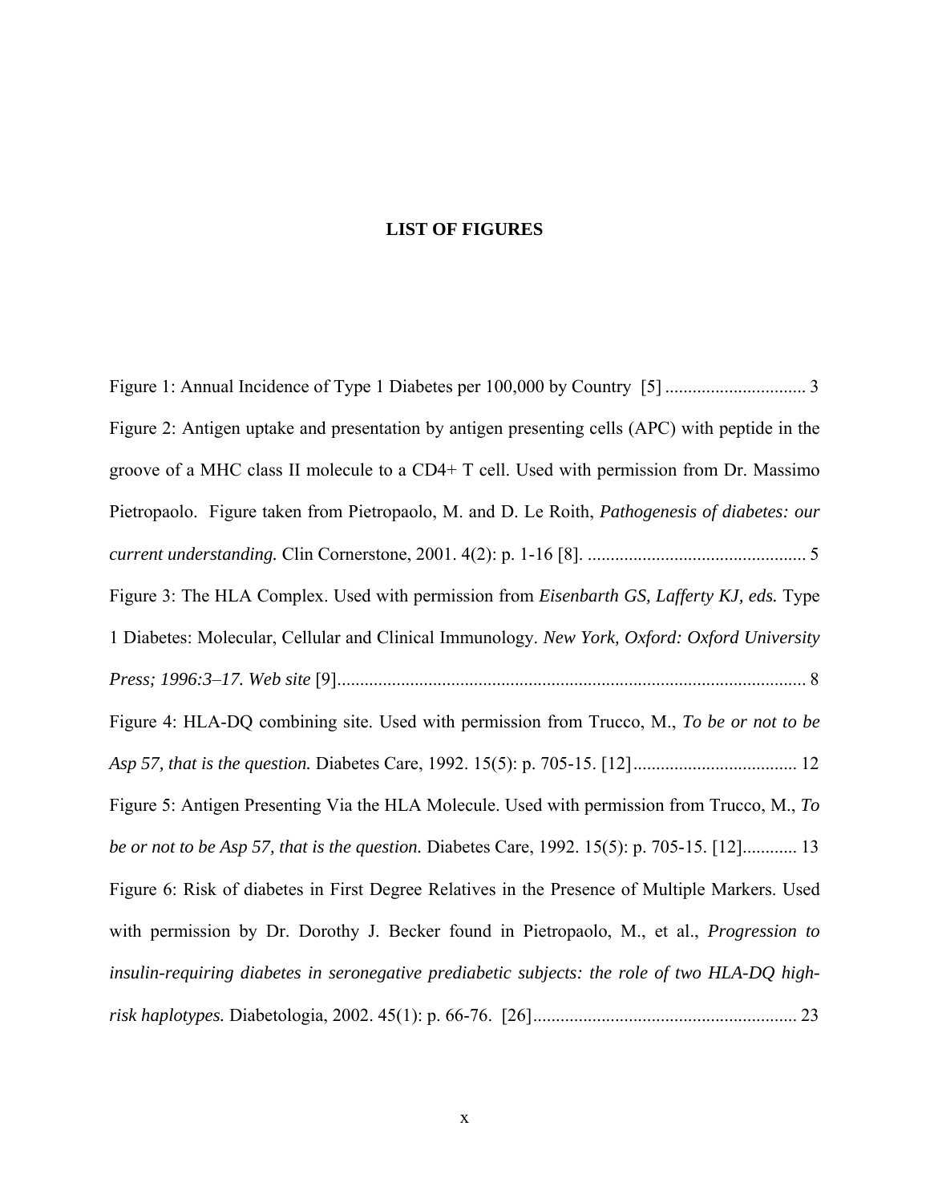# LIST OF FIGURES

Figure 1: Annual Incidence of Type 1 Diabetes per 100,000 by Country [5] ............................... 3

Figure 2: Antigen uptake and presentation by antigen presenting cells (APC) with peptide in the groove of a MHC class II molecule to a CD4+ T cell. Used with permission from Dr. Massimo Pietropaolo. Figure taken from Pietropaolo, M. and D. Le Roith, *Pathogenesis of diabetes: our current understanding.* Clin Cornerstone, 2001. 4(2): p. 1-16 [8]. ................................................ 5

Figure 3: The HLA Complex. Used with permission from *Eisenbarth GS, Lafferty KJ, eds.* Type 1 Diabetes: Molecular, Cellular and Clinical Immunology. *New York, Oxford: Oxford University Press; 1996:3–17. Web site* [9]....................................................................................................... 8

Figure 4: HLA-DQ combining site. Used with permission from Trucco, M., *To be or not to be Asp 57, that is the question.* Diabetes Care, 1992. 15(5): p. 705-15. [12].................................... 12

Figure 5: Antigen Presenting Via the HLA Molecule. Used with permission from Trucco, M., *To be or not to be Asp 57, that is the question.* Diabetes Care, 1992. 15(5): p. 705-15. [12]............ 13

Figure 6: Risk of diabetes in First Degree Relatives in the Presence of Multiple Markers. Used with permission by Dr. Dorothy J. Becker found in Pietropaolo, M., et al., *Progression to insulin-requiring diabetes in seronegative prediabetic subjects: the role of two HLA-DQ high-risk haplotypes.* Diabetologia, 2002. 45(1): p. 66-76. [26].......................................................... 23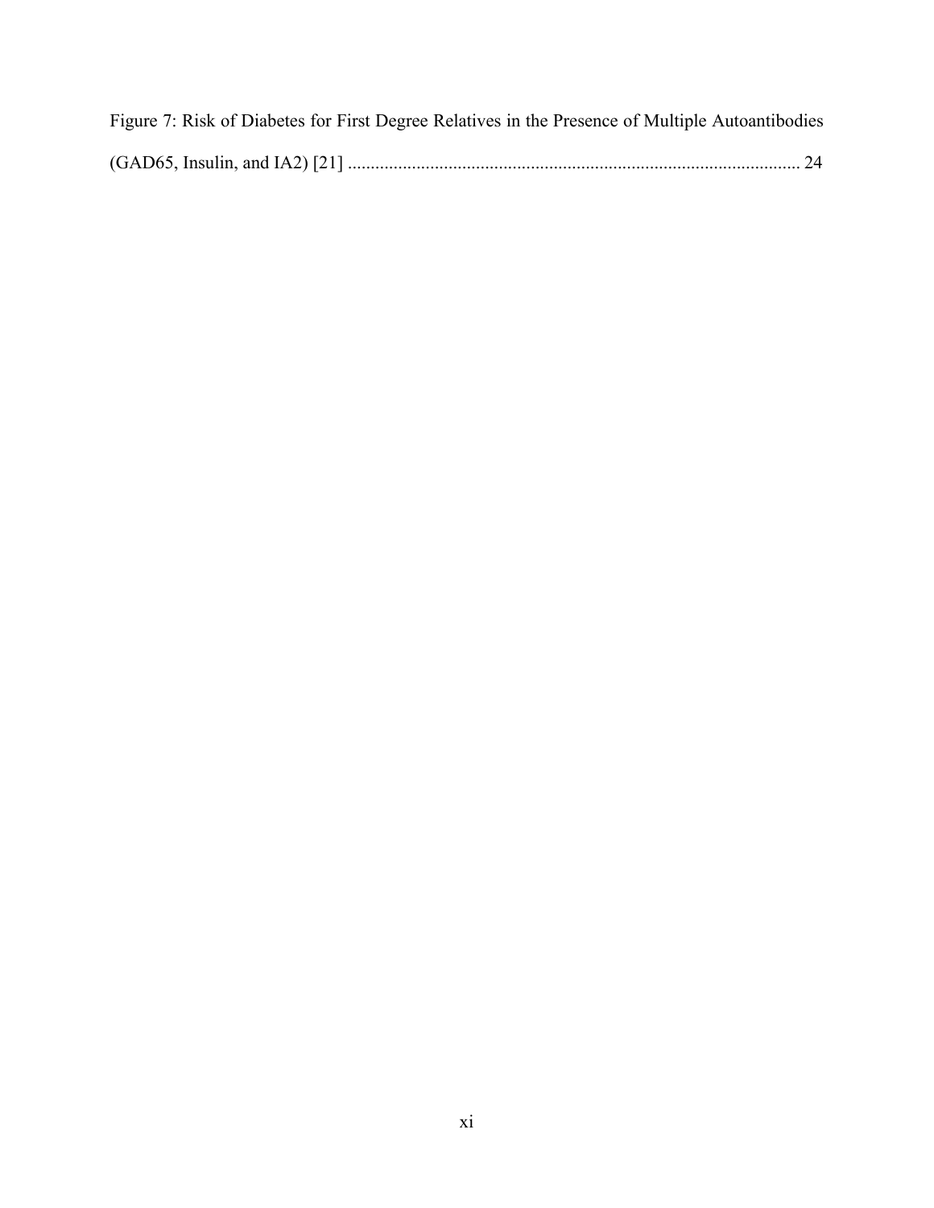Figure 7: Risk of Diabetes for First Degree Relatives in the Presence of Multiple Autoantibodies (GAD65, Insulin, and IA2) [21] .................................................................................................. 24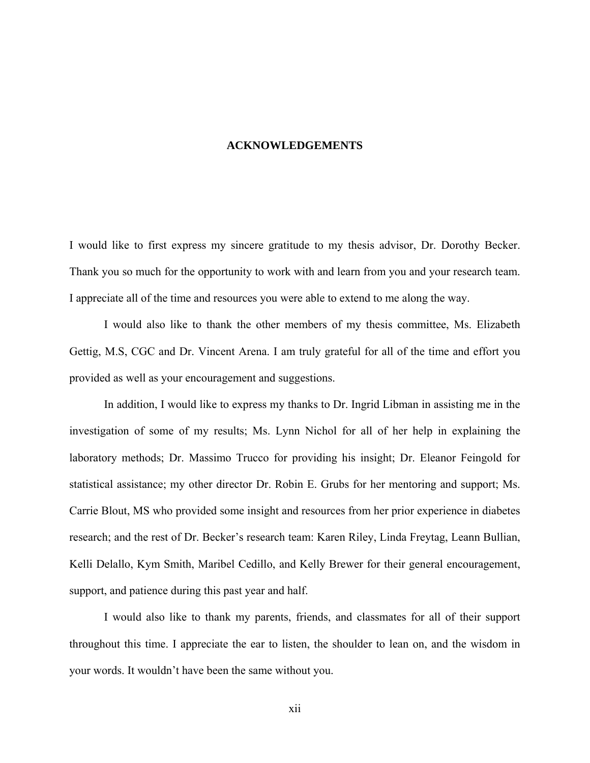# ACKNOWLEDGEMENTS

I would like to first express my sincere gratitude to my thesis advisor, Dr. Dorothy Becker. Thank you so much for the opportunity to work with and learn from you and your research team. I appreciate all of the time and resources you were able to extend to me along the way.

I would also like to thank the other members of my thesis committee, Ms. Elizabeth Gettig, M.S, CGC and Dr. Vincent Arena. I am truly grateful for all of the time and effort you provided as well as your encouragement and suggestions.

In addition, I would like to express my thanks to Dr. Ingrid Libman in assisting me in the investigation of some of my results; Ms. Lynn Nichol for all of her help in explaining the laboratory methods; Dr. Massimo Trucco for providing his insight; Dr. Eleanor Feingold for statistical assistance; my other director Dr. Robin E. Grubs for her mentoring and support; Ms. Carrie Blout, MS who provided some insight and resources from her prior experience in diabetes research; and the rest of Dr. Becker's research team: Karen Riley, Linda Freytag, Leann Bullian, Kelli Delallo, Kym Smith, Maribel Cedillo, and Kelly Brewer for their general encouragement, support, and patience during this past year and half.

I would also like to thank my parents, friends, and classmates for all of their support throughout this time. I appreciate the ear to listen, the shoulder to lean on, and the wisdom in your words. It wouldn't have been the same without you.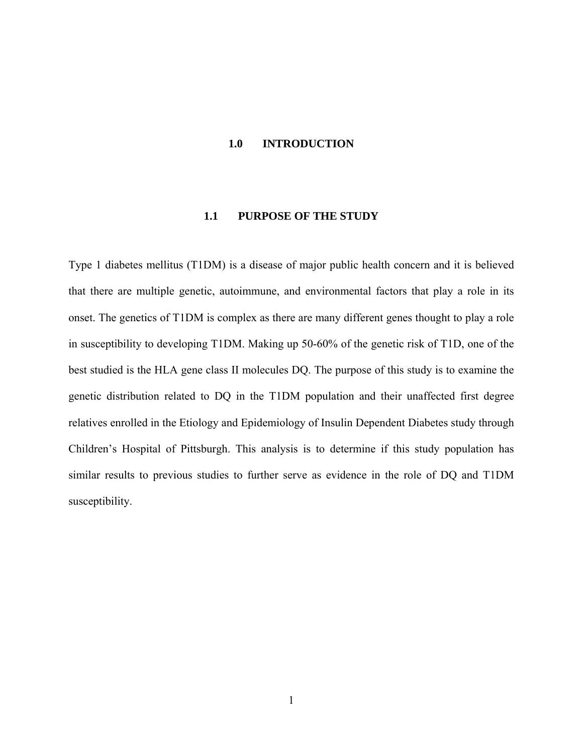# 1.0 INTRODUCTION

## 1.1 PURPOSE OF THE STUDY

Type 1 diabetes mellitus (T1DM) is a disease of major public health concern and it is believed that there are multiple genetic, autoimmune, and environmental factors that play a role in its onset. The genetics of T1DM is complex as there are many different genes thought to play a role in susceptibility to developing T1DM. Making up 50-60% of the genetic risk of T1D, one of the best studied is the HLA gene class II molecules DQ. The purpose of this study is to examine the genetic distribution related to DQ in the T1DM population and their unaffected first degree relatives enrolled in the Etiology and Epidemiology of Insulin Dependent Diabetes study through Children's Hospital of Pittsburgh. This analysis is to determine if this study population has similar results to previous studies to further serve as evidence in the role of DQ and T1DM susceptibility.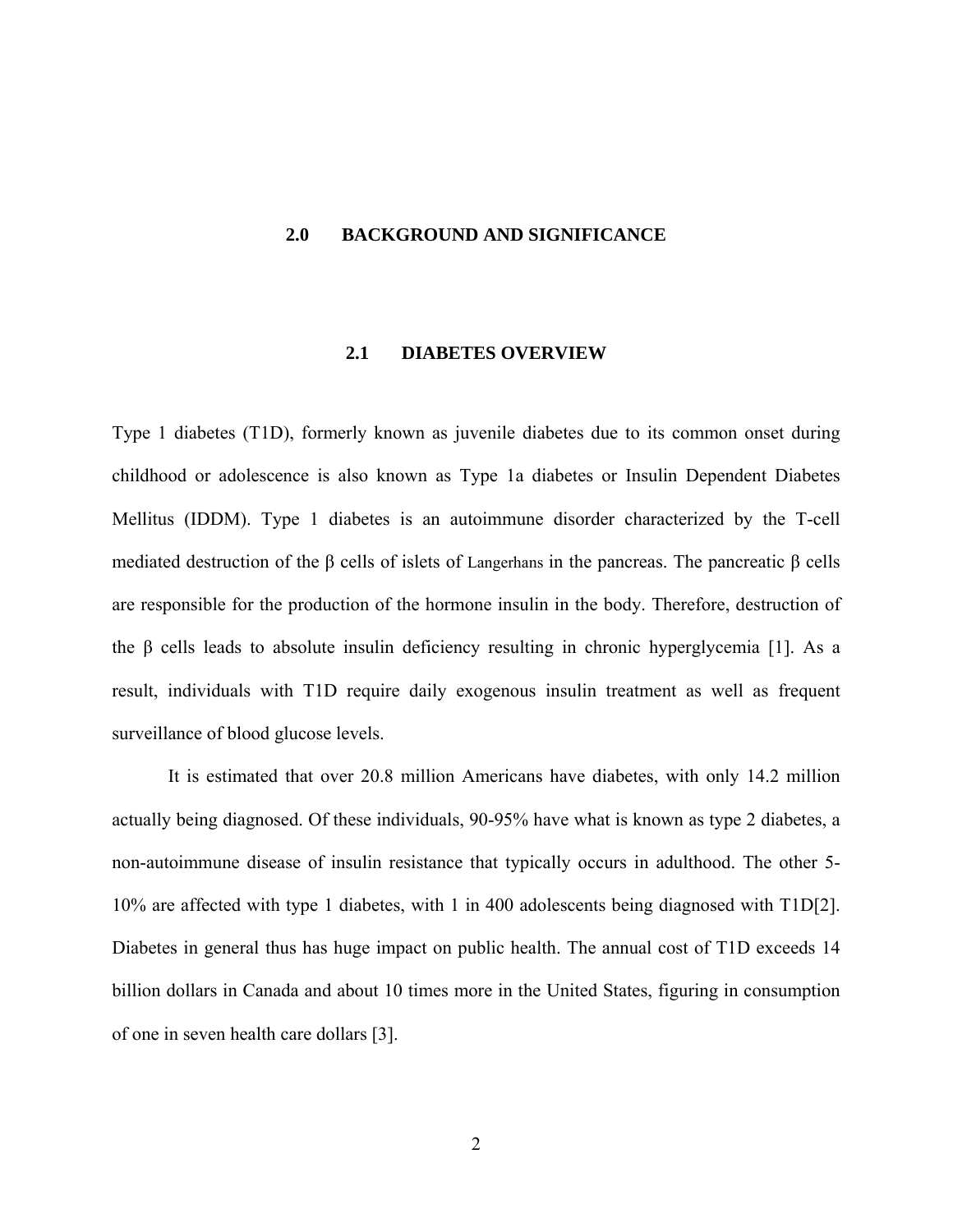# 2.0 BACKGROUND AND SIGNIFICANCE

## 2.1 DIABETES OVERVIEW

Type 1 diabetes (T1D), formerly known as juvenile diabetes due to its common onset during childhood or adolescence is also known as Type 1a diabetes or Insulin Dependent Diabetes Mellitus (IDDM). Type 1 diabetes is an autoimmune disorder characterized by the T-cell mediated destruction of the β cells of islets of Langerhans in the pancreas. The pancreatic β cells are responsible for the production of the hormone insulin in the body. Therefore, destruction of the β cells leads to absolute insulin deficiency resulting in chronic hyperglycemia [1]. As a result, individuals with T1D require daily exogenous insulin treatment as well as frequent surveillance of blood glucose levels.

It is estimated that over 20.8 million Americans have diabetes, with only 14.2 million actually being diagnosed. Of these individuals, 90-95% have what is known as type 2 diabetes, a non-autoimmune disease of insulin resistance that typically occurs in adulthood. The other 5-10% are affected with type 1 diabetes, with 1 in 400 adolescents being diagnosed with T1D[2]. Diabetes in general thus has huge impact on public health. The annual cost of T1D exceeds 14 billion dollars in Canada and about 10 times more in the United States, figuring in consumption of one in seven health care dollars [3].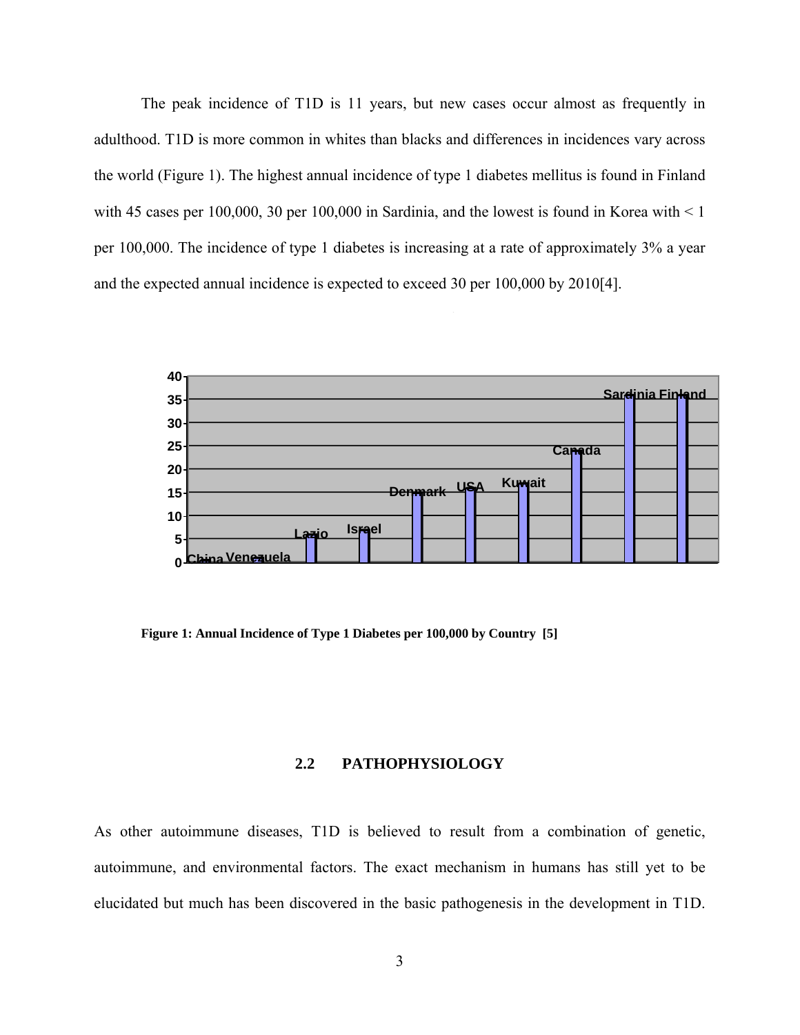The peak incidence of T1D is 11 years, but new cases occur almost as frequently in adulthood. T1D is more common in whites than blacks and differences in incidences vary across the world (Figure 1). The highest annual incidence of type 1 diabetes mellitus is found in Finland with 45 cases per 100,000, 30 per 100,000 in Sardinia, and the lowest is found in Korea with < 1 per 100,000. The incidence of type 1 diabetes is increasing at a rate of approximately 3% a year and the expected annual incidence is expected to exceed 30 per 100,000 by 2010[4].

**Figure 1: Annual Incidence of Type 1 Diabetes per 100,000 by Country [5]**

## 2.2 PATHOPHYSIOLOGY

As other autoimmune diseases, T1D is believed to result from a combination of genetic, autoimmune, and environmental factors. The exact mechanism in humans has still yet to be elucidated but much has been discovered in the basic pathogenesis in the development in T1D.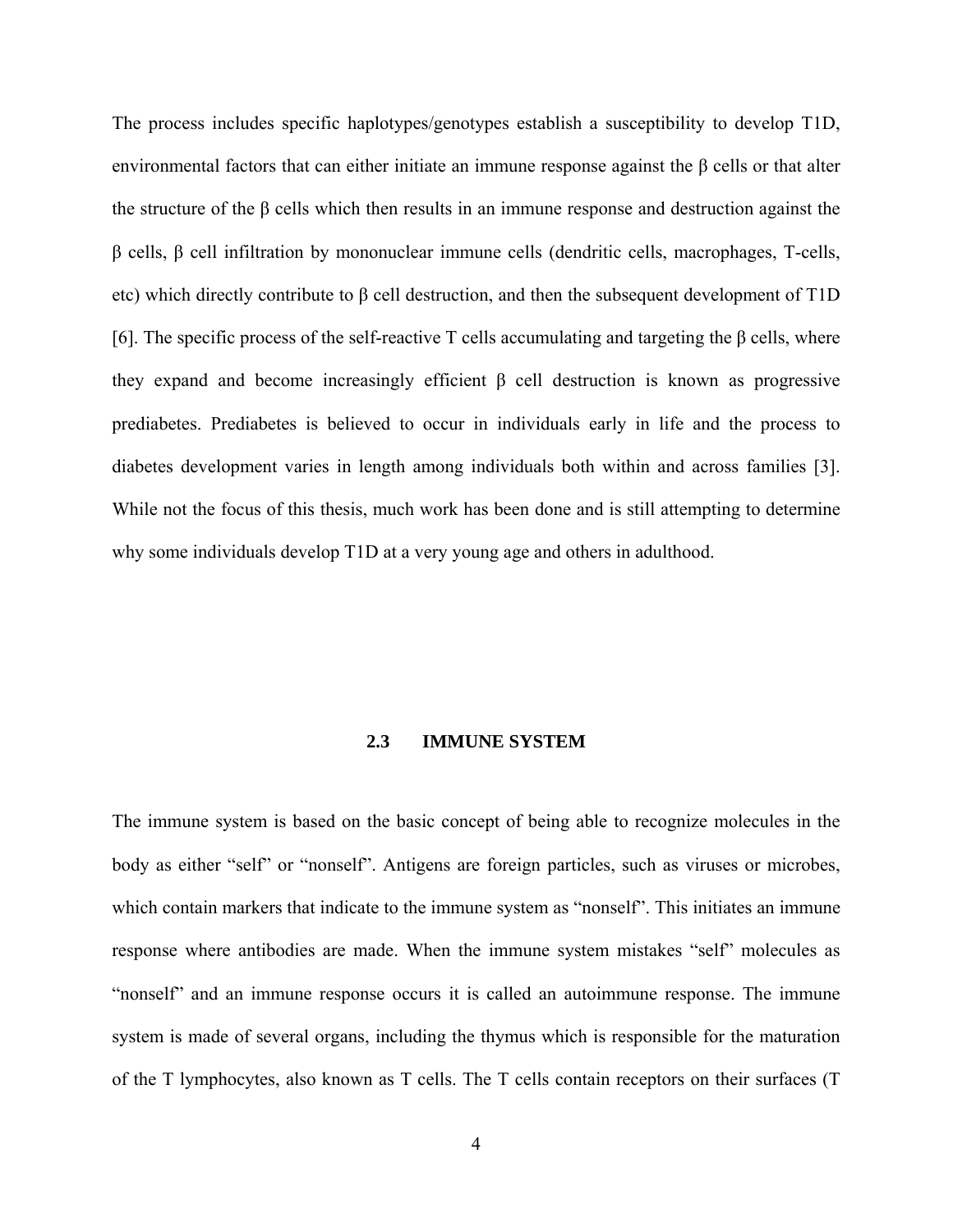The process includes specific haplotypes/genotypes establish a susceptibility to develop T1D, environmental factors that can either initiate an immune response against the β cells or that alter the structure of the β cells which then results in an immune response and destruction against the β cells, β cell infiltration by mononuclear immune cells (dendritic cells, macrophages, T-cells, etc) which directly contribute to β cell destruction, and then the subsequent development of T1D [6]. The specific process of the self-reactive T cells accumulating and targeting the β cells, where they expand and become increasingly efficient β cell destruction is known as progressive prediabetes. Prediabetes is believed to occur in individuals early in life and the process to diabetes development varies in length among individuals both within and across families [3]. While not the focus of this thesis, much work has been done and is still attempting to determine why some individuals develop T1D at a very young age and others in adulthood.

## 2.3 IMMUNE SYSTEM

The immune system is based on the basic concept of being able to recognize molecules in the body as either "self" or "nonself". Antigens are foreign particles, such as viruses or microbes, which contain markers that indicate to the immune system as "nonself". This initiates an immune response where antibodies are made. When the immune system mistakes "self" molecules as "nonself" and an immune response occurs it is called an autoimmune response. The immune system is made of several organs, including the thymus which is responsible for the maturation of the T lymphocytes, also known as T cells. The T cells contain receptors on their surfaces (T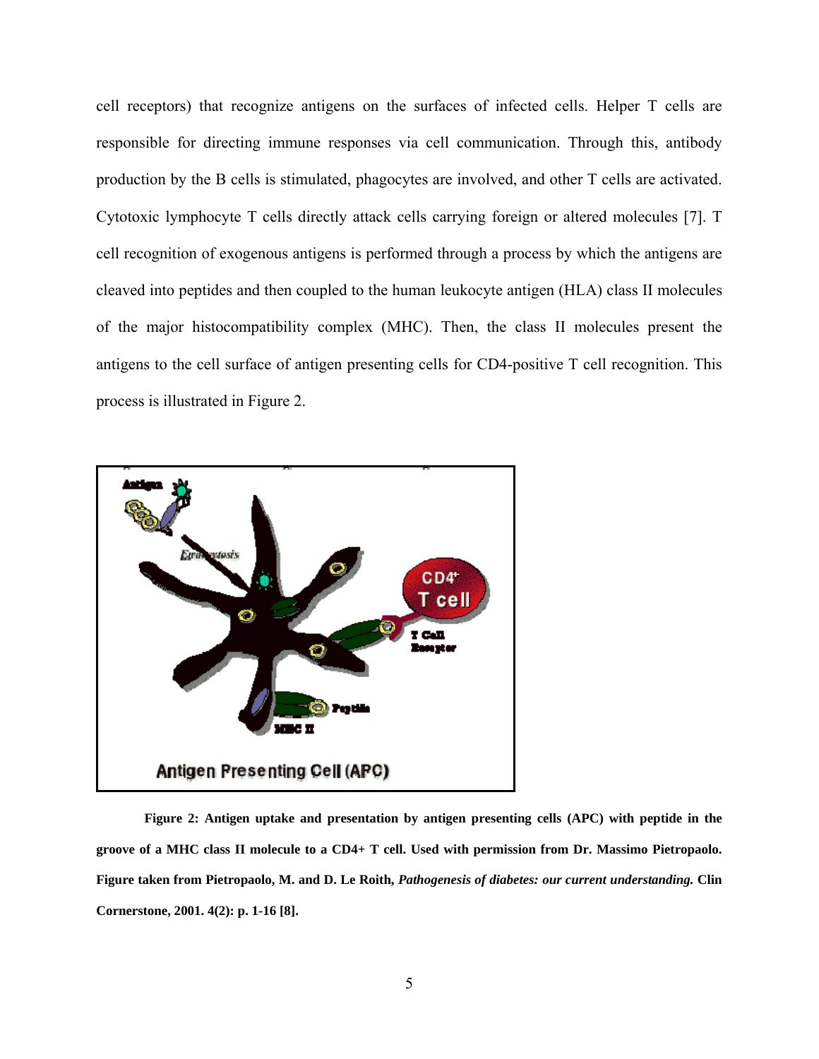cell receptors) that recognize antigens on the surfaces of infected cells. Helper T cells are responsible for directing immune responses via cell communication. Through this, antibody production by the B cells is stimulated, phagocytes are involved, and other T cells are activated. Cytotoxic lymphocyte T cells directly attack cells carrying foreign or altered molecules [7]. T cell recognition of exogenous antigens is performed through a process by which the antigens are cleaved into peptides and then coupled to the human leukocyte antigen (HLA) class II molecules of the major histocompatibility complex (MHC). Then, the class II molecules present the antigens to the cell surface of antigen presenting cells for CD4-positive T cell recognition. This process is illustrated in Figure 2.

**Figure 2: Antigen uptake and presentation by antigen presenting cells (APC) with peptide in the groove of a MHC class II molecule to a CD4+ T cell. Used with permission from Dr. Massimo Pietropaolo. Figure taken from Pietropaolo, M. and D. Le Roith, *Pathogenesis of diabetes: our current understanding.* Clin Cornerstone, 2001. 4(2): p. 1-16 [8].**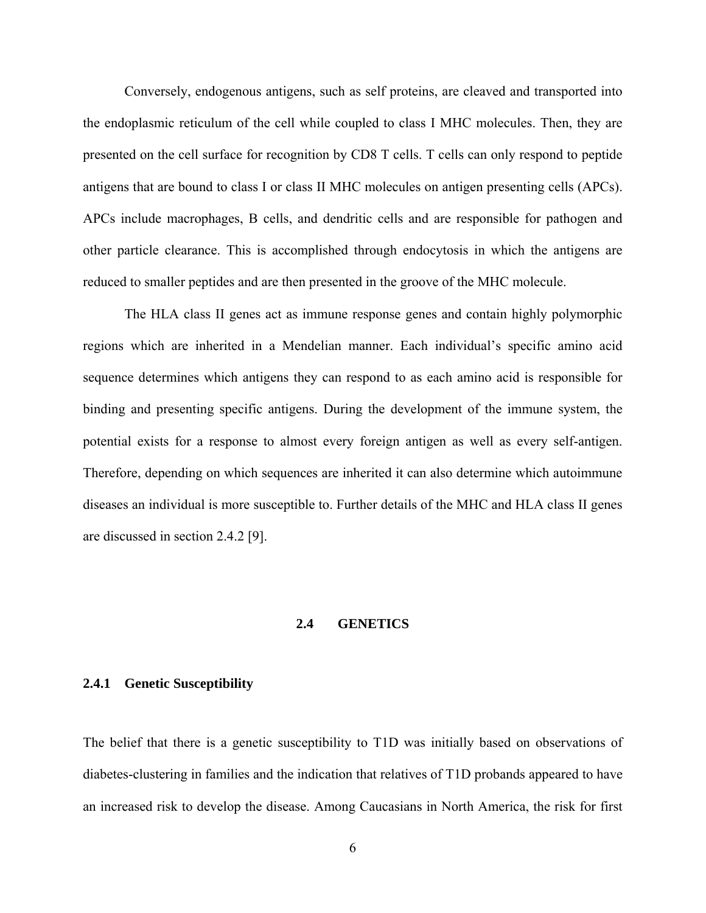Conversely, endogenous antigens, such as self proteins, are cleaved and transported into the endoplasmic reticulum of the cell while coupled to class I MHC molecules. Then, they are presented on the cell surface for recognition by CD8 T cells. T cells can only respond to peptide antigens that are bound to class I or class II MHC molecules on antigen presenting cells (APCs). APCs include macrophages, B cells, and dendritic cells and are responsible for pathogen and other particle clearance. This is accomplished through endocytosis in which the antigens are reduced to smaller peptides and are then presented in the groove of the MHC molecule.

The HLA class II genes act as immune response genes and contain highly polymorphic regions which are inherited in a Mendelian manner. Each individual's specific amino acid sequence determines which antigens they can respond to as each amino acid is responsible for binding and presenting specific antigens. During the development of the immune system, the potential exists for a response to almost every foreign antigen as well as every self-antigen. Therefore, depending on which sequences are inherited it can also determine which autoimmune diseases an individual is more susceptible to. Further details of the MHC and HLA class II genes are discussed in section 2.4.2 [9].

## 2.4 GENETICS

### 2.4.1 Genetic Susceptibility

The belief that there is a genetic susceptibility to T1D was initially based on observations of diabetes-clustering in families and the indication that relatives of T1D probands appeared to have an increased risk to develop the disease. Among Caucasians in North America, the risk for first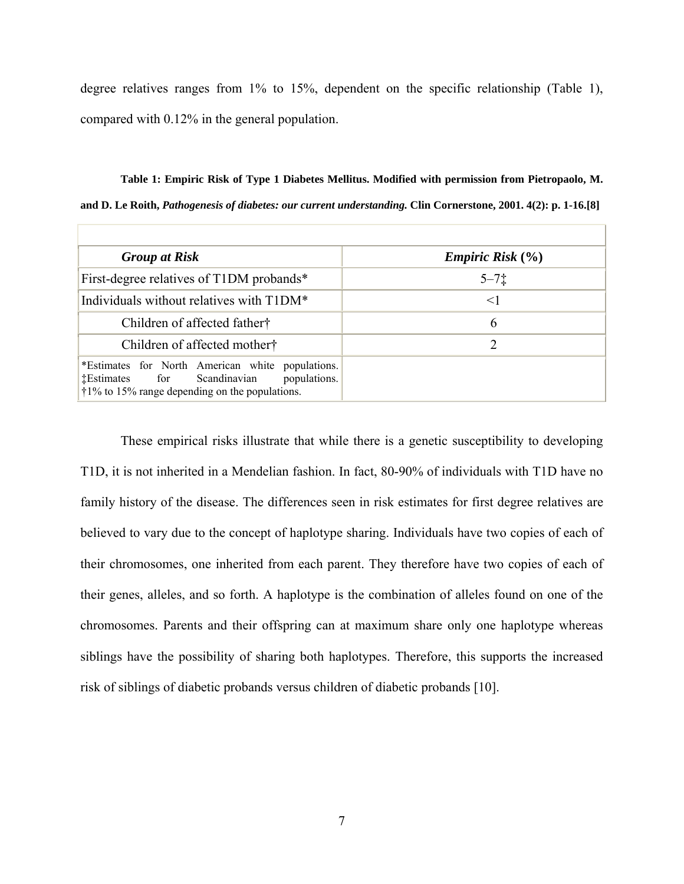degree relatives ranges from 1% to 15%, dependent on the specific relationship (Table 1), compared with 0.12% in the general population.

**Table 1: Empiric Risk of Type 1 Diabetes Mellitus. Modified with permission from Pietropaolo, M. and D. Le Roith, *Pathogenesis of diabetes: our current understanding.* Clin Cornerstone, 2001. 4(2): p. 1-16.[8]**

| ***Group at Risk*** | ***Empiric Risk* (%)** |
|---|---|
| First-degree relatives of T1DM probands* | 5–7‡ |
| Individuals without relatives with T1DM* | <1 |
| Children of affected father† | 6 |
| Children of affected mother† | 2 |
| *Estimates for North American white populations. ‡Estimates for Scandinavian populations. †1% to 15% range depending on the populations. | |

These empirical risks illustrate that while there is a genetic susceptibility to developing T1D, it is not inherited in a Mendelian fashion. In fact, 80-90% of individuals with T1D have no family history of the disease. The differences seen in risk estimates for first degree relatives are believed to vary due to the concept of haplotype sharing. Individuals have two copies of each of their chromosomes, one inherited from each parent. They therefore have two copies of each of their genes, alleles, and so forth. A haplotype is the combination of alleles found on one of the chromosomes. Parents and their offspring can at maximum share only one haplotype whereas siblings have the possibility of sharing both haplotypes. Therefore, this supports the increased risk of siblings of diabetic probands versus children of diabetic probands [10].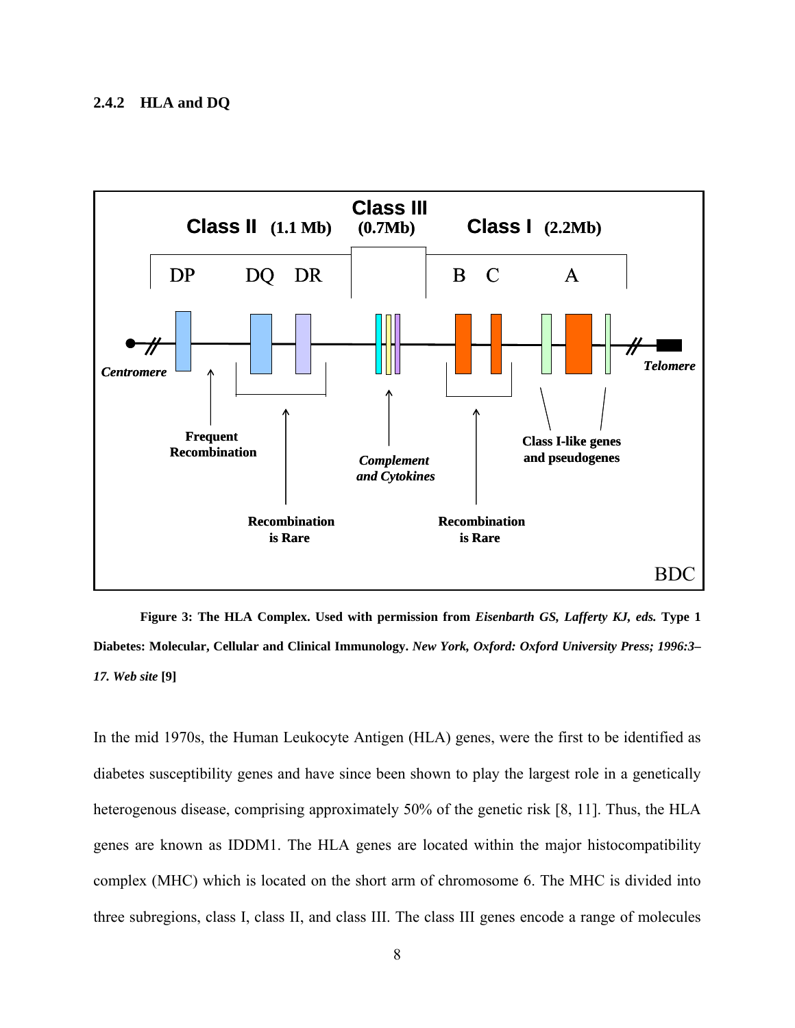### 2.4.2 HLA and DQ

**Figure 3: The HLA Complex. Used with permission from *Eisenbarth GS, Lafferty KJ, eds.* Type 1 Diabetes: Molecular, Cellular and Clinical Immunology. *New York, Oxford: Oxford University Press; 1996:3–17. Web site* [9]**

In the mid 1970s, the Human Leukocyte Antigen (HLA) genes, were the first to be identified as diabetes susceptibility genes and have since been shown to play the largest role in a genetically heterogenous disease, comprising approximately 50% of the genetic risk [8, 11]. Thus, the HLA genes are known as IDDM1. The HLA genes are located within the major histocompatibility complex (MHC) which is located on the short arm of chromosome 6. The MHC is divided into three subregions, class I, class II, and class III. The class III genes encode a range of molecules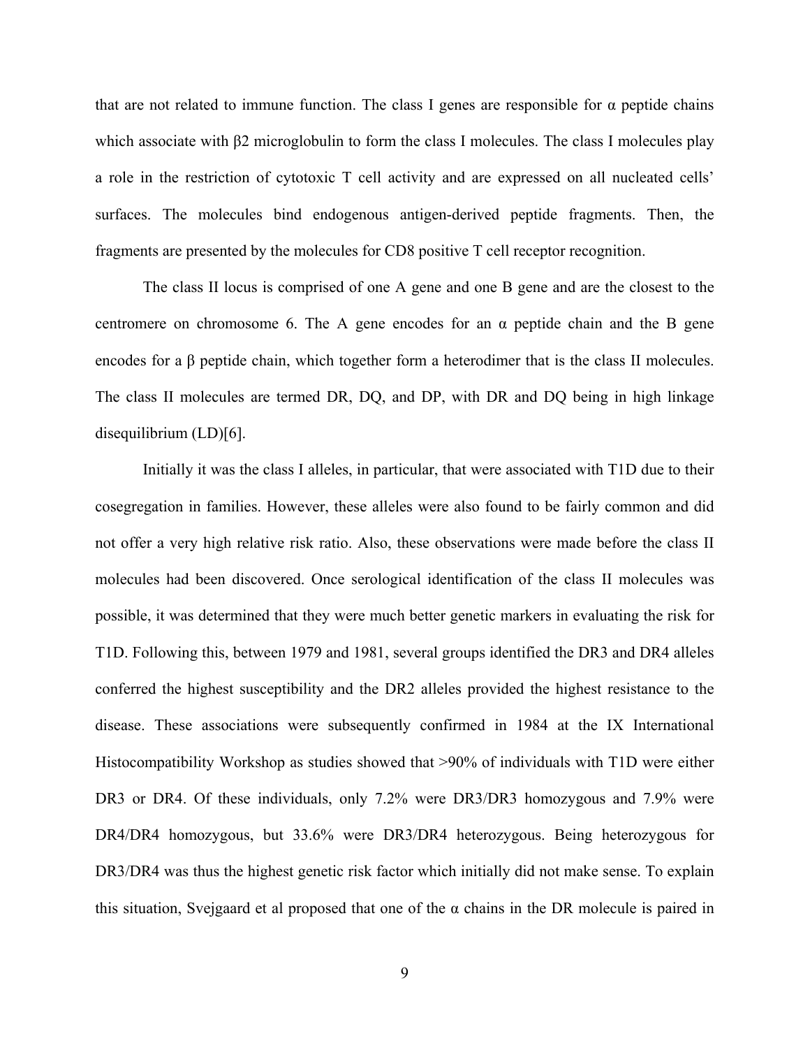that are not related to immune function. The class I genes are responsible for α peptide chains which associate with β2 microglobulin to form the class I molecules. The class I molecules play a role in the restriction of cytotoxic T cell activity and are expressed on all nucleated cells' surfaces. The molecules bind endogenous antigen-derived peptide fragments. Then, the fragments are presented by the molecules for CD8 positive T cell receptor recognition.

The class II locus is comprised of one A gene and one B gene and are the closest to the centromere on chromosome 6. The A gene encodes for an α peptide chain and the B gene encodes for a β peptide chain, which together form a heterodimer that is the class II molecules. The class II molecules are termed DR, DQ, and DP, with DR and DQ being in high linkage disequilibrium (LD)[6].

Initially it was the class I alleles, in particular, that were associated with T1D due to their cosegregation in families. However, these alleles were also found to be fairly common and did not offer a very high relative risk ratio. Also, these observations were made before the class II molecules had been discovered. Once serological identification of the class II molecules was possible, it was determined that they were much better genetic markers in evaluating the risk for T1D. Following this, between 1979 and 1981, several groups identified the DR3 and DR4 alleles conferred the highest susceptibility and the DR2 alleles provided the highest resistance to the disease. These associations were subsequently confirmed in 1984 at the IX International Histocompatibility Workshop as studies showed that >90% of individuals with T1D were either DR3 or DR4. Of these individuals, only 7.2% were DR3/DR3 homozygous and 7.9% were DR4/DR4 homozygous, but 33.6% were DR3/DR4 heterozygous. Being heterozygous for DR3/DR4 was thus the highest genetic risk factor which initially did not make sense. To explain this situation, Svejgaard et al proposed that one of the α chains in the DR molecule is paired in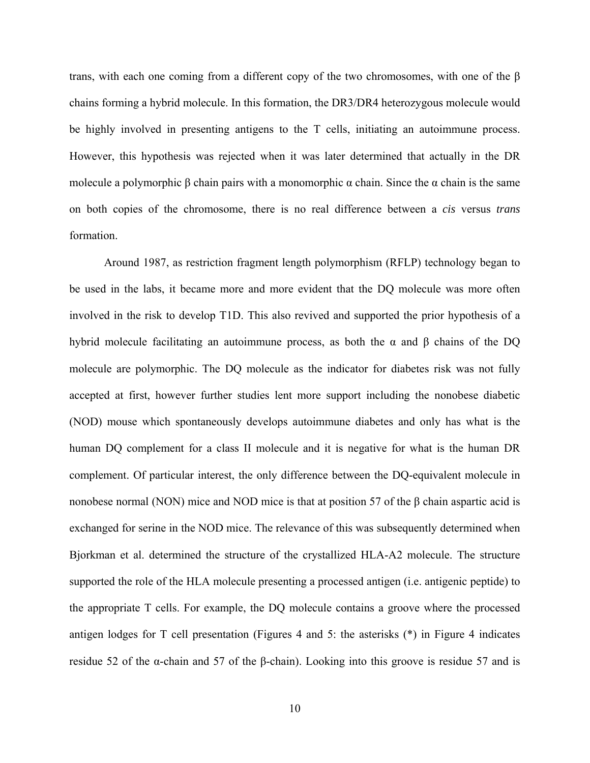trans, with each one coming from a different copy of the two chromosomes, with one of the β chains forming a hybrid molecule. In this formation, the DR3/DR4 heterozygous molecule would be highly involved in presenting antigens to the T cells, initiating an autoimmune process. However, this hypothesis was rejected when it was later determined that actually in the DR molecule a polymorphic β chain pairs with a monomorphic α chain. Since the α chain is the same on both copies of the chromosome, there is no real difference between a *cis* versus *trans* formation.

Around 1987, as restriction fragment length polymorphism (RFLP) technology began to be used in the labs, it became more and more evident that the DQ molecule was more often involved in the risk to develop T1D. This also revived and supported the prior hypothesis of a hybrid molecule facilitating an autoimmune process, as both the α and β chains of the DQ molecule are polymorphic. The DQ molecule as the indicator for diabetes risk was not fully accepted at first, however further studies lent more support including the nonobese diabetic (NOD) mouse which spontaneously develops autoimmune diabetes and only has what is the human DQ complement for a class II molecule and it is negative for what is the human DR complement. Of particular interest, the only difference between the DQ-equivalent molecule in nonobese normal (NON) mice and NOD mice is that at position 57 of the β chain aspartic acid is exchanged for serine in the NOD mice. The relevance of this was subsequently determined when Bjorkman et al. determined the structure of the crystallized HLA-A2 molecule. The structure supported the role of the HLA molecule presenting a processed antigen (i.e. antigenic peptide) to the appropriate T cells. For example, the DQ molecule contains a groove where the processed antigen lodges for T cell presentation (Figures 4 and 5: the asterisks (*) in Figure 4 indicates residue 52 of the α-chain and 57 of the β-chain). Looking into this groove is residue 57 and is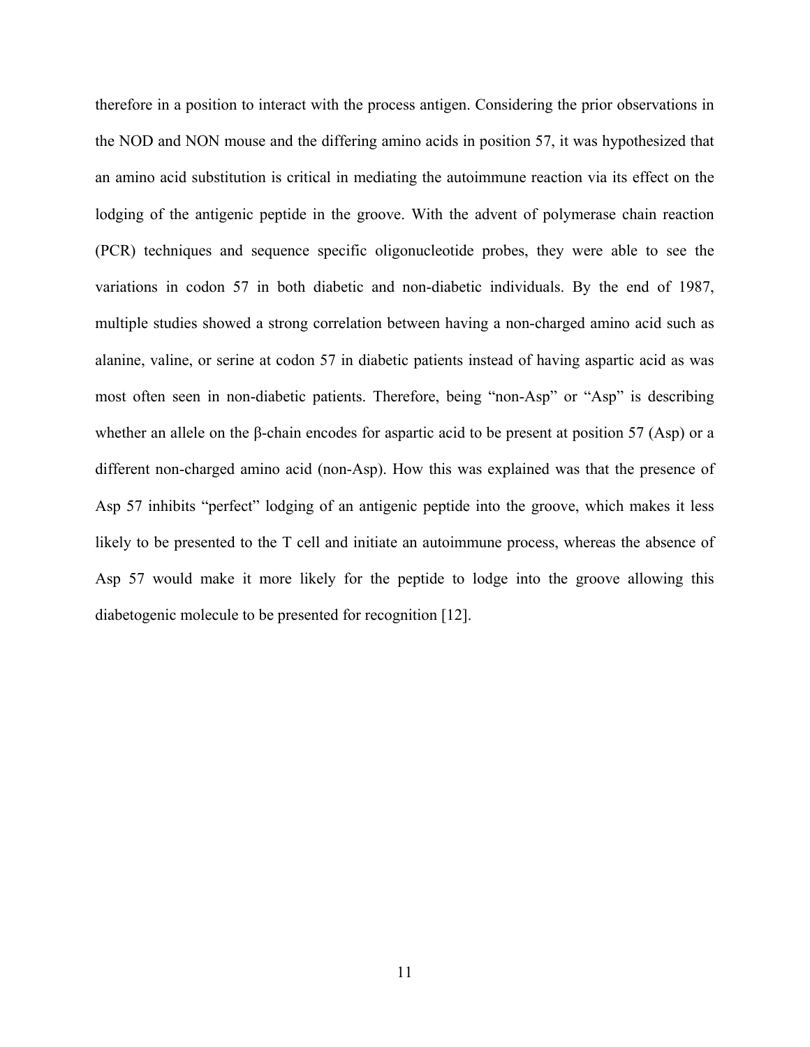therefore in a position to interact with the process antigen. Considering the prior observations in the NOD and NON mouse and the differing amino acids in position 57, it was hypothesized that an amino acid substitution is critical in mediating the autoimmune reaction via its effect on the lodging of the antigenic peptide in the groove. With the advent of polymerase chain reaction (PCR) techniques and sequence specific oligonucleotide probes, they were able to see the variations in codon 57 in both diabetic and non-diabetic individuals. By the end of 1987, multiple studies showed a strong correlation between having a non-charged amino acid such as alanine, valine, or serine at codon 57 in diabetic patients instead of having aspartic acid as was most often seen in non-diabetic patients. Therefore, being "non-Asp" or "Asp" is describing whether an allele on the β-chain encodes for aspartic acid to be present at position 57 (Asp) or a different non-charged amino acid (non-Asp). How this was explained was that the presence of Asp 57 inhibits "perfect" lodging of an antigenic peptide into the groove, which makes it less likely to be presented to the T cell and initiate an autoimmune process, whereas the absence of Asp 57 would make it more likely for the peptide to lodge into the groove allowing this diabetogenic molecule to be presented for recognition [12].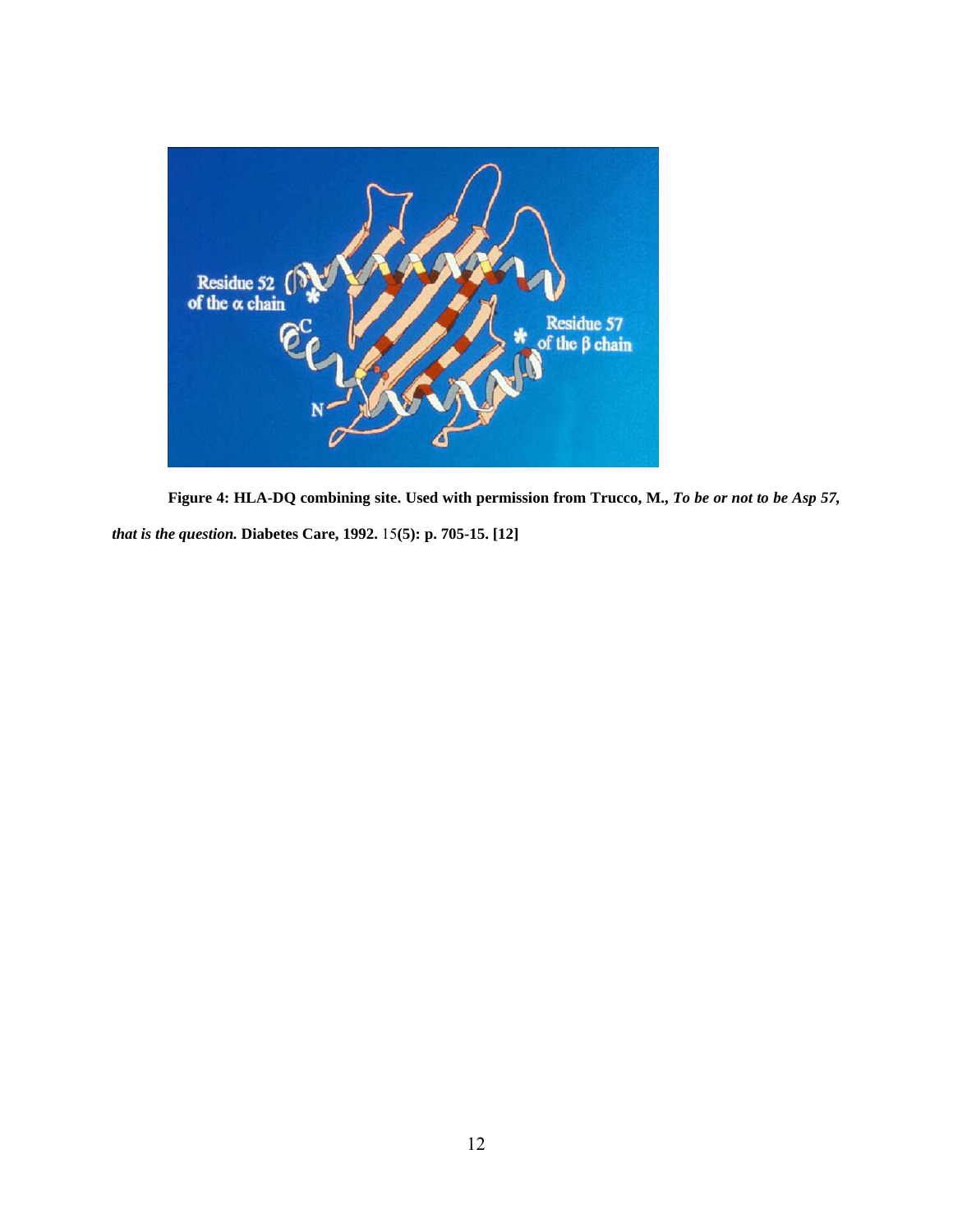**Figure 4: HLA-DQ combining site. Used with permission from Trucco, M.,** ***To be or not to be Asp 57, that is the question.*** **Diabetes Care, 1992.** 15**(5): p. 705-15. [12]**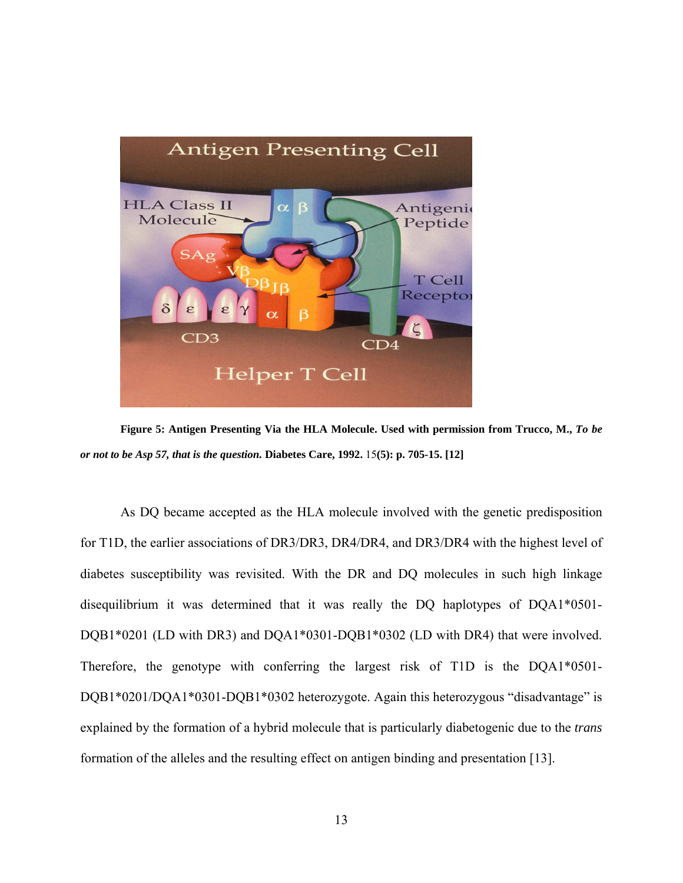**Figure 5: Antigen Presenting Via the HLA Molecule. Used with permission from Trucco, M., *To be or not to be Asp 57, that is the question.* Diabetes Care, 1992.** 15**(5): p. 705-15. [12]**

As DQ became accepted as the HLA molecule involved with the genetic predisposition for T1D, the earlier associations of DR3/DR3, DR4/DR4, and DR3/DR4 with the highest level of diabetes susceptibility was revisited. With the DR and DQ molecules in such high linkage disequilibrium it was determined that it was really the DQ haplotypes of DQA1*0501-DQB1*0201 (LD with DR3) and DQA1*0301-DQB1*0302 (LD with DR4) that were involved. Therefore, the genotype with conferring the largest risk of T1D is the DQA1*0501-DQB1*0201/DQA1*0301-DQB1*0302 heterozygote. Again this heterozygous "disadvantage" is explained by the formation of a hybrid molecule that is particularly diabetogenic due to the *trans* formation of the alleles and the resulting effect on antigen binding and presentation [13].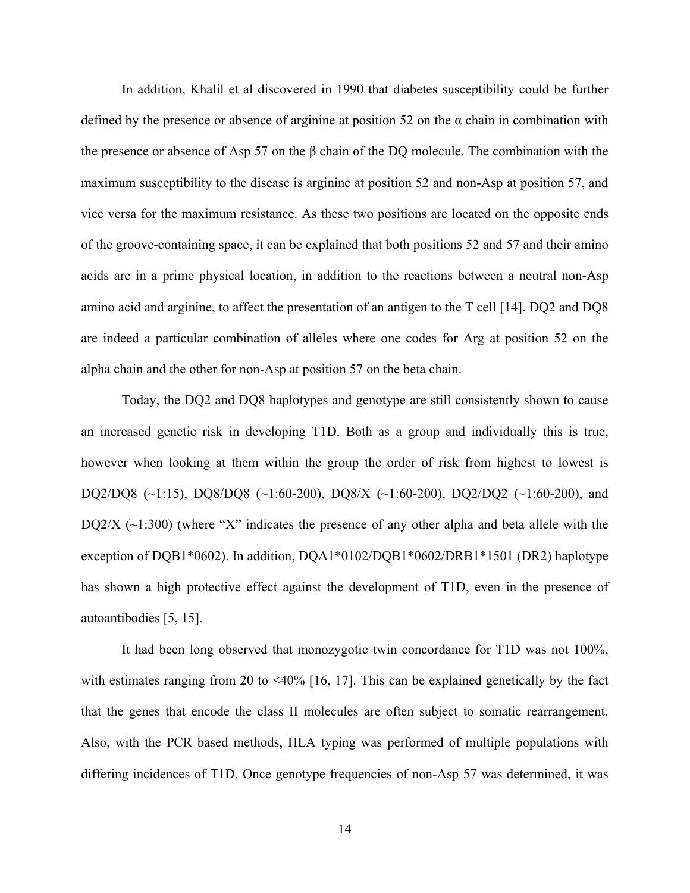In addition, Khalil et al discovered in 1990 that diabetes susceptibility could be further defined by the presence or absence of arginine at position 52 on the α chain in combination with the presence or absence of Asp 57 on the β chain of the DQ molecule. The combination with the maximum susceptibility to the disease is arginine at position 52 and non-Asp at position 57, and vice versa for the maximum resistance. As these two positions are located on the opposite ends of the groove-containing space, it can be explained that both positions 52 and 57 and their amino acids are in a prime physical location, in addition to the reactions between a neutral non-Asp amino acid and arginine, to affect the presentation of an antigen to the T cell [14]. DQ2 and DQ8 are indeed a particular combination of alleles where one codes for Arg at position 52 on the alpha chain and the other for non-Asp at position 57 on the beta chain.

Today, the DQ2 and DQ8 haplotypes and genotype are still consistently shown to cause an increased genetic risk in developing T1D. Both as a group and individually this is true, however when looking at them within the group the order of risk from highest to lowest is DQ2/DQ8 (~1:15), DQ8/DQ8 (~1:60-200), DQ8/X (~1:60-200), DQ2/DQ2 (~1:60-200), and DQ2/X (~1:300) (where "X" indicates the presence of any other alpha and beta allele with the exception of DQB1*0602). In addition, DQA1*0102/DQB1*0602/DRB1*1501 (DR2) haplotype has shown a high protective effect against the development of T1D, even in the presence of autoantibodies [5, 15].

It had been long observed that monozygotic twin concordance for T1D was not 100%, with estimates ranging from 20 to <40% [16, 17]. This can be explained genetically by the fact that the genes that encode the class II molecules are often subject to somatic rearrangement. Also, with the PCR based methods, HLA typing was performed of multiple populations with differing incidences of T1D. Once genotype frequencies of non-Asp 57 was determined, it was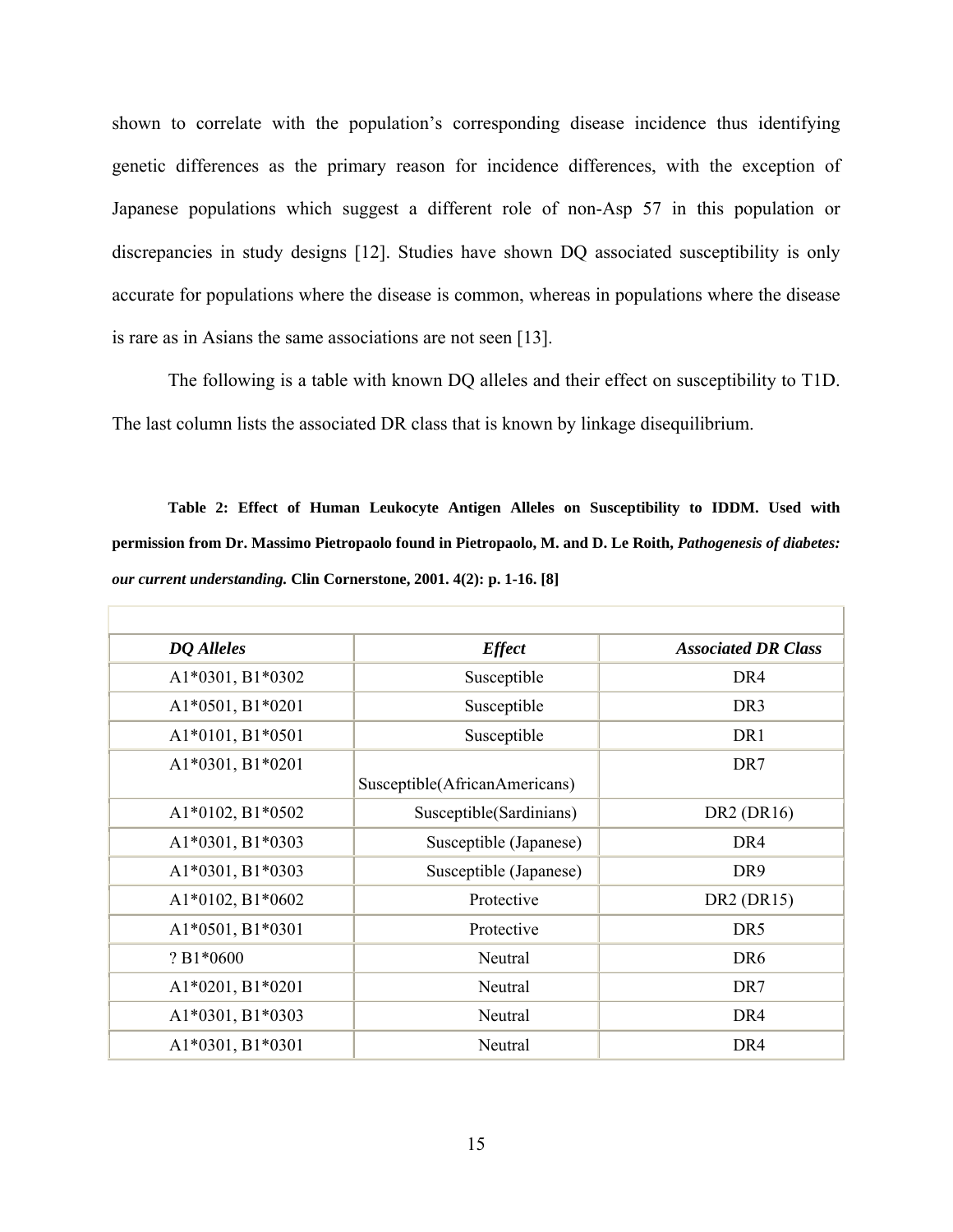shown to correlate with the population's corresponding disease incidence thus identifying genetic differences as the primary reason for incidence differences, with the exception of Japanese populations which suggest a different role of non-Asp 57 in this population or discrepancies in study designs [12]. Studies have shown DQ associated susceptibility is only accurate for populations where the disease is common, whereas in populations where the disease is rare as in Asians the same associations are not seen [13].

The following is a table with known DQ alleles and their effect on susceptibility to T1D. The last column lists the associated DR class that is known by linkage disequilibrium.

**Table 2: Effect of Human Leukocyte Antigen Alleles on Susceptibility to IDDM. Used with permission from Dr. Massimo Pietropaolo found in Pietropaolo, M. and D. Le Roith, *Pathogenesis of diabetes: our current understanding.* Clin Cornerstone, 2001. 4(2): p. 1-16. [8]**

| *DQ Alleles* | *Effect* | *Associated DR Class* |
|---|---|---|
| A1*0301, B1*0302 | Susceptible | DR4 |
| A1*0501, B1*0201 | Susceptible | DR3 |
| A1*0101, B1*0501 | Susceptible | DR1 |
| A1*0301, B1*0201 | Susceptible(AfricanAmericans) | DR7 |
| A1*0102, B1*0502 | Susceptible(Sardinians) | DR2 (DR16) |
| A1*0301, B1*0303 | Susceptible (Japanese) | DR4 |
| A1*0301, B1*0303 | Susceptible (Japanese) | DR9 |
| A1*0102, B1*0602 | Protective | DR2 (DR15) |
| A1*0501, B1*0301 | Protective | DR5 |
| ? B1*0600 | Neutral | DR6 |
| A1*0201, B1*0201 | Neutral | DR7 |
| A1*0301, B1*0303 | Neutral | DR4 |
| A1*0301, B1*0301 | Neutral | DR4 |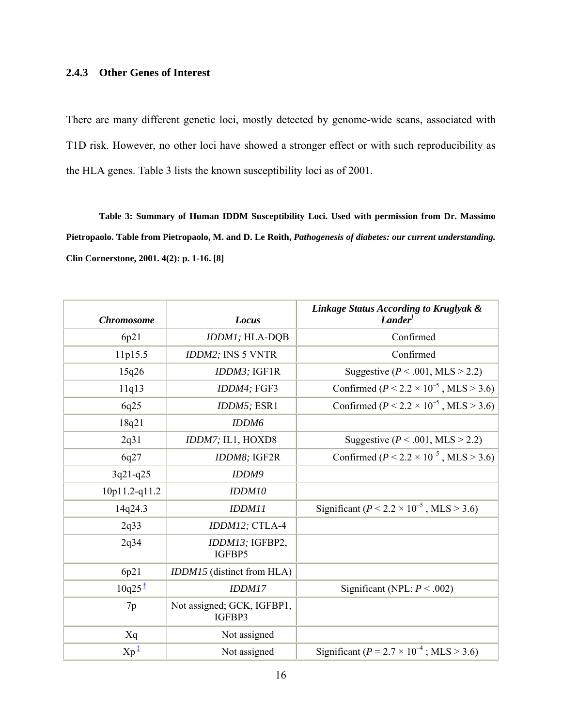### 2.4.3 Other Genes of Interest

There are many different genetic loci, mostly detected by genome-wide scans, associated with T1D risk. However, no other loci have showed a stronger effect or with such reproducibility as the HLA genes. Table 3 lists the known susceptibility loci as of 2001.

**Table 3: Summary of Human IDDM Susceptibility Loci. Used with permission from Dr. Massimo Pietropaolo. Table from Pietropaolo, M. and D. Le Roith, *Pathogenesis of diabetes: our current understanding.* Clin Cornerstone, 2001. 4(2): p. 1-16. [8]**

| *Chromosome* | *Locus* | *Linkage Status According to Kruglyak & Lander*[∫] |
|---|---|---|
| 6p21 | *IDDM1;* HLA-DQB | Confirmed |
| 11p15.5 | *IDDM2;* INS 5 VNTR | Confirmed |
| 15q26 | *IDDM3;* IGF1R | Suggestive ($P < .001$, MLS > 2.2) |
| 11q13 | *IDDM4;* FGF3 | Confirmed ($P < 2.2 \times 10^{-5}$ , MLS > 3.6) |
| 6q25 | *IDDM5;* ESR1 | Confirmed ($P < 2.2 \times 10^{-5}$ , MLS > 3.6) |
| 18q21 | *IDDM6* | |
| 2q31 | *IDDM7;* IL1, HOXD8 | Suggestive ($P < .001$, MLS > 2.2) |
| 6q27 | *IDDM8;* IGF2R | Confirmed ($P < 2.2 \times 10^{-5}$ , MLS > 3.6) |
| 3q21-q25 | *IDDM9* | |
| 10p11.2-q11.2 | *IDDM10* | |
| 14q24.3 | *IDDM11* | Significant ($P < 2.2 \times 10^{-5}$ , MLS > 3.6) |
| 2q33 | *IDDM12;* CTLA-4 | |
| 2q34 | *IDDM13;* IGFBP2, IGFBP5 | |
| 6p21 | *IDDM15* (distinct from HLA) | |
| 10q25[†] | *IDDM17* | Significant (NPL: $P < .002$) |
| 7p | Not assigned; GCK, IGFBP1, IGFBP3 | |
| Xq | Not assigned | |
| Xp[‡] | Not assigned | Significant ($P = 2.7 \times 10^{-4}$ ; MLS > 3.6) |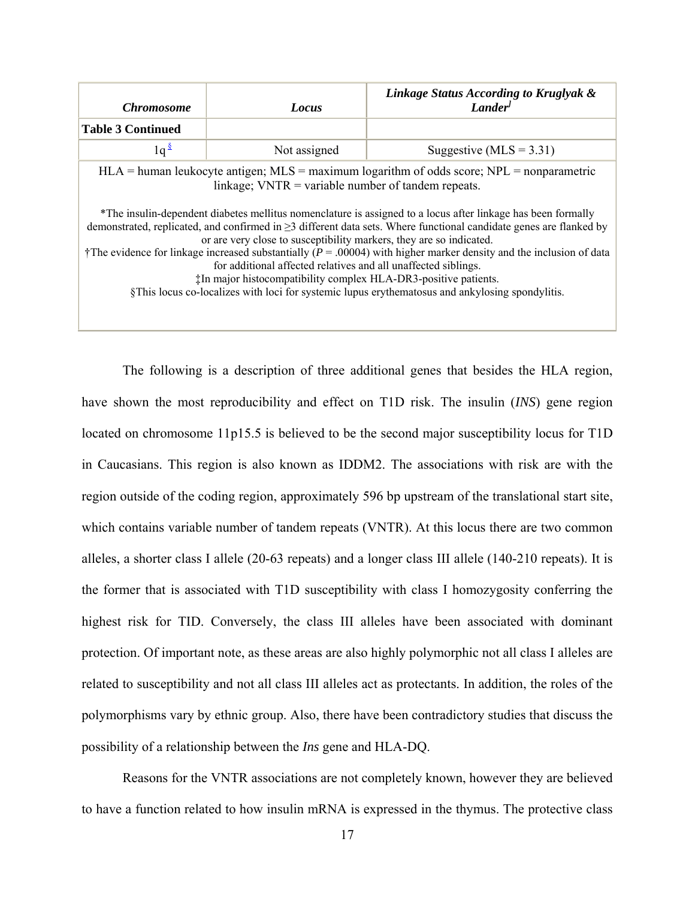| *Chromosome* | *Locus* | *Linkage Status According to Kruglyak & Lander*[‖] |
|---|---|---|
| **Table 3 Continued** | | |
| 1q[§] | Not assigned | Suggestive (MLS = 3.31) |

HLA = human leukocyte antigen; MLS = maximum logarithm of odds score; NPL = nonparametric linkage; VNTR = variable number of tandem repeats.

*The insulin-dependent diabetes mellitus nomenclature is assigned to a locus after linkage has been formally demonstrated, replicated, and confirmed in ≥3 different data sets. Where functional candidate genes are flanked by or are very close to susceptibility markers, they are so indicated.
†The evidence for linkage increased substantially ($P$ = .00004) with higher marker density and the inclusion of data for additional affected relatives and all unaffected siblings.
‡In major histocompatibility complex HLA-DR3-positive patients.
§This locus co-localizes with loci for systemic lupus erythematosus and ankylosing spondylitis.

The following is a description of three additional genes that besides the HLA region, have shown the most reproducibility and effect on T1D risk. The insulin (*INS*) gene region located on chromosome 11p15.5 is believed to be the second major susceptibility locus for T1D in Caucasians. This region is also known as IDDM2. The associations with risk are with the region outside of the coding region, approximately 596 bp upstream of the translational start site, which contains variable number of tandem repeats (VNTR). At this locus there are two common alleles, a shorter class I allele (20-63 repeats) and a longer class III allele (140-210 repeats). It is the former that is associated with T1D susceptibility with class I homozygosity conferring the highest risk for TID. Conversely, the class III alleles have been associated with dominant protection. Of important note, as these areas are also highly polymorphic not all class I alleles are related to susceptibility and not all class III alleles act as protectants. In addition, the roles of the polymorphisms vary by ethnic group. Also, there have been contradictory studies that discuss the possibility of a relationship between the *Ins* gene and HLA-DQ.

Reasons for the VNTR associations are not completely known, however they are believed to have a function related to how insulin mRNA is expressed in the thymus. The protective class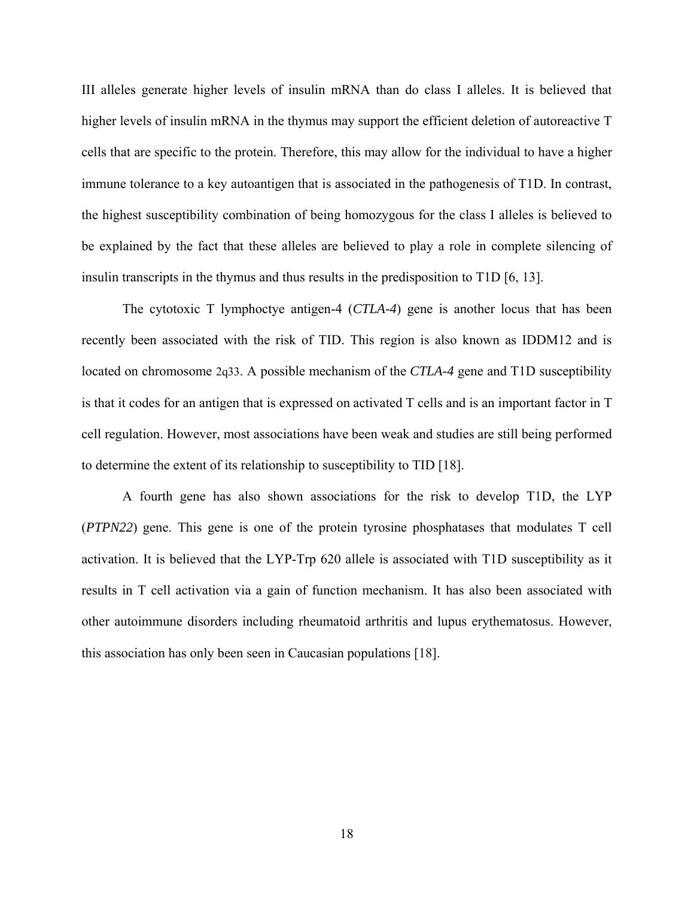III alleles generate higher levels of insulin mRNA than do class I alleles. It is believed that higher levels of insulin mRNA in the thymus may support the efficient deletion of autoreactive T cells that are specific to the protein. Therefore, this may allow for the individual to have a higher immune tolerance to a key autoantigen that is associated in the pathogenesis of T1D. In contrast, the highest susceptibility combination of being homozygous for the class I alleles is believed to be explained by the fact that these alleles are believed to play a role in complete silencing of insulin transcripts in the thymus and thus results in the predisposition to T1D [6, 13].

The cytotoxic T lymphoctye antigen-4 (*CTLA-4*) gene is another locus that has been recently been associated with the risk of TID. This region is also known as IDDM12 and is located on chromosome 2q33. A possible mechanism of the *CTLA-4* gene and T1D susceptibility is that it codes for an antigen that is expressed on activated T cells and is an important factor in T cell regulation. However, most associations have been weak and studies are still being performed to determine the extent of its relationship to susceptibility to TID [18].

A fourth gene has also shown associations for the risk to develop T1D, the LYP (*PTPN22*) gene. This gene is one of the protein tyrosine phosphatases that modulates T cell activation. It is believed that the LYP-Trp 620 allele is associated with T1D susceptibility as it results in T cell activation via a gain of function mechanism. It has also been associated with other autoimmune disorders including rheumatoid arthritis and lupus erythematosus. However, this association has only been seen in Caucasian populations [18].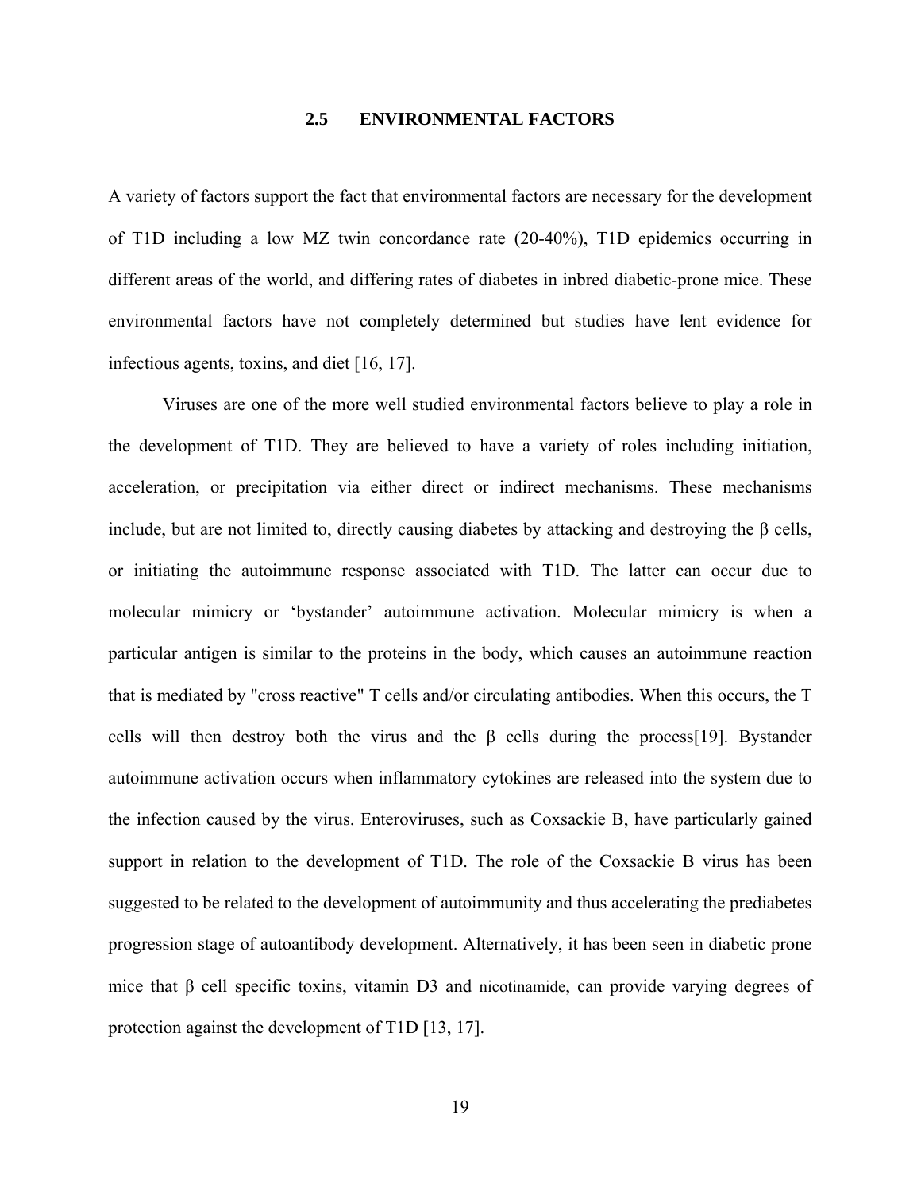## 2.5 ENVIRONMENTAL FACTORS

A variety of factors support the fact that environmental factors are necessary for the development of T1D including a low MZ twin concordance rate (20-40%), T1D epidemics occurring in different areas of the world, and differing rates of diabetes in inbred diabetic-prone mice. These environmental factors have not completely determined but studies have lent evidence for infectious agents, toxins, and diet [16, 17].

Viruses are one of the more well studied environmental factors believe to play a role in the development of T1D. They are believed to have a variety of roles including initiation, acceleration, or precipitation via either direct or indirect mechanisms. These mechanisms include, but are not limited to, directly causing diabetes by attacking and destroying the β cells, or initiating the autoimmune response associated with T1D. The latter can occur due to molecular mimicry or 'bystander' autoimmune activation. Molecular mimicry is when a particular antigen is similar to the proteins in the body, which causes an autoimmune reaction that is mediated by "cross reactive" T cells and/or circulating antibodies. When this occurs, the T cells will then destroy both the virus and the β cells during the process[19]. Bystander autoimmune activation occurs when inflammatory cytokines are released into the system due to the infection caused by the virus. Enteroviruses, such as Coxsackie B, have particularly gained support in relation to the development of T1D. The role of the Coxsackie B virus has been suggested to be related to the development of autoimmunity and thus accelerating the prediabetes progression stage of autoantibody development. Alternatively, it has been seen in diabetic prone mice that β cell specific toxins, vitamin D3 and nicotinamide, can provide varying degrees of protection against the development of T1D [13, 17].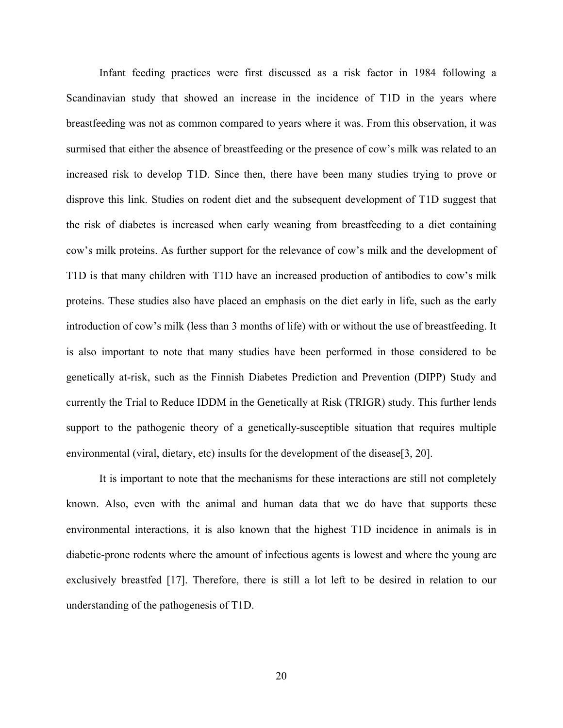Infant feeding practices were first discussed as a risk factor in 1984 following a Scandinavian study that showed an increase in the incidence of T1D in the years where breastfeeding was not as common compared to years where it was. From this observation, it was surmised that either the absence of breastfeeding or the presence of cow's milk was related to an increased risk to develop T1D. Since then, there have been many studies trying to prove or disprove this link. Studies on rodent diet and the subsequent development of T1D suggest that the risk of diabetes is increased when early weaning from breastfeeding to a diet containing cow's milk proteins. As further support for the relevance of cow's milk and the development of T1D is that many children with T1D have an increased production of antibodies to cow's milk proteins. These studies also have placed an emphasis on the diet early in life, such as the early introduction of cow's milk (less than 3 months of life) with or without the use of breastfeeding. It is also important to note that many studies have been performed in those considered to be genetically at-risk, such as the Finnish Diabetes Prediction and Prevention (DIPP) Study and currently the Trial to Reduce IDDM in the Genetically at Risk (TRIGR) study. This further lends support to the pathogenic theory of a genetically-susceptible situation that requires multiple environmental (viral, dietary, etc) insults for the development of the disease[3, 20].

It is important to note that the mechanisms for these interactions are still not completely known. Also, even with the animal and human data that we do have that supports these environmental interactions, it is also known that the highest T1D incidence in animals is in diabetic-prone rodents where the amount of infectious agents is lowest and where the young are exclusively breastfed [17]. Therefore, there is still a lot left to be desired in relation to our understanding of the pathogenesis of T1D.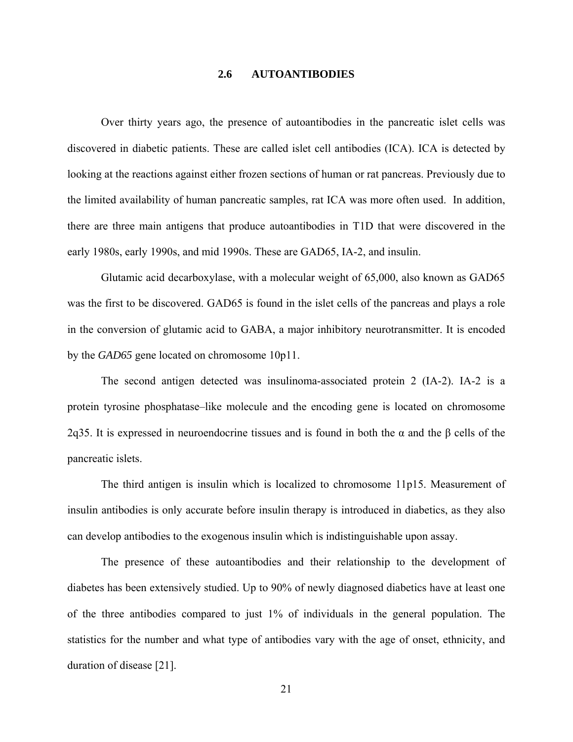## 2.6 AUTOANTIBODIES

Over thirty years ago, the presence of autoantibodies in the pancreatic islet cells was discovered in diabetic patients. These are called islet cell antibodies (ICA). ICA is detected by looking at the reactions against either frozen sections of human or rat pancreas. Previously due to the limited availability of human pancreatic samples, rat ICA was more often used. In addition, there are three main antigens that produce autoantibodies in T1D that were discovered in the early 1980s, early 1990s, and mid 1990s. These are GAD65, IA-2, and insulin.

Glutamic acid decarboxylase, with a molecular weight of 65,000, also known as GAD65 was the first to be discovered. GAD65 is found in the islet cells of the pancreas and plays a role in the conversion of glutamic acid to GABA, a major inhibitory neurotransmitter. It is encoded by the *GAD65* gene located on chromosome 10p11.

The second antigen detected was insulinoma-associated protein 2 (IA-2). IA-2 is a protein tyrosine phosphatase–like molecule and the encoding gene is located on chromosome 2q35. It is expressed in neuroendocrine tissues and is found in both the α and the β cells of the pancreatic islets.

The third antigen is insulin which is localized to chromosome 11p15. Measurement of insulin antibodies is only accurate before insulin therapy is introduced in diabetics, as they also can develop antibodies to the exogenous insulin which is indistinguishable upon assay.

The presence of these autoantibodies and their relationship to the development of diabetes has been extensively studied. Up to 90% of newly diagnosed diabetics have at least one of the three antibodies compared to just 1% of individuals in the general population. The statistics for the number and what type of antibodies vary with the age of onset, ethnicity, and duration of disease [21].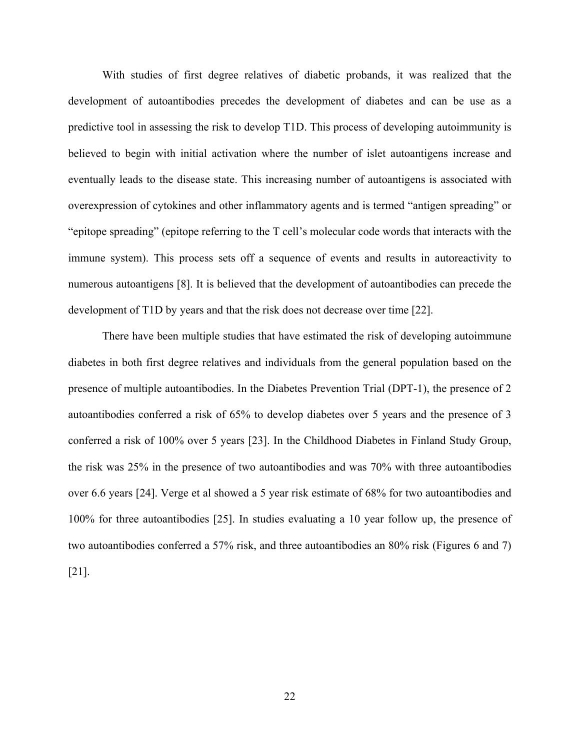With studies of first degree relatives of diabetic probands, it was realized that the development of autoantibodies precedes the development of diabetes and can be use as a predictive tool in assessing the risk to develop T1D. This process of developing autoimmunity is believed to begin with initial activation where the number of islet autoantigens increase and eventually leads to the disease state. This increasing number of autoantigens is associated with overexpression of cytokines and other inflammatory agents and is termed "antigen spreading" or "epitope spreading" (epitope referring to the T cell's molecular code words that interacts with the immune system). This process sets off a sequence of events and results in autoreactivity to numerous autoantigens [8]. It is believed that the development of autoantibodies can precede the development of T1D by years and that the risk does not decrease over time [22].

There have been multiple studies that have estimated the risk of developing autoimmune diabetes in both first degree relatives and individuals from the general population based on the presence of multiple autoantibodies. In the Diabetes Prevention Trial (DPT-1), the presence of 2 autoantibodies conferred a risk of 65% to develop diabetes over 5 years and the presence of 3 conferred a risk of 100% over 5 years [23]. In the Childhood Diabetes in Finland Study Group, the risk was 25% in the presence of two autoantibodies and was 70% with three autoantibodies over 6.6 years [24]. Verge et al showed a 5 year risk estimate of 68% for two autoantibodies and 100% for three autoantibodies [25]. In studies evaluating a 10 year follow up, the presence of two autoantibodies conferred a 57% risk, and three autoantibodies an 80% risk (Figures 6 and 7) [21].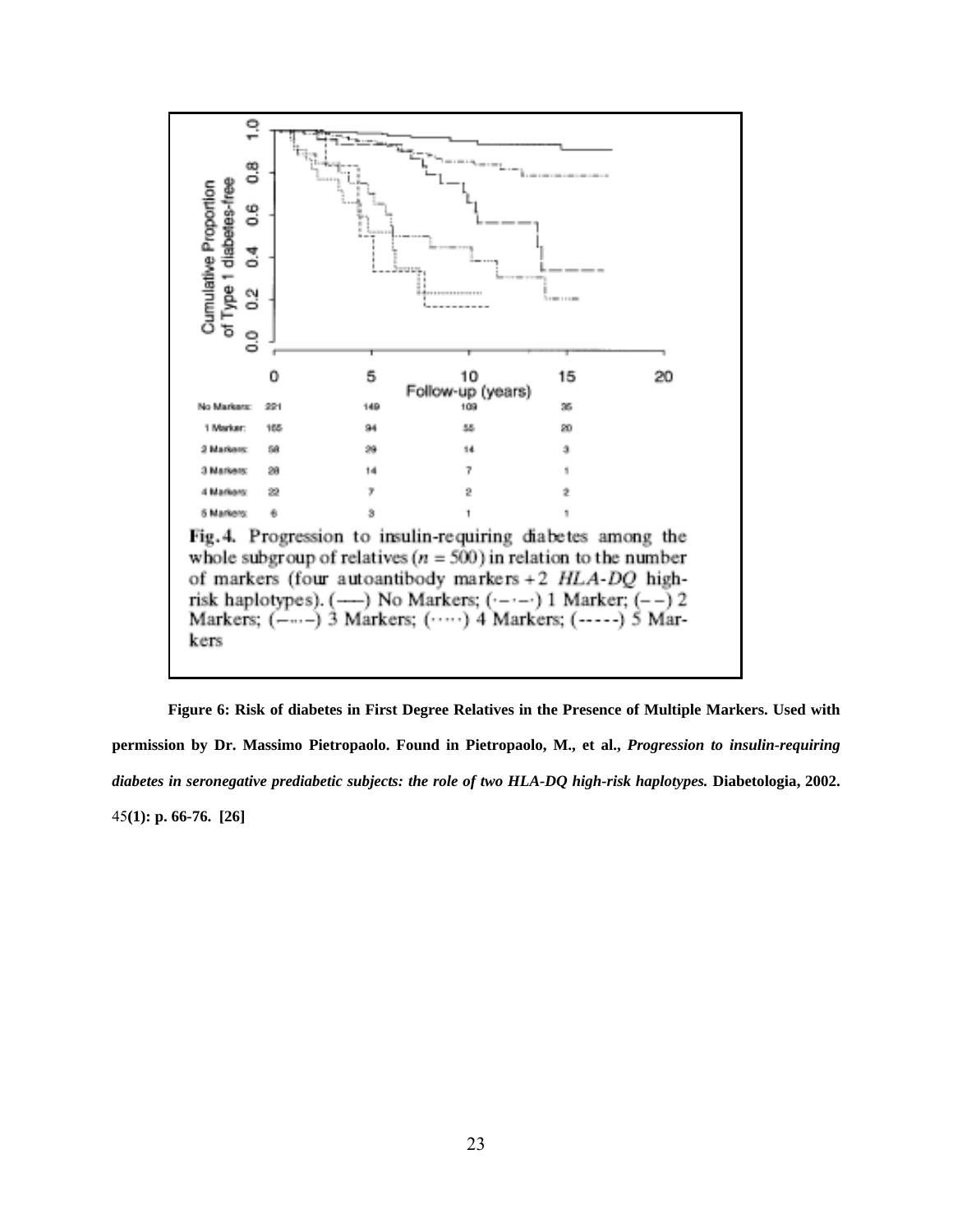| | 0 | 5 | 10 | 15 |
|---|---|---|---|---|
| No Markers: | 221 | 149 | 109 | 35 |
| 1 Marker: | 165 | 94 | 55 | 20 |
| 2 Markers: | 58 | 29 | 14 | 3 |
| 3 Markers: | 28 | 14 | 7 | 1 |
| 4 Markers: | 22 | 7 | 2 | 2 |
| 5 Markers: | 6 | 3 | 1 | 1 |

Fig. 4. Progression to insulin-requiring diabetes among the whole subgroup of relatives ($n = 500$) in relation to the number of markers (four autoantibody markers + 2 *HLA-DQ* high-risk haplotypes). (——) No Markers; (·–·–·) 1 Marker; (– –) 2 Markers; (–···–) 3 Markers; (·····) 4 Markers; (-----) 5 Markers

**Figure 6: Risk of diabetes in First Degree Relatives in the Presence of Multiple Markers. Used with permission by Dr. Massimo Pietropaolo. Found in Pietropaolo, M., et al., *Progression to insulin-requiring diabetes in seronegative prediabetic subjects: the role of two HLA-DQ high-risk haplotypes.* Diabetologia, 2002.** 45**(1): p. 66-76. [26]**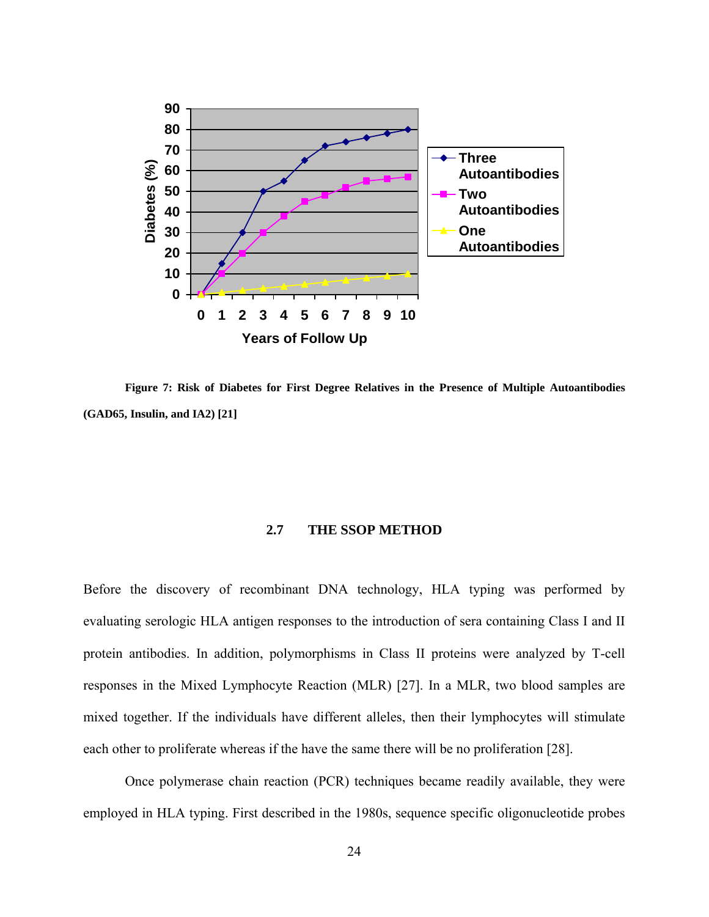Figure 7: Risk of Diabetes for First Degree Relatives in the Presence of Multiple Autoantibodies (GAD65, Insulin, and IA2) [21]

## 2.7 THE SSOP METHOD

Before the discovery of recombinant DNA technology, HLA typing was performed by evaluating serologic HLA antigen responses to the introduction of sera containing Class I and II protein antibodies. In addition, polymorphisms in Class II proteins were analyzed by T-cell responses in the Mixed Lymphocyte Reaction (MLR) [27]. In a MLR, two blood samples are mixed together. If the individuals have different alleles, then their lymphocytes will stimulate each other to proliferate whereas if the have the same there will be no proliferation [28].

Once polymerase chain reaction (PCR) techniques became readily available, they were employed in HLA typing. First described in the 1980s, sequence specific oligonucleotide probes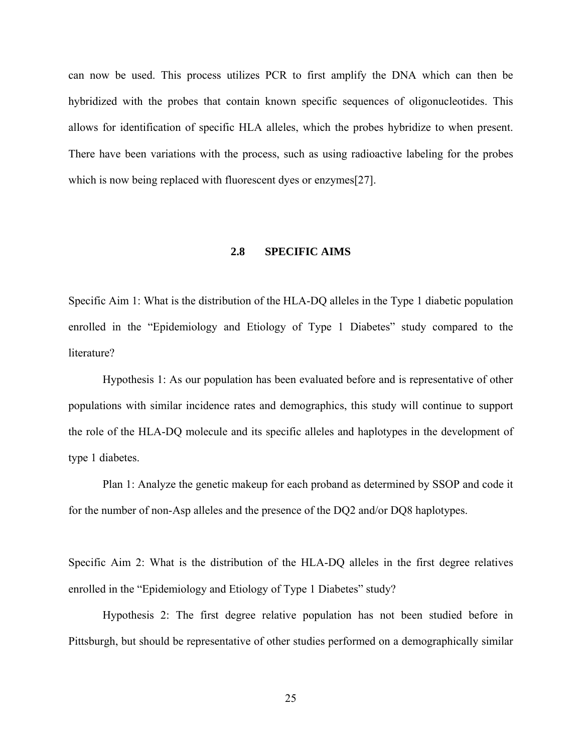can now be used. This process utilizes PCR to first amplify the DNA which can then be hybridized with the probes that contain known specific sequences of oligonucleotides. This allows for identification of specific HLA alleles, which the probes hybridize to when present. There have been variations with the process, such as using radioactive labeling for the probes which is now being replaced with fluorescent dyes or enzymes[27].

## 2.8 SPECIFIC AIMS

Specific Aim 1: What is the distribution of the HLA-DQ alleles in the Type 1 diabetic population enrolled in the "Epidemiology and Etiology of Type 1 Diabetes" study compared to the literature?

Hypothesis 1: As our population has been evaluated before and is representative of other populations with similar incidence rates and demographics, this study will continue to support the role of the HLA-DQ molecule and its specific alleles and haplotypes in the development of type 1 diabetes.

Plan 1: Analyze the genetic makeup for each proband as determined by SSOP and code it for the number of non-Asp alleles and the presence of the DQ2 and/or DQ8 haplotypes.

Specific Aim 2: What is the distribution of the HLA-DQ alleles in the first degree relatives enrolled in the "Epidemiology and Etiology of Type 1 Diabetes" study?

Hypothesis 2: The first degree relative population has not been studied before in Pittsburgh, but should be representative of other studies performed on a demographically similar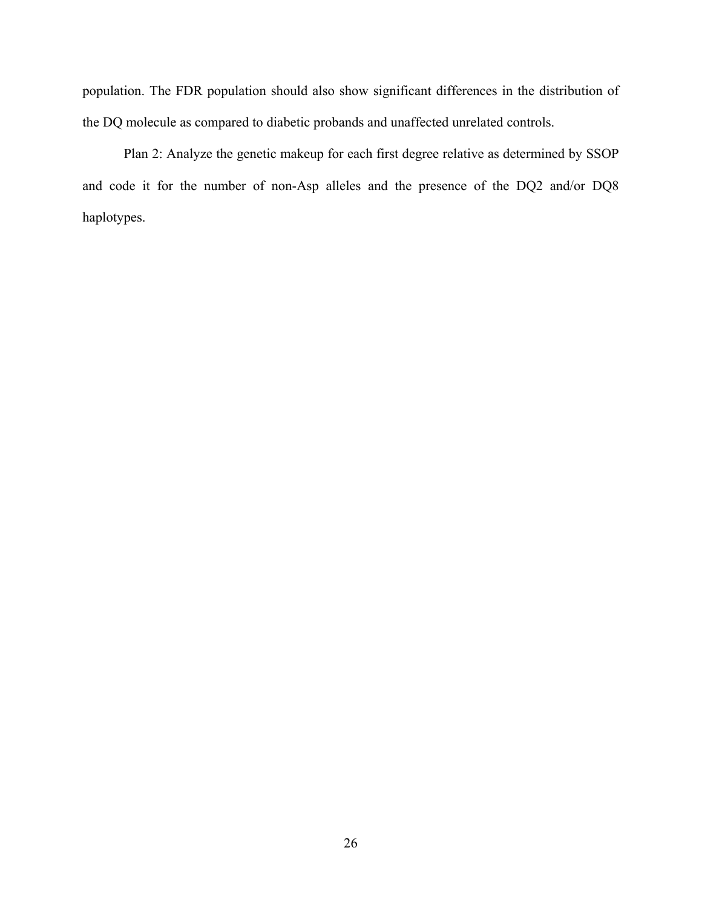population. The FDR population should also show significant differences in the distribution of the DQ molecule as compared to diabetic probands and unaffected unrelated controls.

Plan 2: Analyze the genetic makeup for each first degree relative as determined by SSOP and code it for the number of non-Asp alleles and the presence of the DQ2 and/or DQ8 haplotypes.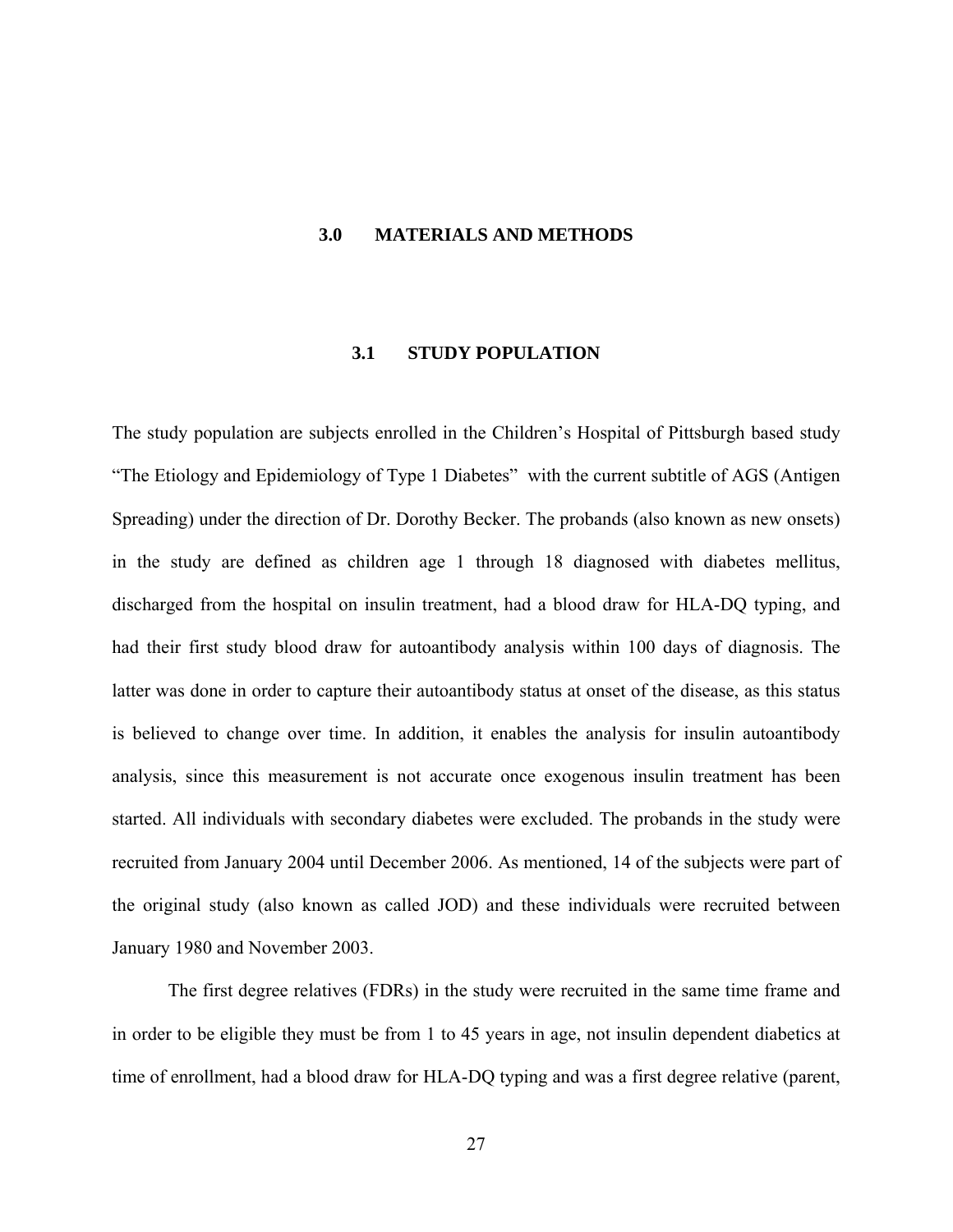# 3.0 MATERIALS AND METHODS

## 3.1 STUDY POPULATION

The study population are subjects enrolled in the Children's Hospital of Pittsburgh based study "The Etiology and Epidemiology of Type 1 Diabetes" with the current subtitle of AGS (Antigen Spreading) under the direction of Dr. Dorothy Becker. The probands (also known as new onsets) in the study are defined as children age 1 through 18 diagnosed with diabetes mellitus, discharged from the hospital on insulin treatment, had a blood draw for HLA-DQ typing, and had their first study blood draw for autoantibody analysis within 100 days of diagnosis. The latter was done in order to capture their autoantibody status at onset of the disease, as this status is believed to change over time. In addition, it enables the analysis for insulin autoantibody analysis, since this measurement is not accurate once exogenous insulin treatment has been started. All individuals with secondary diabetes were excluded. The probands in the study were recruited from January 2004 until December 2006. As mentioned, 14 of the subjects were part of the original study (also known as called JOD) and these individuals were recruited between January 1980 and November 2003.

The first degree relatives (FDRs) in the study were recruited in the same time frame and in order to be eligible they must be from 1 to 45 years in age, not insulin dependent diabetics at time of enrollment, had a blood draw for HLA-DQ typing and was a first degree relative (parent,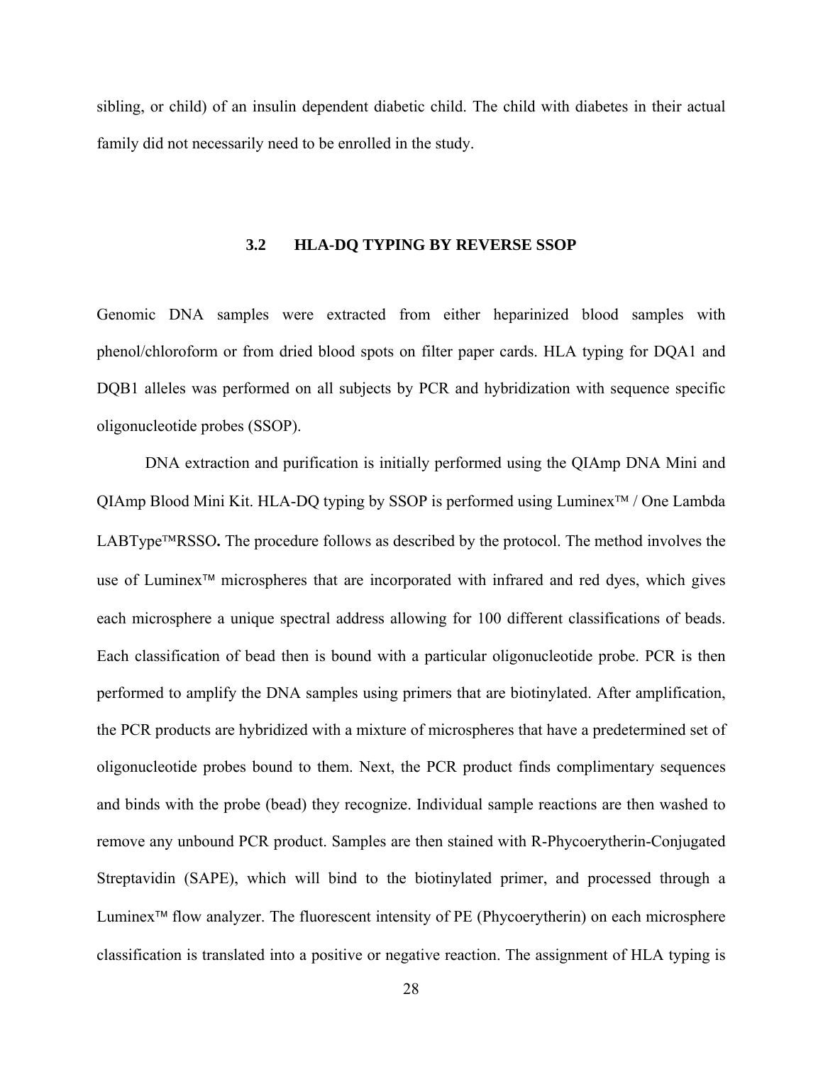sibling, or child) of an insulin dependent diabetic child. The child with diabetes in their actual family did not necessarily need to be enrolled in the study.

## 3.2 HLA-DQ TYPING BY REVERSE SSOP

Genomic DNA samples were extracted from either heparinized blood samples with phenol/chloroform or from dried blood spots on filter paper cards. HLA typing for DQA1 and DQB1 alleles was performed on all subjects by PCR and hybridization with sequence specific oligonucleotide probes (SSOP).

DNA extraction and purification is initially performed using the QIAmp DNA Mini and QIAmp Blood Mini Kit. HLA-DQ typing by SSOP is performed using Luminex™ / One Lambda LABType™RSSO**.** The procedure follows as described by the protocol. The method involves the use of Luminex™ microspheres that are incorporated with infrared and red dyes, which gives each microsphere a unique spectral address allowing for 100 different classifications of beads. Each classification of bead then is bound with a particular oligonucleotide probe. PCR is then performed to amplify the DNA samples using primers that are biotinylated. After amplification, the PCR products are hybridized with a mixture of microspheres that have a predetermined set of oligonucleotide probes bound to them. Next, the PCR product finds complimentary sequences and binds with the probe (bead) they recognize. Individual sample reactions are then washed to remove any unbound PCR product. Samples are then stained with R-Phycoerytherin-Conjugated Streptavidin (SAPE), which will bind to the biotinylated primer, and processed through a Luminex™ flow analyzer. The fluorescent intensity of PE (Phycoerytherin) on each microsphere classification is translated into a positive or negative reaction. The assignment of HLA typing is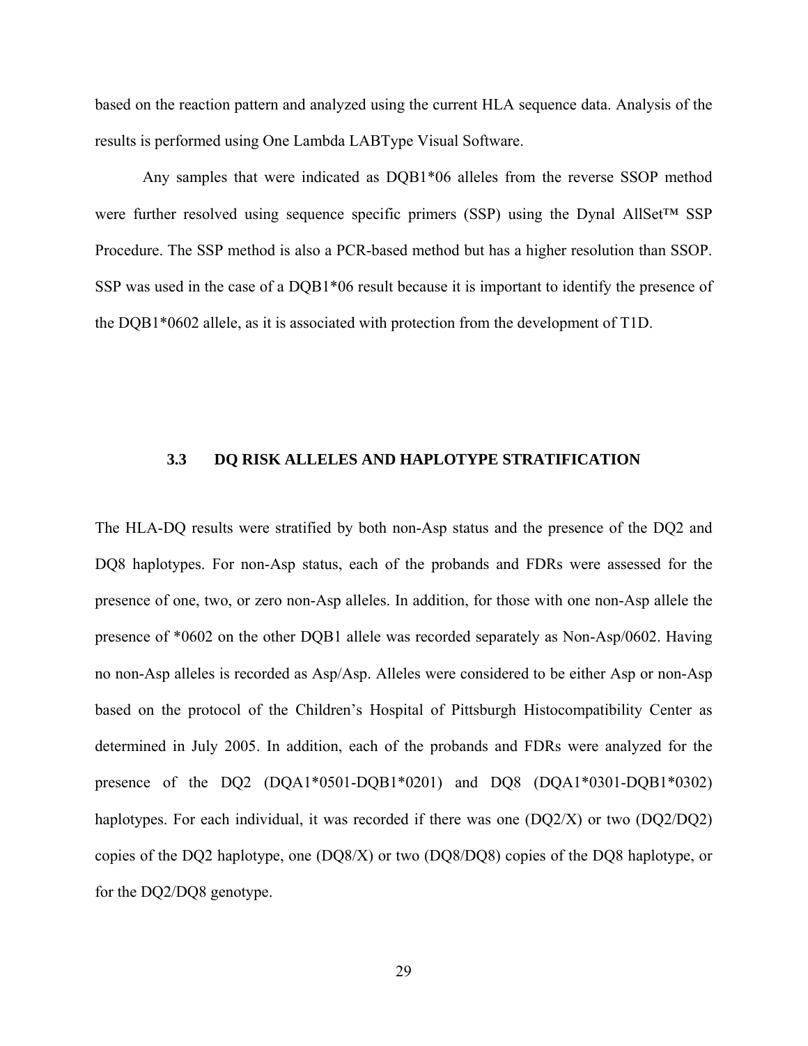based on the reaction pattern and analyzed using the current HLA sequence data. Analysis of the results is performed using One Lambda LABType Visual Software.

Any samples that were indicated as DQB1*06 alleles from the reverse SSOP method were further resolved using sequence specific primers (SSP) using the Dynal AllSet™ SSP Procedure. The SSP method is also a PCR-based method but has a higher resolution than SSOP. SSP was used in the case of a DQB1*06 result because it is important to identify the presence of the DQB1*0602 allele, as it is associated with protection from the development of T1D.

### 3.3 DQ RISK ALLELES AND HAPLOTYPE STRATIFICATION

The HLA-DQ results were stratified by both non-Asp status and the presence of the DQ2 and DQ8 haplotypes. For non-Asp status, each of the probands and FDRs were assessed for the presence of one, two, or zero non-Asp alleles. In addition, for those with one non-Asp allele the presence of *0602 on the other DQB1 allele was recorded separately as Non-Asp/0602. Having no non-Asp alleles is recorded as Asp/Asp. Alleles were considered to be either Asp or non-Asp based on the protocol of the Children's Hospital of Pittsburgh Histocompatibility Center as determined in July 2005. In addition, each of the probands and FDRs were analyzed for the presence of the DQ2 (DQA1*0501-DQB1*0201) and DQ8 (DQA1*0301-DQB1*0302) haplotypes. For each individual, it was recorded if there was one (DQ2/X) or two (DQ2/DQ2) copies of the DQ2 haplotype, one (DQ8/X) or two (DQ8/DQ8) copies of the DQ8 haplotype, or for the DQ2/DQ8 genotype.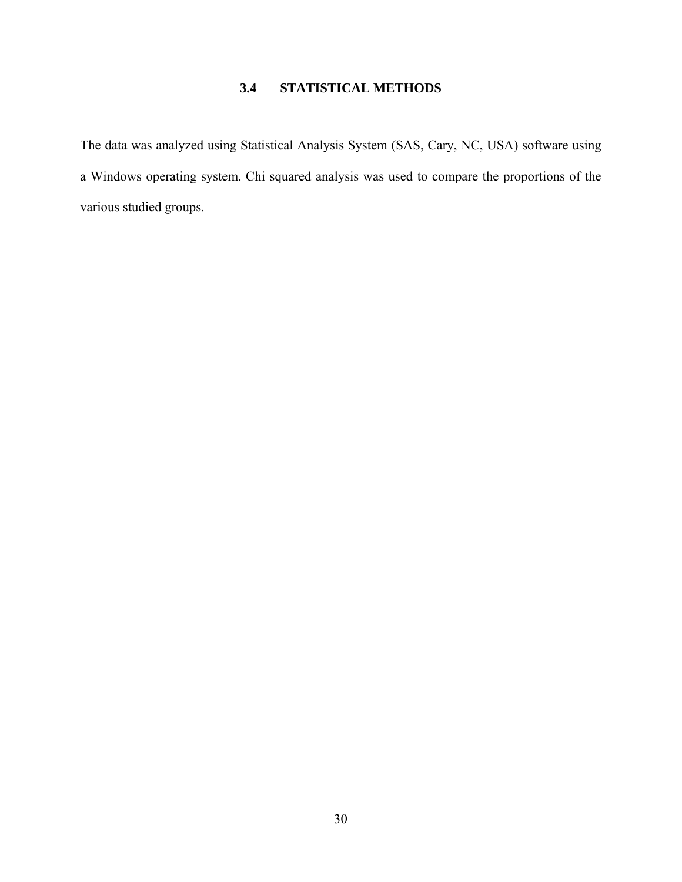### 3.4 STATISTICAL METHODS

The data was analyzed using Statistical Analysis System (SAS, Cary, NC, USA) software using a Windows operating system. Chi squared analysis was used to compare the proportions of the various studied groups.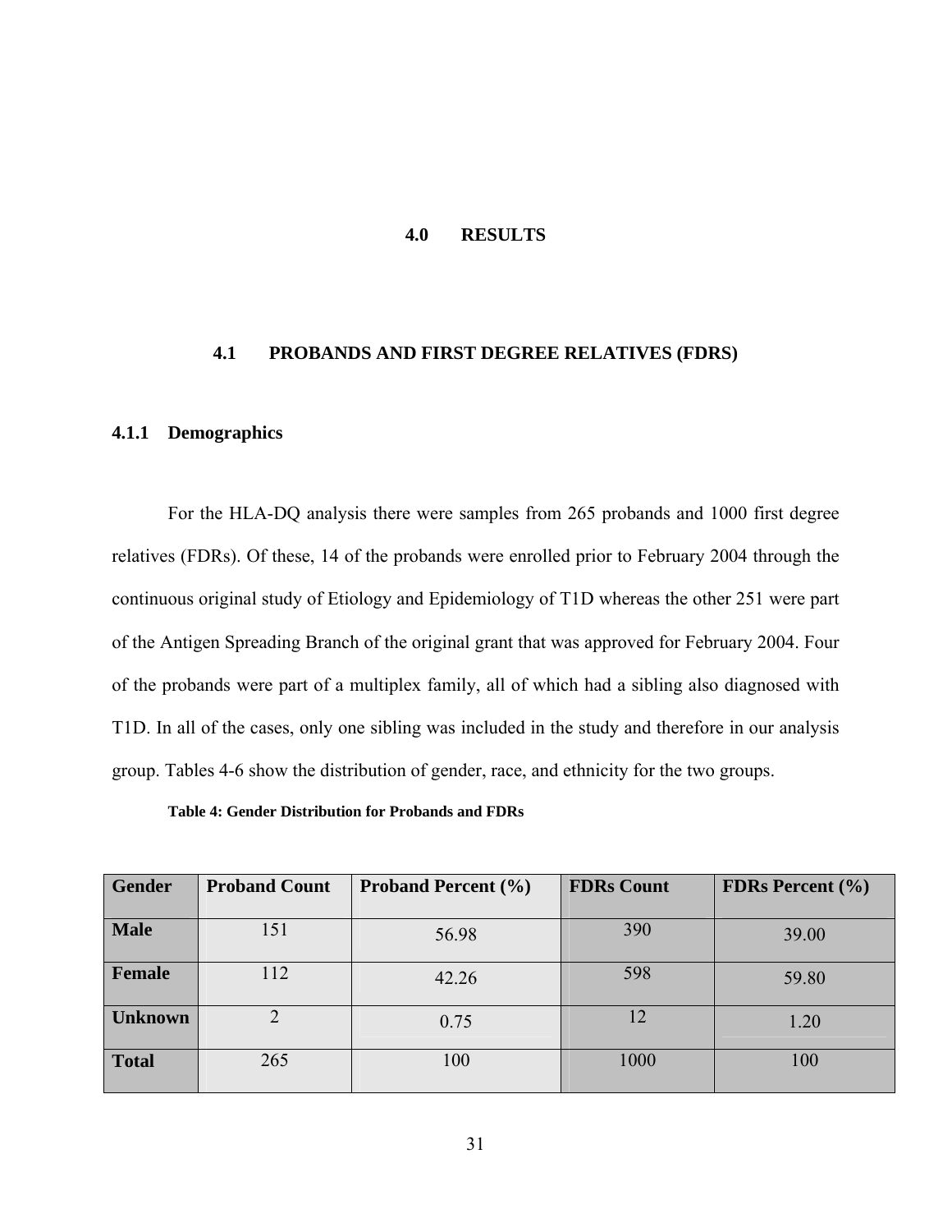# 4.0 RESULTS

## 4.1 PROBANDS AND FIRST DEGREE RELATIVES (FDRS)

### 4.1.1 Demographics

For the HLA-DQ analysis there were samples from 265 probands and 1000 first degree relatives (FDRs). Of these, 14 of the probands were enrolled prior to February 2004 through the continuous original study of Etiology and Epidemiology of T1D whereas the other 251 were part of the Antigen Spreading Branch of the original grant that was approved for February 2004. Four of the probands were part of a multiplex family, all of which had a sibling also diagnosed with T1D. In all of the cases, only one sibling was included in the study and therefore in our analysis group. Tables 4-6 show the distribution of gender, race, and ethnicity for the two groups.

**Table 4: Gender Distribution for Probands and FDRs**

| Gender | Proband Count | Proband Percent (%) | FDRs Count | FDRs Percent (%) |
|---|---|---|---|---|
| **Male** | 151 | 56.98 | 390 | 39.00 |
| **Female** | 112 | 42.26 | 598 | 59.80 |
| **Unknown** | 2 | 0.75 | 12 | 1.20 |
| **Total** | 265 | 100 | 1000 | 100 |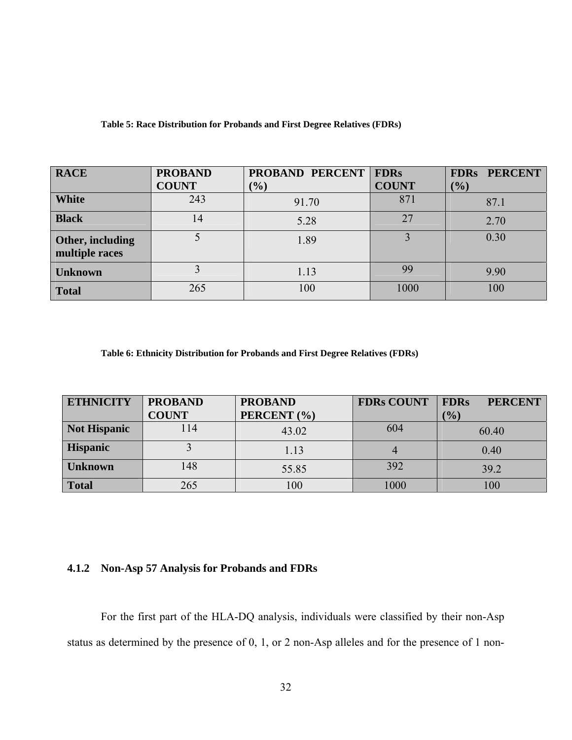**Table 5: Race Distribution for Probands and First Degree Relatives (FDRs)**

| RACE | PROBAND COUNT | PROBAND PERCENT (%) | FDRs COUNT | FDRs PERCENT (%) |
|---|---|---|---|---|
| **White** | 243 | 91.70 | 871 | 87.1 |
| **Black** | 14 | 5.28 | 27 | 2.70 |
| **Other, including multiple races** | 5 | 1.89 | 3 | 0.30 |
| **Unknown** | 3 | 1.13 | 99 | 9.90 |
| **Total** | 265 | 100 | 1000 | 100 |

**Table 6: Ethnicity Distribution for Probands and First Degree Relatives (FDRs)**

| ETHNICITY | PROBAND COUNT | PROBAND PERCENT (%) | FDRs COUNT | FDRs PERCENT (%) |
|---|---|---|---|---|
| **Not Hispanic** | 114 | 43.02 | 604 | 60.40 |
| **Hispanic** | 3 | 1.13 | 4 | 0.40 |
| **Unknown** | 148 | 55.85 | 392 | 39.2 |
| **Total** | 265 | 100 | 1000 | 100 |

### 4.1.2 Non-Asp 57 Analysis for Probands and FDRs

For the first part of the HLA-DQ analysis, individuals were classified by their non-Asp status as determined by the presence of 0, 1, or 2 non-Asp alleles and for the presence of 1 non-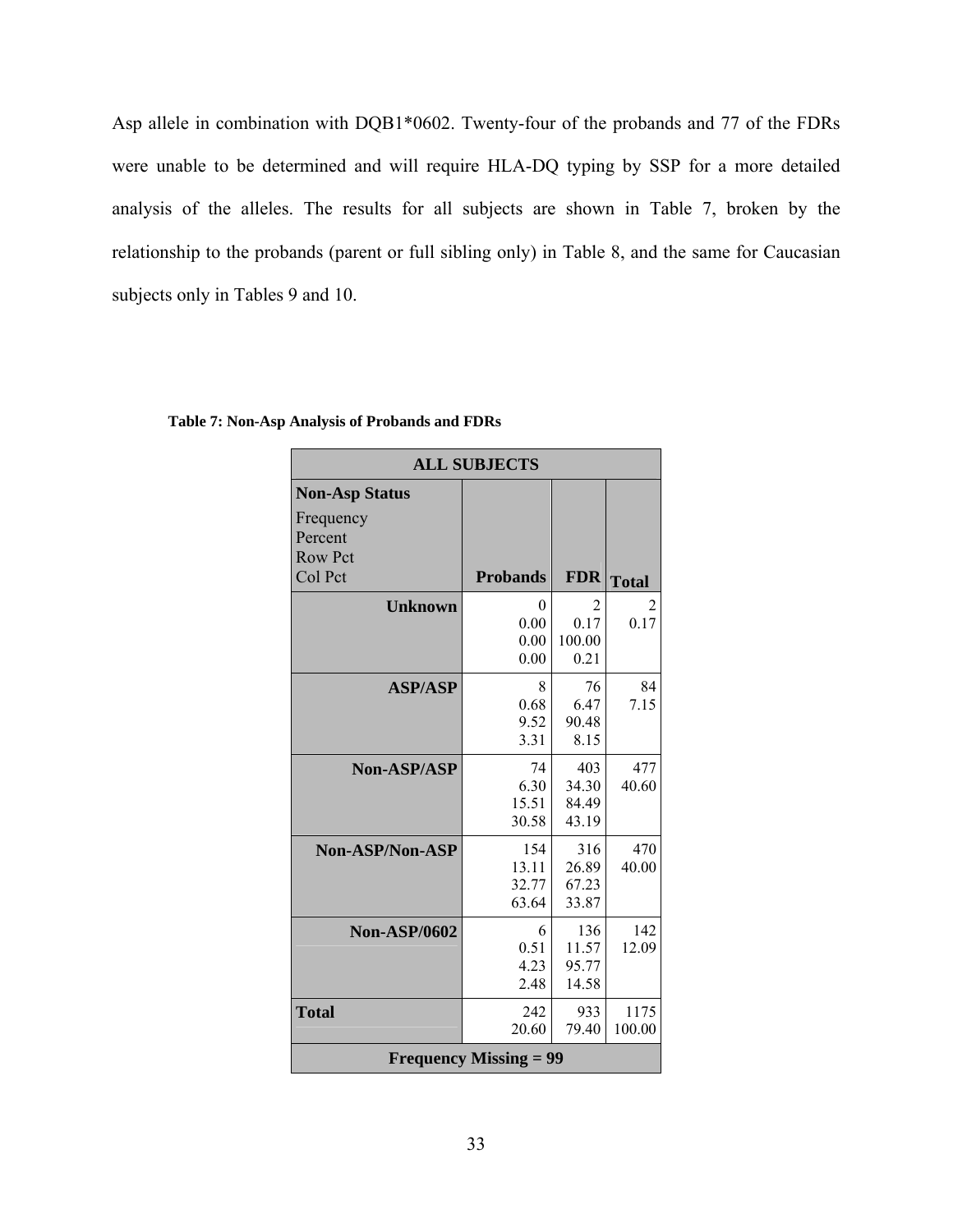Asp allele in combination with DQB1*0602. Twenty-four of the probands and 77 of the FDRs were unable to be determined and will require HLA-DQ typing by SSP for a more detailed analysis of the alleles. The results for all subjects are shown in Table 7, broken by the relationship to the probands (parent or full sibling only) in Table 8, and the same for Caucasian subjects only in Tables 9 and 10.

**Table 7: Non-Asp Analysis of Probands and FDRs**

| ALL SUBJECTS | | | |
|---|---|---|---|
| **Non-Asp Status**<br>Frequency<br>Percent<br>Row Pct<br>Col Pct | **Probands** | **FDR** | **Total** |
| **Unknown** | 0<br>0.00<br>0.00<br>0.00 | 2<br>0.17<br>100.00<br>0.21 | 2<br>0.17 |
| **ASP/ASP** | 8<br>0.68<br>9.52<br>3.31 | 76<br>6.47<br>90.48<br>8.15 | 84<br>7.15 |
| **Non-ASP/ASP** | 74<br>6.30<br>15.51<br>30.58 | 403<br>34.30<br>84.49<br>43.19 | 477<br>40.60 |
| **Non-ASP/Non-ASP** | 154<br>13.11<br>32.77<br>63.64 | 316<br>26.89<br>67.23<br>33.87 | 470<br>40.00 |
| **Non-ASP/0602** | 6<br>0.51<br>4.23<br>2.48 | 136<br>11.57<br>95.77<br>14.58 | 142<br>12.09 |
| **Total** | 242<br>20.60 | 933<br>79.40 | 1175<br>100.00 |
| **Frequency Missing = 99** | | | |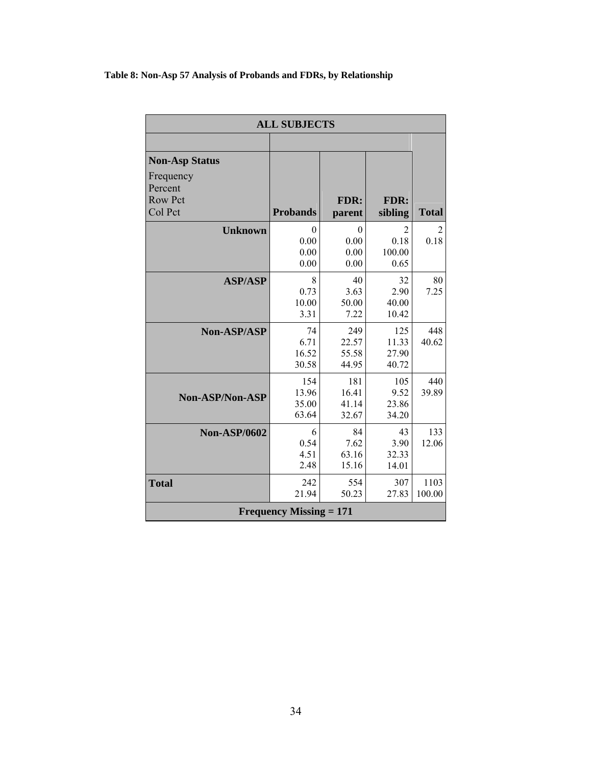**Table 8: Non-Asp 57 Analysis of Probands and FDRs, by Relationship**

| ALL SUBJECTS | | | | |
|---|---|---|---|---|
| **Non-Asp Status**<br>Frequency<br>Percent<br>Row Pct<br>Col Pct | **Probands** | **FDR: parent** | **FDR: sibling** | **Total** |
| **Unknown** | 0<br>0.00<br>0.00<br>0.00 | 0<br>0.00<br>0.00<br>0.00 | 2<br>0.18<br>100.00<br>0.65 | 2<br>0.18 |
| **ASP/ASP** | 8<br>0.73<br>10.00<br>3.31 | 40<br>3.63<br>50.00<br>7.22 | 32<br>2.90<br>40.00<br>10.42 | 80<br>7.25 |
| **Non-ASP/ASP** | 74<br>6.71<br>16.52<br>30.58 | 249<br>22.57<br>55.58<br>44.95 | 125<br>11.33<br>27.90<br>40.72 | 448<br>40.62 |
| **Non-ASP/Non-ASP** | 154<br>13.96<br>35.00<br>63.64 | 181<br>16.41<br>41.14<br>32.67 | 105<br>9.52<br>23.86<br>34.20 | 440<br>39.89 |
| **Non-ASP/0602** | 6<br>0.54<br>4.51<br>2.48 | 84<br>7.62<br>63.16<br>15.16 | 43<br>3.90<br>32.33<br>14.01 | 133<br>12.06 |
| **Total** | 242<br>21.94 | 554<br>50.23 | 307<br>27.83 | 1103<br>100.00 |
| **Frequency Missing = 171** | | | | |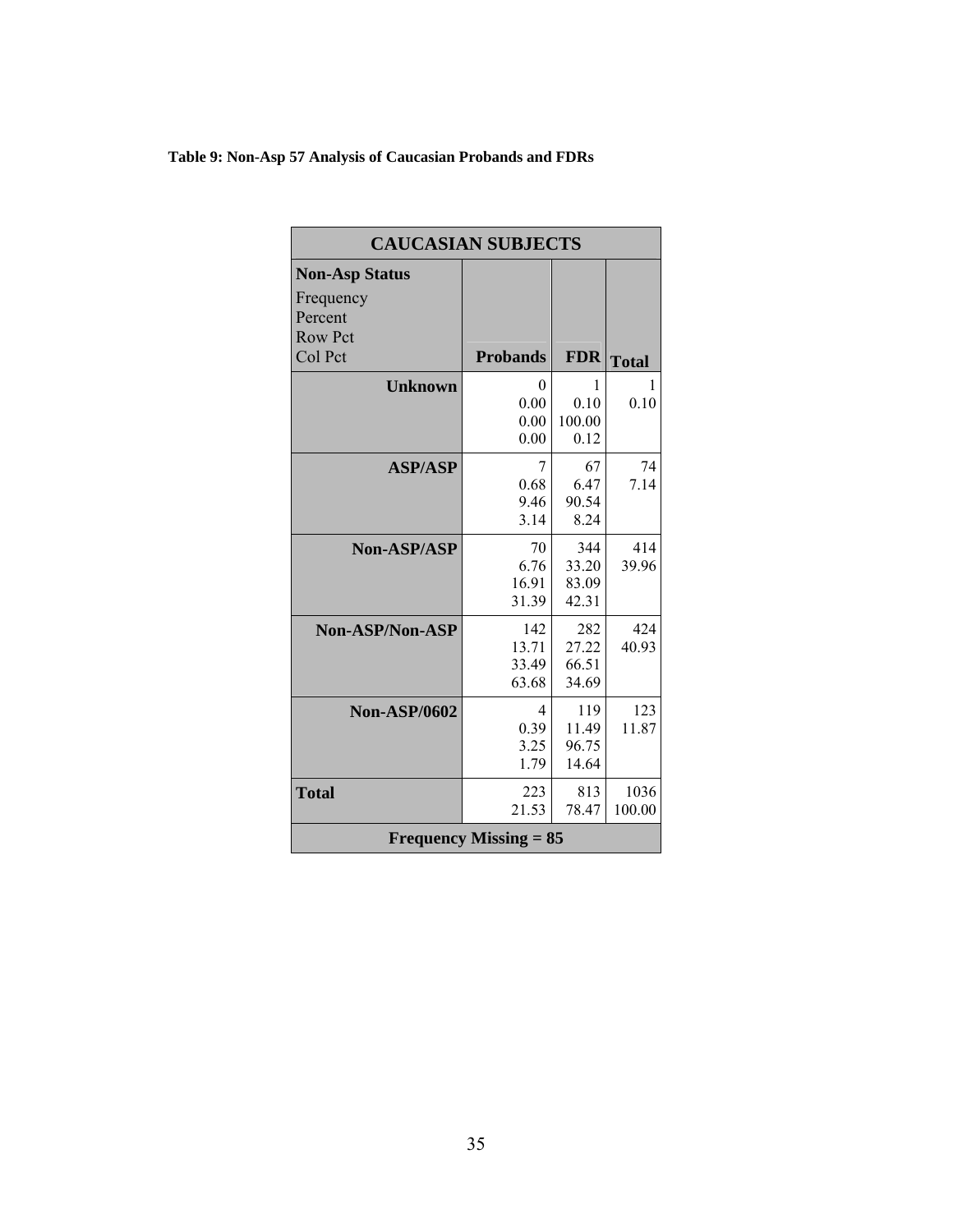**Table 9: Non-Asp 57 Analysis of Caucasian Probands and FDRs**

| CAUCASIAN SUBJECTS | | | |
|---|---|---|---|
| **Non-Asp Status**<br>Frequency<br>Percent<br>Row Pct<br>Col Pct | **Probands** | **FDR** | **Total** |
| **Unknown** | 0<br>0.00<br>0.00<br>0.00 | 1<br>0.10<br>100.00<br>0.12 | 1<br>0.10 |
| **ASP/ASP** | 7<br>0.68<br>9.46<br>3.14 | 67<br>6.47<br>90.54<br>8.24 | 74<br>7.14 |
| **Non-ASP/ASP** | 70<br>6.76<br>16.91<br>31.39 | 344<br>33.20<br>83.09<br>42.31 | 414<br>39.96 |
| **Non-ASP/Non-ASP** | 142<br>13.71<br>33.49<br>63.68 | 282<br>27.22<br>66.51<br>34.69 | 424<br>40.93 |
| **Non-ASP/0602** | 4<br>0.39<br>3.25<br>1.79 | 119<br>11.49<br>96.75<br>14.64 | 123<br>11.87 |
| **Total** | 223<br>21.53 | 813<br>78.47 | 1036<br>100.00 |
| **Frequency Missing = 85** | | | |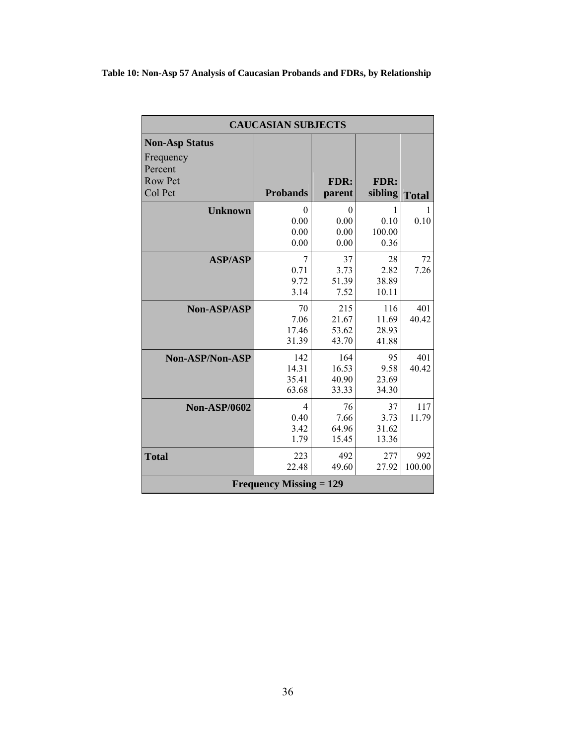**Table 10: Non-Asp 57 Analysis of Caucasian Probands and FDRs, by Relationship**

| CAUCASIAN SUBJECTS | | | | |
|---|---|---|---|---|
| **Non-Asp Status**<br>Frequency<br>Percent<br>Row Pct<br>Col Pct | **Probands** | **FDR: parent** | **FDR: sibling** | **Total** |
| **Unknown** | 0<br>0.00<br>0.00<br>0.00 | 0<br>0.00<br>0.00<br>0.00 | 1<br>0.10<br>100.00<br>0.36 | 1<br>0.10 |
| **ASP/ASP** | 7<br>0.71<br>9.72<br>3.14 | 37<br>3.73<br>51.39<br>7.52 | 28<br>2.82<br>38.89<br>10.11 | 72<br>7.26 |
| **Non-ASP/ASP** | 70<br>7.06<br>17.46<br>31.39 | 215<br>21.67<br>53.62<br>43.70 | 116<br>11.69<br>28.93<br>41.88 | 401<br>40.42 |
| **Non-ASP/Non-ASP** | 142<br>14.31<br>35.41<br>63.68 | 164<br>16.53<br>40.90<br>33.33 | 95<br>9.58<br>23.69<br>34.30 | 401<br>40.42 |
| **Non-ASP/0602** | 4<br>0.40<br>3.42<br>1.79 | 76<br>7.66<br>64.96<br>15.45 | 37<br>3.73<br>31.62<br>13.36 | 117<br>11.79 |
| **Total** | 223<br>22.48 | 492<br>49.60 | 277<br>27.92 | 992<br>100.00 |
| **Frequency Missing = 129** | | | | |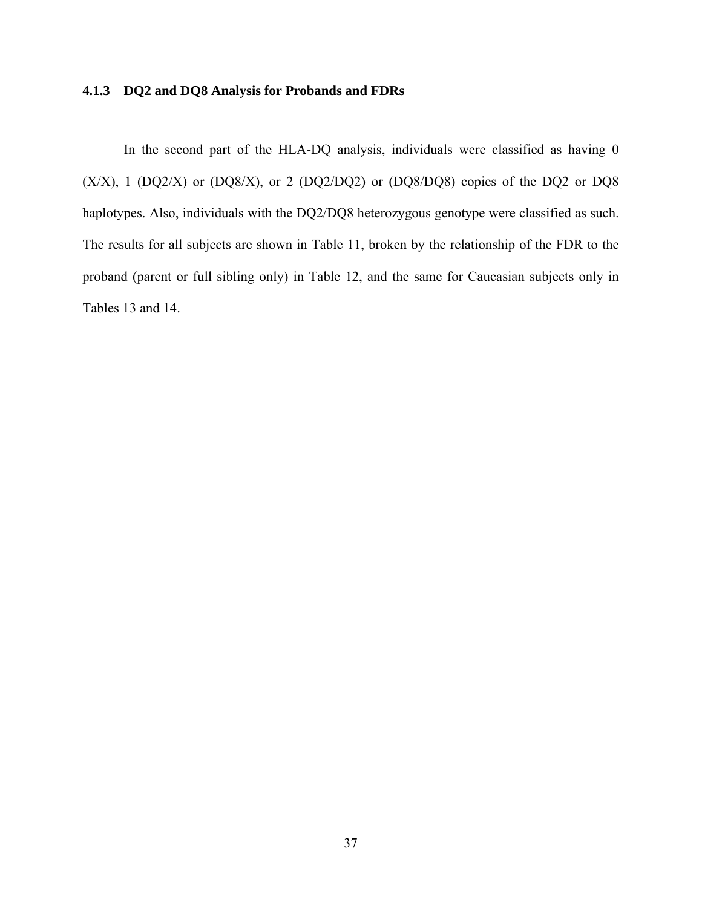### 4.1.3 DQ2 and DQ8 Analysis for Probands and FDRs

In the second part of the HLA-DQ analysis, individuals were classified as having 0 (X/X), 1 (DQ2/X) or (DQ8/X), or 2 (DQ2/DQ2) or (DQ8/DQ8) copies of the DQ2 or DQ8 haplotypes. Also, individuals with the DQ2/DQ8 heterozygous genotype were classified as such. The results for all subjects are shown in Table 11, broken by the relationship of the FDR to the proband (parent or full sibling only) in Table 12, and the same for Caucasian subjects only in Tables 13 and 14.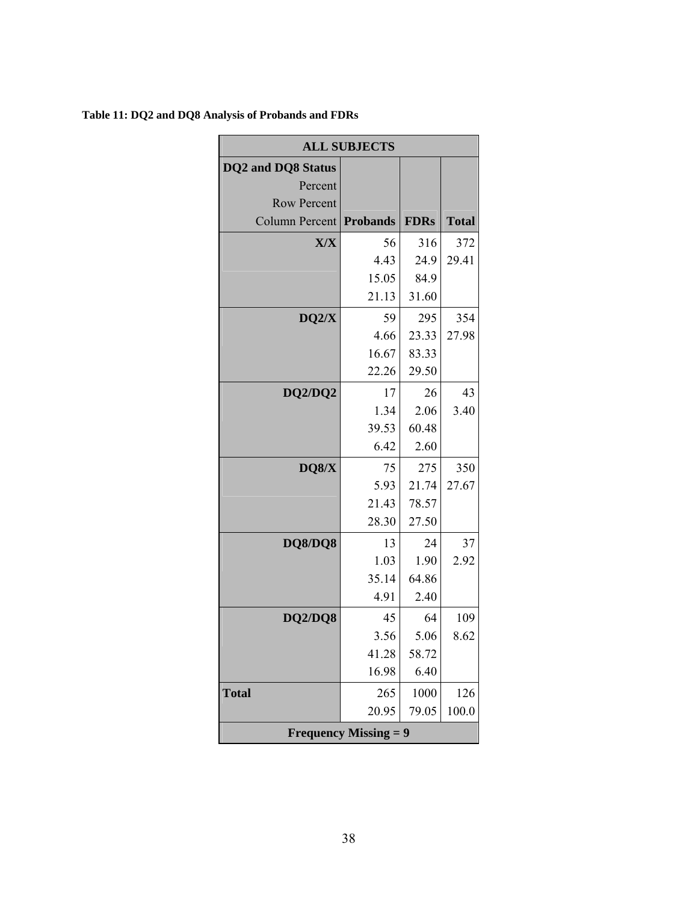**Table 11: DQ2 and DQ8 Analysis of Probands and FDRs**

| ALL SUBJECTS | | | |
|---|---|---|---|
| DQ2 and DQ8 Status<br>Percent<br>Row Percent<br>Column Percent | Probands | FDRs | Total |
| **X/X** | 56<br>4.43<br>15.05<br>21.13 | 316<br>24.9<br>84.9<br>31.60 | 372<br>29.41 |
| **DQ2/X** | 59<br>4.66<br>16.67<br>22.26 | 295<br>23.33<br>83.33<br>29.50 | 354<br>27.98 |
| **DQ2/DQ2** | 17<br>1.34<br>39.53<br>6.42 | 26<br>2.06<br>60.48<br>2.60 | 43<br>3.40 |
| **DQ8/X** | 75<br>5.93<br>21.43<br>28.30 | 275<br>21.74<br>78.57<br>27.50 | 350<br>27.67 |
| **DQ8/DQ8** | 13<br>1.03<br>35.14<br>4.91 | 24<br>1.90<br>64.86<br>2.40 | 37<br>2.92 |
| **DQ2/DQ8** | 45<br>3.56<br>41.28<br>16.98 | 64<br>5.06<br>58.72<br>6.40 | 109<br>8.62 |
| **Total** | 265<br>20.95 | 1000<br>79.05 | 126<br>100.0 |
| **Frequency Missing = 9** | | | |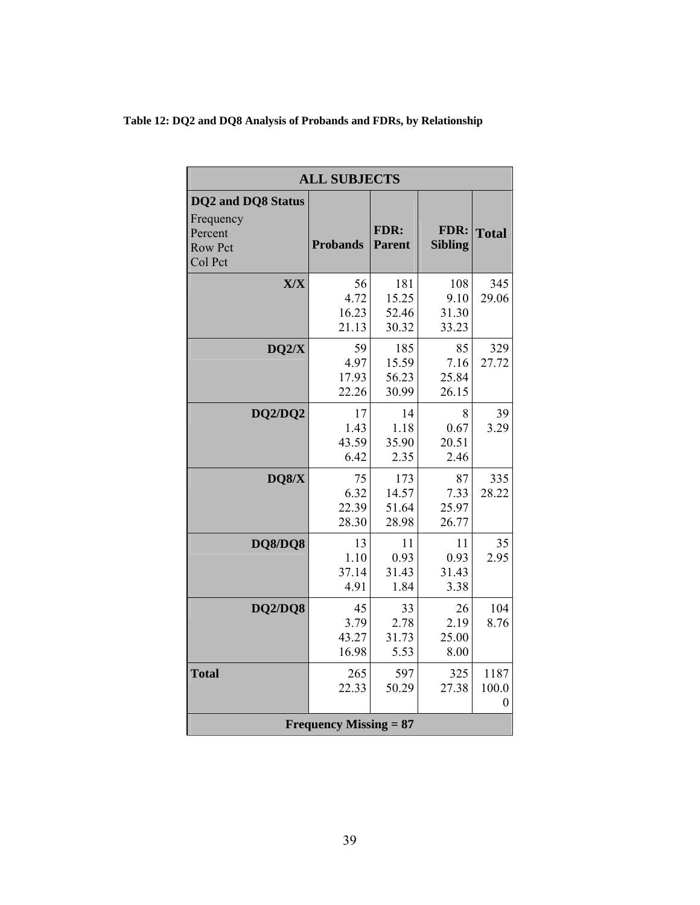**Table 12: DQ2 and DQ8 Analysis of Probands and FDRs, by Relationship**

| ALL SUBJECTS | | | | |
|---|---|---|---|---|
| **DQ2 and DQ8 Status**<br>Frequency<br>Percent<br>Row Pct<br>Col Pct | **Probands** | **FDR: Parent** | **FDR: Sibling** | **Total** |
| **X/X** | 56<br>4.72<br>16.23<br>21.13 | 181<br>15.25<br>52.46<br>30.32 | 108<br>9.10<br>31.30<br>33.23 | 345<br>29.06 |
| **DQ2/X** | 59<br>4.97<br>17.93<br>22.26 | 185<br>15.59<br>56.23<br>30.99 | 85<br>7.16<br>25.84<br>26.15 | 329<br>27.72 |
| **DQ2/DQ2** | 17<br>1.43<br>43.59<br>6.42 | 14<br>1.18<br>35.90<br>2.35 | 8<br>0.67<br>20.51<br>2.46 | 39<br>3.29 |
| **DQ8/X** | 75<br>6.32<br>22.39<br>28.30 | 173<br>14.57<br>51.64<br>28.98 | 87<br>7.33<br>25.97<br>26.77 | 335<br>28.22 |
| **DQ8/DQ8** | 13<br>1.10<br>37.14<br>4.91 | 11<br>0.93<br>31.43<br>1.84 | 11<br>0.93<br>31.43<br>3.38 | 35<br>2.95 |
| **DQ2/DQ8** | 45<br>3.79<br>43.27<br>16.98 | 33<br>2.78<br>31.73<br>5.53 | 26<br>2.19<br>25.00<br>8.00 | 104<br>8.76 |
| **Total** | 265<br>22.33 | 597<br>50.29 | 325<br>27.38 | 1187<br>100.00 |
| **Frequency Missing = 87** | | | | |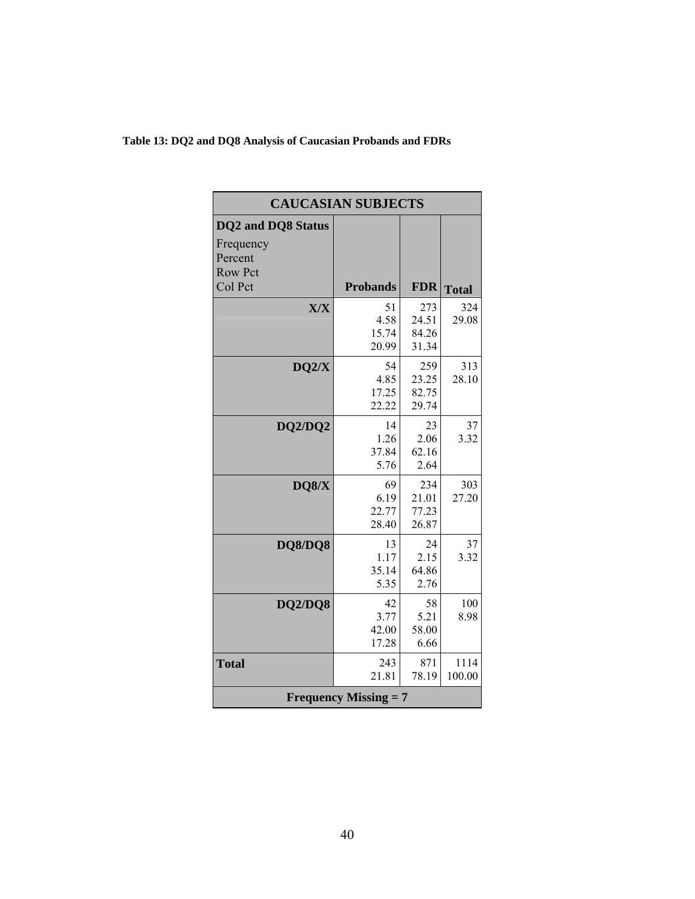**Table 13: DQ2 and DQ8 Analysis of Caucasian Probands and FDRs**

| CAUCASIAN SUBJECTS | | | |
|---|---|---|---|
| **DQ2 and DQ8 Status**<br>Frequency<br>Percent<br>Row Pct<br>Col Pct | **Probands** | **FDR** | **Total** |
| **X/X** | 51<br>4.58<br>15.74<br>20.99 | 273<br>24.51<br>84.26<br>31.34 | 324<br>29.08 |
| **DQ2/X** | 54<br>4.85<br>17.25<br>22.22 | 259<br>23.25<br>82.75<br>29.74 | 313<br>28.10 |
| **DQ2/DQ2** | 14<br>1.26<br>37.84<br>5.76 | 23<br>2.06<br>62.16<br>2.64 | 37<br>3.32 |
| **DQ8/X** | 69<br>6.19<br>22.77<br>28.40 | 234<br>21.01<br>77.23<br>26.87 | 303<br>27.20 |
| **DQ8/DQ8** | 13<br>1.17<br>35.14<br>5.35 | 24<br>2.15<br>64.86<br>2.76 | 37<br>3.32 |
| **DQ2/DQ8** | 42<br>3.77<br>42.00<br>17.28 | 58<br>5.21<br>58.00<br>6.66 | 100<br>8.98 |
| **Total** | 243<br>21.81 | 871<br>78.19 | 1114<br>100.00 |
| **Frequency Missing = 7** | | | |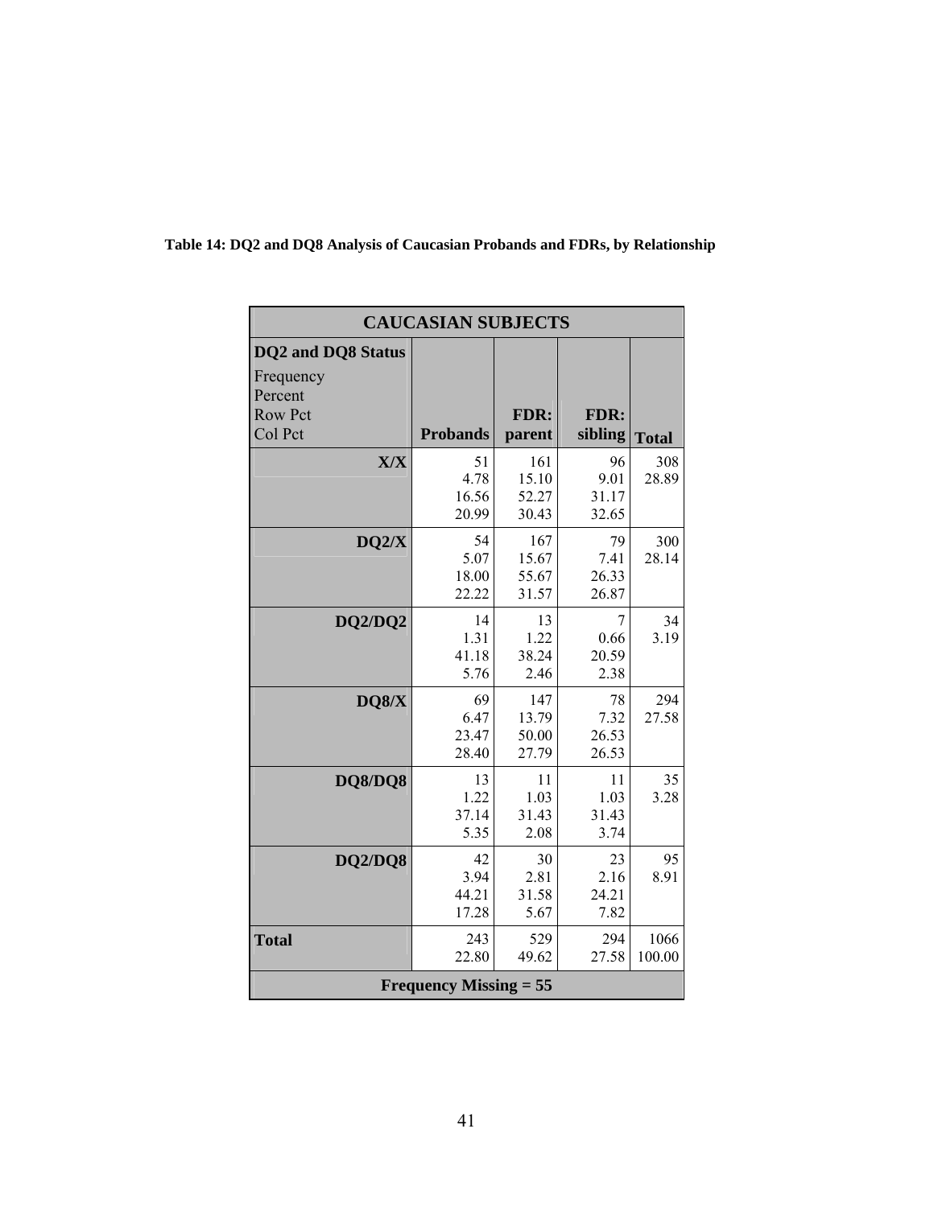**Table 14: DQ2 and DQ8 Analysis of Caucasian Probands and FDRs, by Relationship**

| CAUCASIAN SUBJECTS | | | | |
|---|---|---|---|---|
| **DQ2 and DQ8 Status**<br>Frequency<br>Percent<br>Row Pct<br>Col Pct | **Probands** | **FDR: parent** | **FDR: sibling** | **Total** |
| **X/X** | 51<br>4.78<br>16.56<br>20.99 | 161<br>15.10<br>52.27<br>30.43 | 96<br>9.01<br>31.17<br>32.65 | 308<br>28.89 |
| **DQ2/X** | 54<br>5.07<br>18.00<br>22.22 | 167<br>15.67<br>55.67<br>31.57 | 79<br>7.41<br>26.33<br>26.87 | 300<br>28.14 |
| **DQ2/DQ2** | 14<br>1.31<br>41.18<br>5.76 | 13<br>1.22<br>38.24<br>2.46 | 7<br>0.66<br>20.59<br>2.38 | 34<br>3.19 |
| **DQ8/X** | 69<br>6.47<br>23.47<br>28.40 | 147<br>13.79<br>50.00<br>27.79 | 78<br>7.32<br>26.53<br>26.53 | 294<br>27.58 |
| **DQ8/DQ8** | 13<br>1.22<br>37.14<br>5.35 | 11<br>1.03<br>31.43<br>2.08 | 11<br>1.03<br>31.43<br>3.74 | 35<br>3.28 |
| **DQ2/DQ8** | 42<br>3.94<br>44.21<br>17.28 | 30<br>2.81<br>31.58<br>5.67 | 23<br>2.16<br>24.21<br>7.82 | 95<br>8.91 |
| **Total** | 243<br>22.80 | 529<br>49.62 | 294<br>27.58 | 1066<br>100.00 |
| **Frequency Missing = 55** | | | | |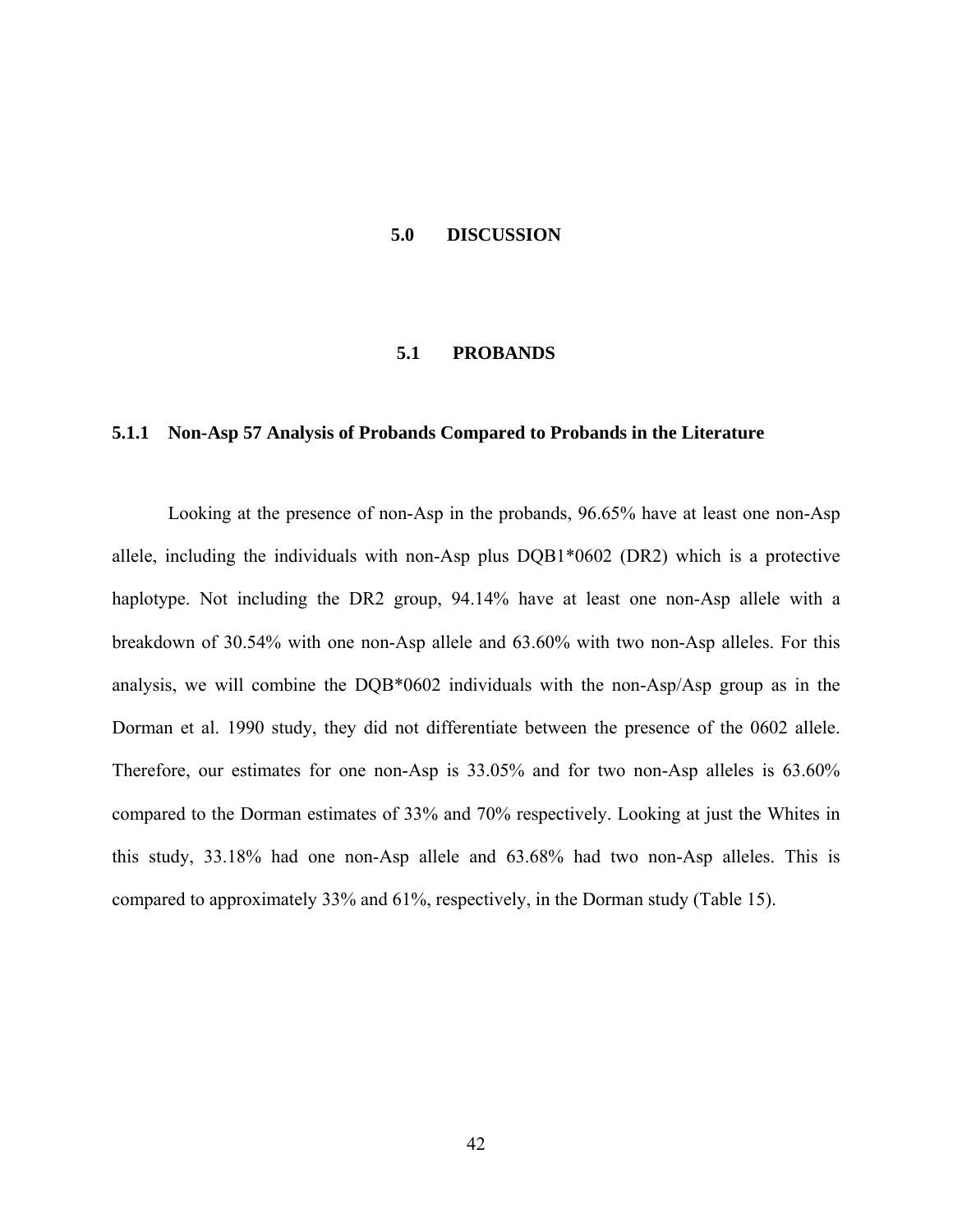# 5.0 DISCUSSION

## 5.1 PROBANDS

### 5.1.1 Non-Asp 57 Analysis of Probands Compared to Probands in the Literature

Looking at the presence of non-Asp in the probands, 96.65% have at least one non-Asp allele, including the individuals with non-Asp plus DQB1*0602 (DR2) which is a protective haplotype. Not including the DR2 group, 94.14% have at least one non-Asp allele with a breakdown of 30.54% with one non-Asp allele and 63.60% with two non-Asp alleles. For this analysis, we will combine the DQB*0602 individuals with the non-Asp/Asp group as in the Dorman et al. 1990 study, they did not differentiate between the presence of the 0602 allele. Therefore, our estimates for one non-Asp is 33.05% and for two non-Asp alleles is 63.60% compared to the Dorman estimates of 33% and 70% respectively. Looking at just the Whites in this study, 33.18% had one non-Asp allele and 63.68% had two non-Asp alleles. This is compared to approximately 33% and 61%, respectively, in the Dorman study (Table 15).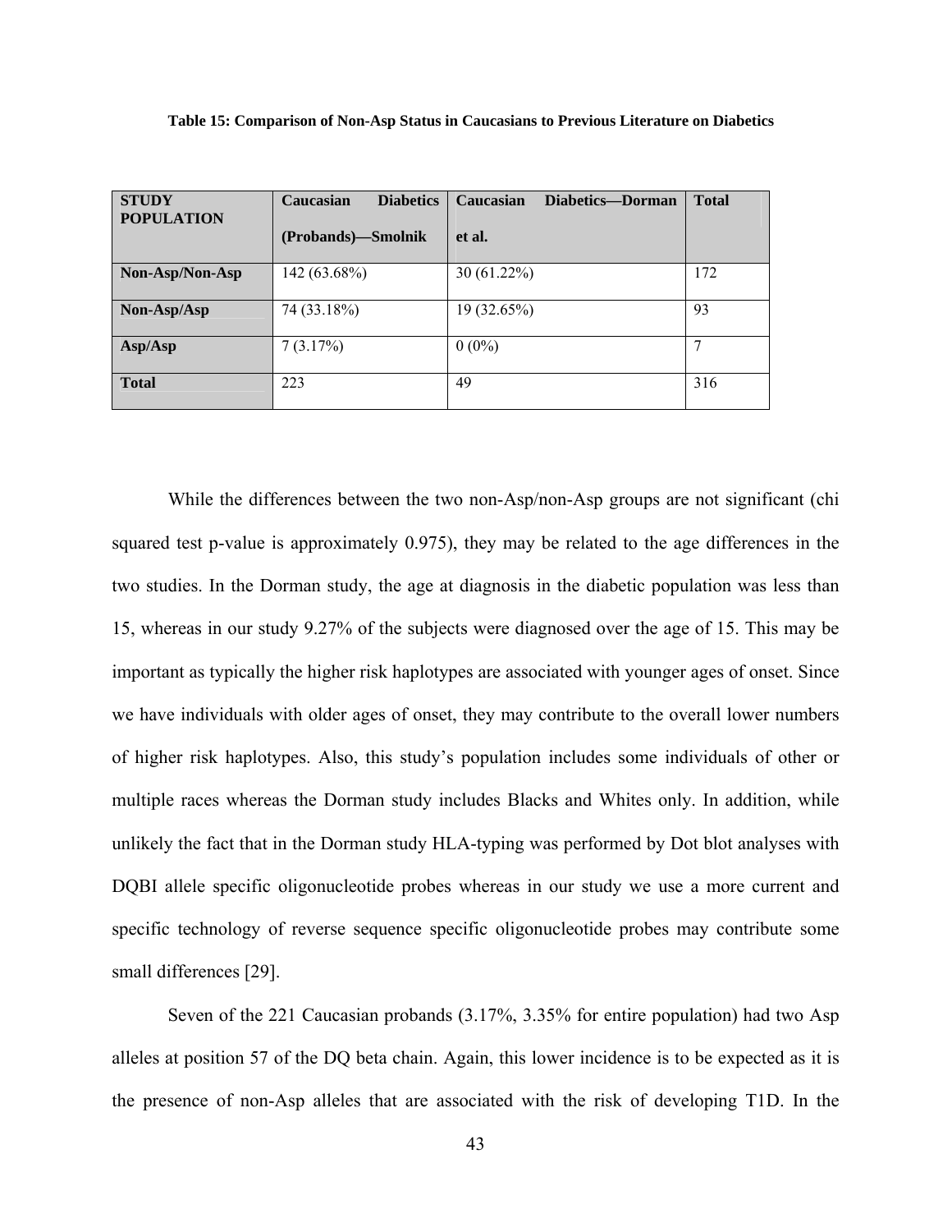**Table 15: Comparison of Non-Asp Status in Caucasians to Previous Literature on Diabetics**

| STUDY POPULATION | Caucasian Diabetics (Probands)—Smolnik | Caucasian Diabetics—Dorman et al. | Total |
|---|---|---|---|
| **Non-Asp/Non-Asp** | 142 (63.68%) | 30 (61.22%) | 172 |
| **Non-Asp/Asp** | 74 (33.18%) | 19 (32.65%) | 93 |
| **Asp/Asp** | 7 (3.17%) | 0 (0%) | 7 |
| **Total** | 223 | 49 | 316 |

While the differences between the two non-Asp/non-Asp groups are not significant (chi squared test p-value is approximately 0.975), they may be related to the age differences in the two studies. In the Dorman study, the age at diagnosis in the diabetic population was less than 15, whereas in our study 9.27% of the subjects were diagnosed over the age of 15. This may be important as typically the higher risk haplotypes are associated with younger ages of onset. Since we have individuals with older ages of onset, they may contribute to the overall lower numbers of higher risk haplotypes. Also, this study's population includes some individuals of other or multiple races whereas the Dorman study includes Blacks and Whites only. In addition, while unlikely the fact that in the Dorman study HLA-typing was performed by Dot blot analyses with DQBI allele specific oligonucleotide probes whereas in our study we use a more current and specific technology of reverse sequence specific oligonucleotide probes may contribute some small differences [29].

Seven of the 221 Caucasian probands (3.17%, 3.35% for entire population) had two Asp alleles at position 57 of the DQ beta chain. Again, this lower incidence is to be expected as it is the presence of non-Asp alleles that are associated with the risk of developing T1D. In the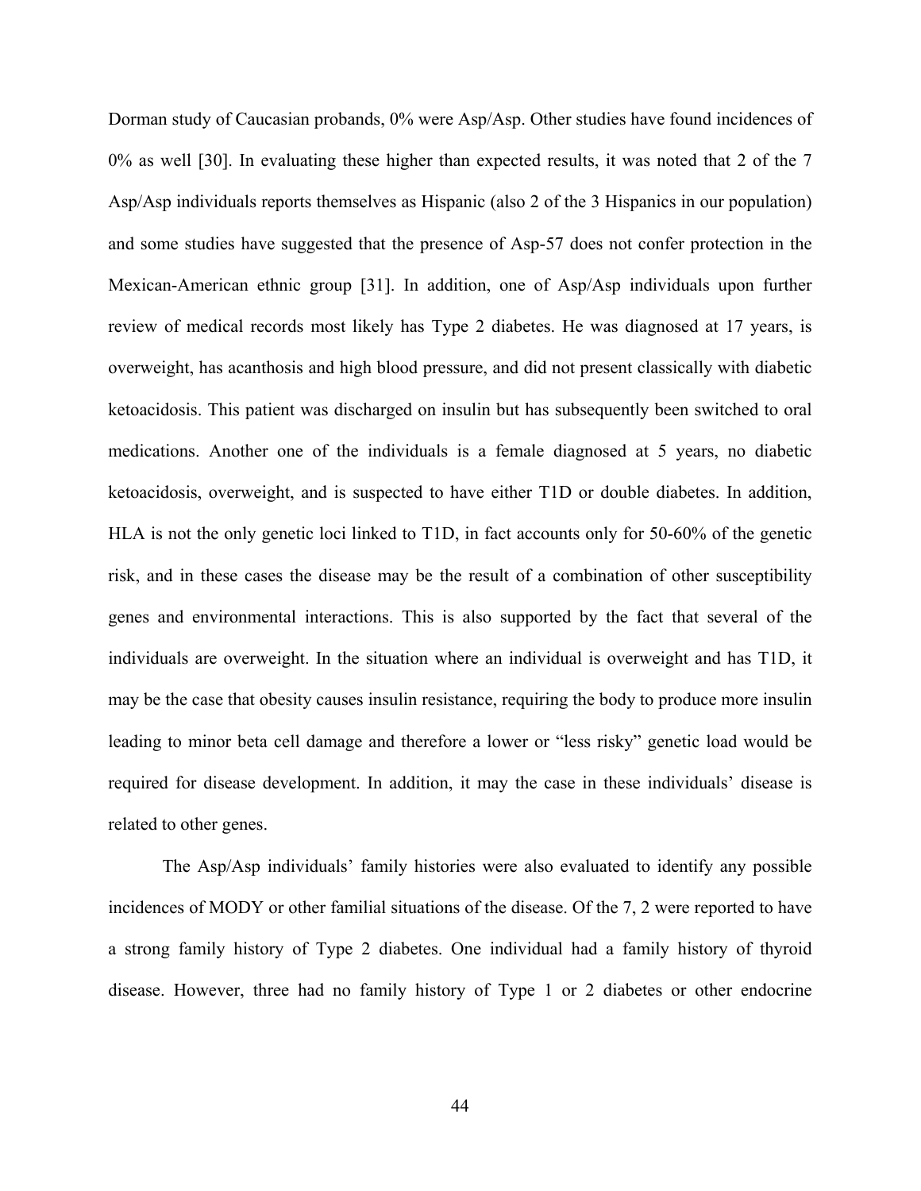Dorman study of Caucasian probands, 0% were Asp/Asp. Other studies have found incidences of 0% as well [30]. In evaluating these higher than expected results, it was noted that 2 of the 7 Asp/Asp individuals reports themselves as Hispanic (also 2 of the 3 Hispanics in our population) and some studies have suggested that the presence of Asp-57 does not confer protection in the Mexican-American ethnic group [31]. In addition, one of Asp/Asp individuals upon further review of medical records most likely has Type 2 diabetes. He was diagnosed at 17 years, is overweight, has acanthosis and high blood pressure, and did not present classically with diabetic ketoacidosis. This patient was discharged on insulin but has subsequently been switched to oral medications. Another one of the individuals is a female diagnosed at 5 years, no diabetic ketoacidosis, overweight, and is suspected to have either T1D or double diabetes. In addition, HLA is not the only genetic loci linked to T1D, in fact accounts only for 50-60% of the genetic risk, and in these cases the disease may be the result of a combination of other susceptibility genes and environmental interactions. This is also supported by the fact that several of the individuals are overweight. In the situation where an individual is overweight and has T1D, it may be the case that obesity causes insulin resistance, requiring the body to produce more insulin leading to minor beta cell damage and therefore a lower or "less risky" genetic load would be required for disease development. In addition, it may the case in these individuals' disease is related to other genes.

The Asp/Asp individuals' family histories were also evaluated to identify any possible incidences of MODY or other familial situations of the disease. Of the 7, 2 were reported to have a strong family history of Type 2 diabetes. One individual had a family history of thyroid disease. However, three had no family history of Type 1 or 2 diabetes or other endocrine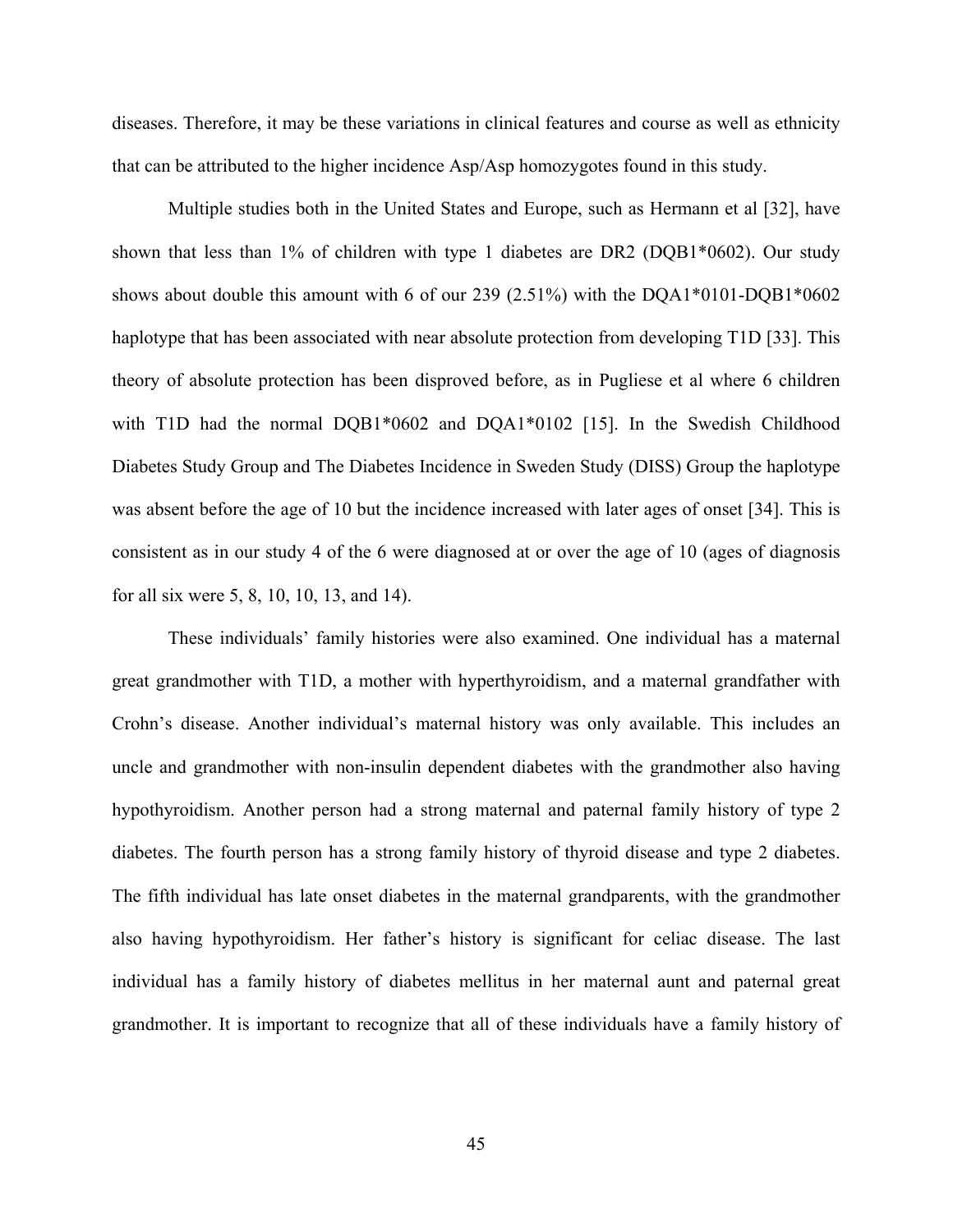diseases. Therefore, it may be these variations in clinical features and course as well as ethnicity that can be attributed to the higher incidence Asp/Asp homozygotes found in this study.

Multiple studies both in the United States and Europe, such as Hermann et al [32], have shown that less than 1% of children with type 1 diabetes are DR2 (DQB1*0602). Our study shows about double this amount with 6 of our 239 (2.51%) with the DQA1*0101-DQB1*0602 haplotype that has been associated with near absolute protection from developing T1D [33]. This theory of absolute protection has been disproved before, as in Pugliese et al where 6 children with T1D had the normal DQB1*0602 and DQA1*0102 [15]. In the Swedish Childhood Diabetes Study Group and The Diabetes Incidence in Sweden Study (DISS) Group the haplotype was absent before the age of 10 but the incidence increased with later ages of onset [34]. This is consistent as in our study 4 of the 6 were diagnosed at or over the age of 10 (ages of diagnosis for all six were 5, 8, 10, 10, 13, and 14).

These individuals' family histories were also examined. One individual has a maternal great grandmother with T1D, a mother with hyperthyroidism, and a maternal grandfather with Crohn's disease. Another individual's maternal history was only available. This includes an uncle and grandmother with non-insulin dependent diabetes with the grandmother also having hypothyroidism. Another person had a strong maternal and paternal family history of type 2 diabetes. The fourth person has a strong family history of thyroid disease and type 2 diabetes. The fifth individual has late onset diabetes in the maternal grandparents, with the grandmother also having hypothyroidism. Her father's history is significant for celiac disease. The last individual has a family history of diabetes mellitus in her maternal aunt and paternal great grandmother. It is important to recognize that all of these individuals have a family history of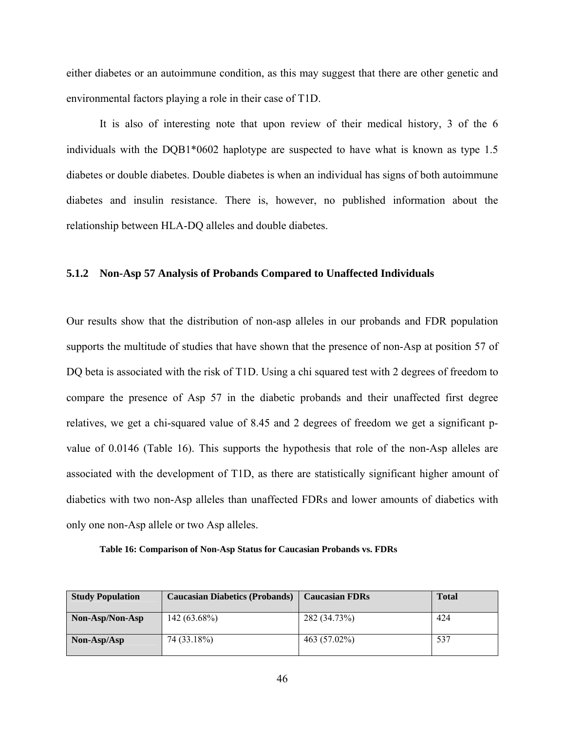either diabetes or an autoimmune condition, as this may suggest that there are other genetic and environmental factors playing a role in their case of T1D.

It is also of interesting note that upon review of their medical history, 3 of the 6 individuals with the DQB1*0602 haplotype are suspected to have what is known as type 1.5 diabetes or double diabetes. Double diabetes is when an individual has signs of both autoimmune diabetes and insulin resistance. There is, however, no published information about the relationship between HLA-DQ alleles and double diabetes.

### 5.1.2 Non-Asp 57 Analysis of Probands Compared to Unaffected Individuals

Our results show that the distribution of non-asp alleles in our probands and FDR population supports the multitude of studies that have shown that the presence of non-Asp at position 57 of DQ beta is associated with the risk of T1D. Using a chi squared test with 2 degrees of freedom to compare the presence of Asp 57 in the diabetic probands and their unaffected first degree relatives, we get a chi-squared value of 8.45 and 2 degrees of freedom we get a significant p-value of 0.0146 (Table 16). This supports the hypothesis that role of the non-Asp alleles are associated with the development of T1D, as there are statistically significant higher amount of diabetics with two non-Asp alleles than unaffected FDRs and lower amounts of diabetics with only one non-Asp allele or two Asp alleles.

**Table 16: Comparison of Non-Asp Status for Caucasian Probands vs. FDRs**

| Study Population | Caucasian Diabetics (Probands) | Caucasian FDRs | Total |
|---|---|---|---|
| **Non-Asp/Non-Asp** | 142 (63.68%) | 282 (34.73%) | 424 |
| **Non-Asp/Asp** | 74 (33.18%) | 463 (57.02%) | 537 |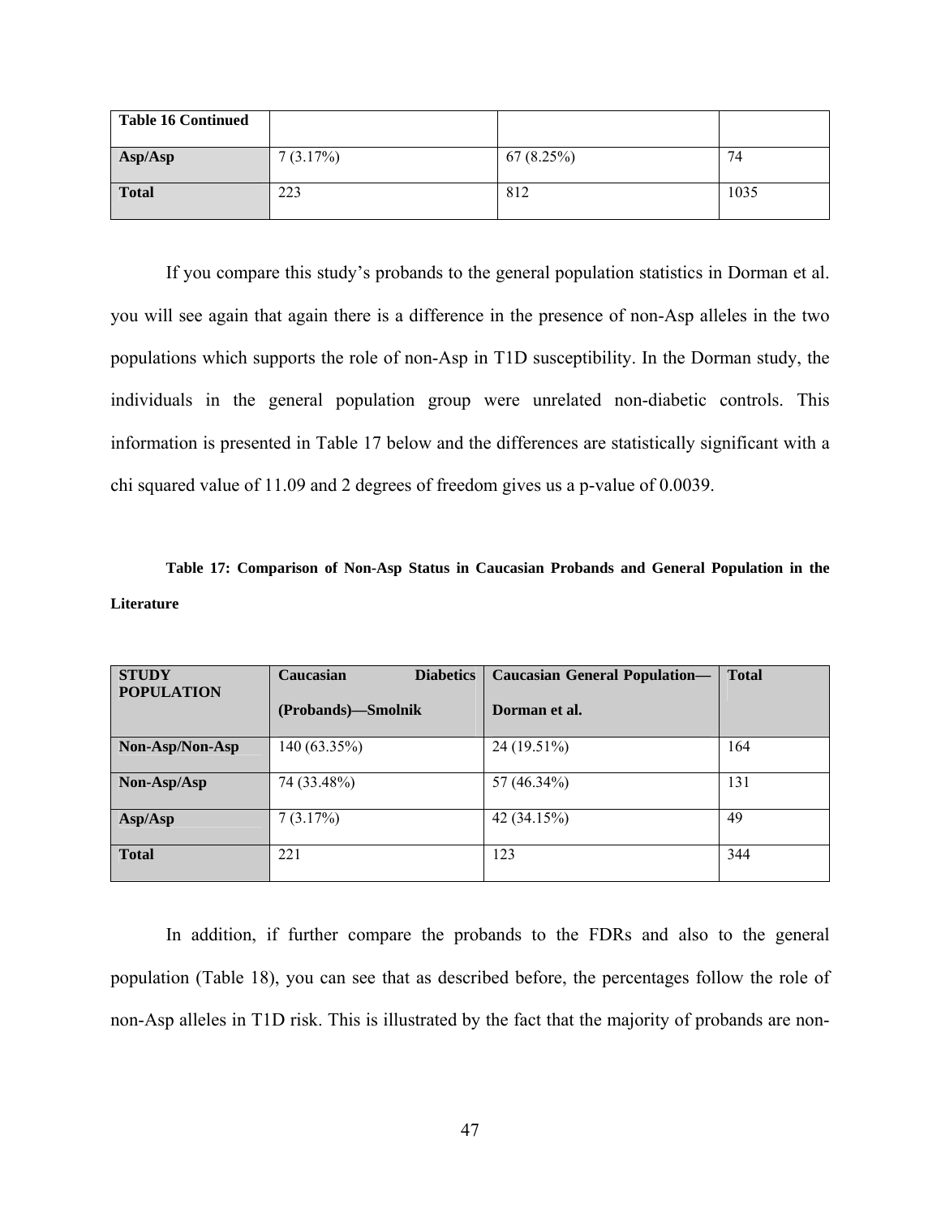| Table 16 Continued | | | |
|---|---|---|---|
| **Asp/Asp** | 7 (3.17%) | 67 (8.25%) | 74 |
| **Total** | 223 | 812 | 1035 |

If you compare this study's probands to the general population statistics in Dorman et al. you will see again that again there is a difference in the presence of non-Asp alleles in the two populations which supports the role of non-Asp in T1D susceptibility. In the Dorman study, the individuals in the general population group were unrelated non-diabetic controls. This information is presented in Table 17 below and the differences are statistically significant with a chi squared value of 11.09 and 2 degrees of freedom gives us a p-value of 0.0039.

**Table 17: Comparison of Non-Asp Status in Caucasian Probands and General Population in the Literature**

| STUDY POPULATION | Caucasian Diabetics (Probands)—Smolnik | Caucasian General Population—Dorman et al. | Total |
|---|---|---|---|
| **Non-Asp/Non-Asp** | 140 (63.35%) | 24 (19.51%) | 164 |
| **Non-Asp/Asp** | 74 (33.48%) | 57 (46.34%) | 131 |
| **Asp/Asp** | 7 (3.17%) | 42 (34.15%) | 49 |
| **Total** | 221 | 123 | 344 |

In addition, if further compare the probands to the FDRs and also to the general population (Table 18), you can see that as described before, the percentages follow the role of non-Asp alleles in T1D risk. This is illustrated by the fact that the majority of probands are non-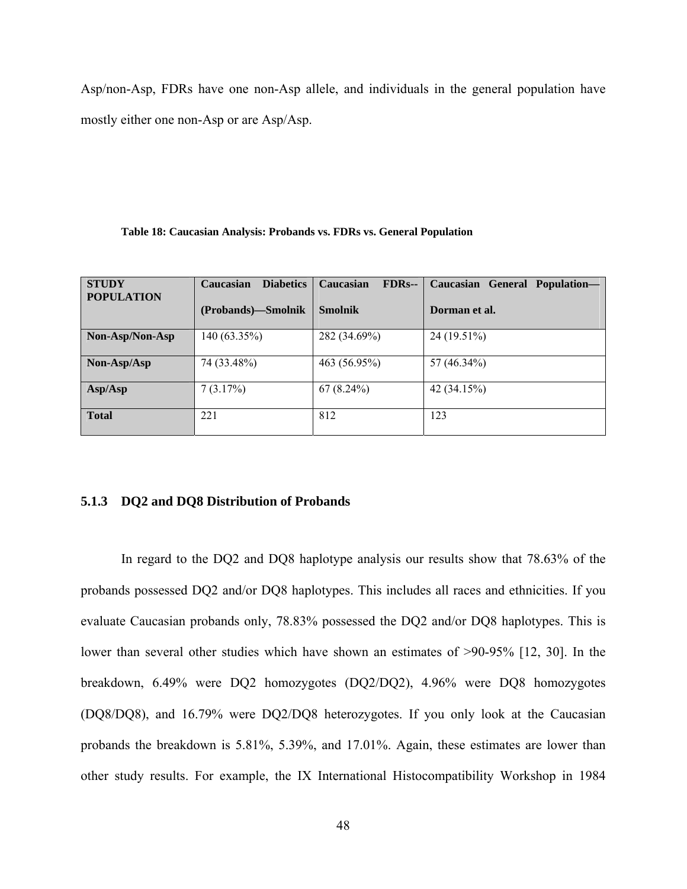Asp/non-Asp, FDRs have one non-Asp allele, and individuals in the general population have mostly either one non-Asp or are Asp/Asp.

**Table 18: Caucasian Analysis: Probands vs. FDRs vs. General Population**

| STUDY POPULATION | Caucasian Diabetics (Probands)—Smolnik | Caucasian FDRs--Smolnik | Caucasian General Population—Dorman et al. |
|---|---|---|---|
| **Non-Asp/Non-Asp** | 140 (63.35%) | 282 (34.69%) | 24 (19.51%) |
| **Non-Asp/Asp** | 74 (33.48%) | 463 (56.95%) | 57 (46.34%) |
| **Asp/Asp** | 7 (3.17%) | 67 (8.24%) | 42 (34.15%) |
| **Total** | 221 | 812 | 123 |

### 5.1.3 DQ2 and DQ8 Distribution of Probands

In regard to the DQ2 and DQ8 haplotype analysis our results show that 78.63% of the probands possessed DQ2 and/or DQ8 haplotypes. This includes all races and ethnicities. If you evaluate Caucasian probands only, 78.83% possessed the DQ2 and/or DQ8 haplotypes. This is lower than several other studies which have shown an estimates of >90-95% [12, 30]. In the breakdown, 6.49% were DQ2 homozygotes (DQ2/DQ2), 4.96% were DQ8 homozygotes (DQ8/DQ8), and 16.79% were DQ2/DQ8 heterozygotes. If you only look at the Caucasian probands the breakdown is 5.81%, 5.39%, and 17.01%. Again, these estimates are lower than other study results. For example, the IX International Histocompatibility Workshop in 1984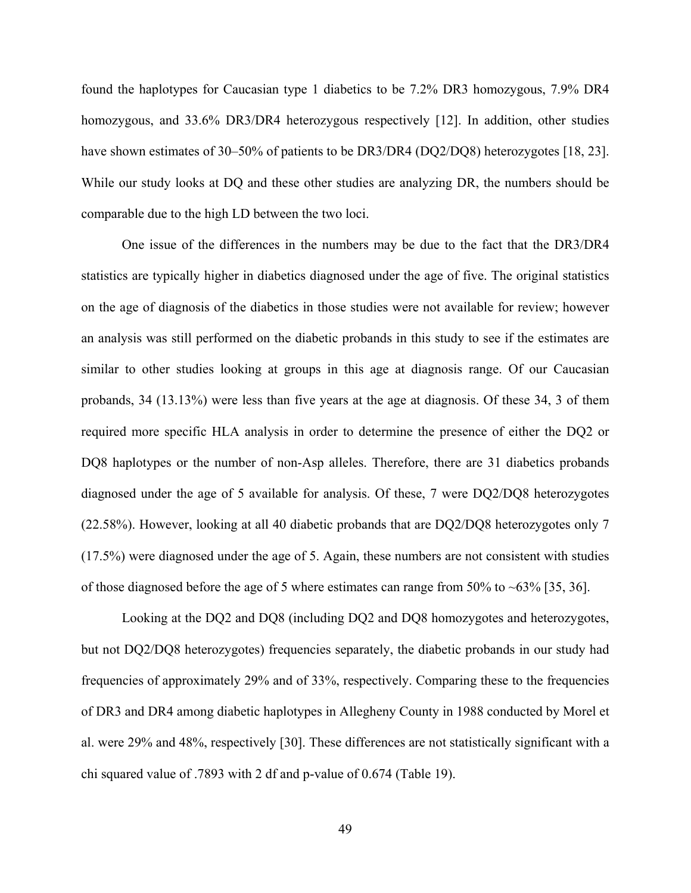found the haplotypes for Caucasian type 1 diabetics to be 7.2% DR3 homozygous, 7.9% DR4 homozygous, and 33.6% DR3/DR4 heterozygous respectively [12]. In addition, other studies have shown estimates of 30–50% of patients to be DR3/DR4 (DQ2/DQ8) heterozygotes [18, 23]. While our study looks at DQ and these other studies are analyzing DR, the numbers should be comparable due to the high LD between the two loci.

One issue of the differences in the numbers may be due to the fact that the DR3/DR4 statistics are typically higher in diabetics diagnosed under the age of five. The original statistics on the age of diagnosis of the diabetics in those studies were not available for review; however an analysis was still performed on the diabetic probands in this study to see if the estimates are similar to other studies looking at groups in this age at diagnosis range. Of our Caucasian probands, 34 (13.13%) were less than five years at the age at diagnosis. Of these 34, 3 of them required more specific HLA analysis in order to determine the presence of either the DQ2 or DQ8 haplotypes or the number of non-Asp alleles. Therefore, there are 31 diabetics probands diagnosed under the age of 5 available for analysis. Of these, 7 were DQ2/DQ8 heterozygotes (22.58%). However, looking at all 40 diabetic probands that are DQ2/DQ8 heterozygotes only 7 (17.5%) were diagnosed under the age of 5. Again, these numbers are not consistent with studies of those diagnosed before the age of 5 where estimates can range from 50% to ~63% [35, 36].

Looking at the DQ2 and DQ8 (including DQ2 and DQ8 homozygotes and heterozygotes, but not DQ2/DQ8 heterozygotes) frequencies separately, the diabetic probands in our study had frequencies of approximately 29% and of 33%, respectively. Comparing these to the frequencies of DR3 and DR4 among diabetic haplotypes in Allegheny County in 1988 conducted by Morel et al. were 29% and 48%, respectively [30]. These differences are not statistically significant with a chi squared value of .7893 with 2 df and p-value of 0.674 (Table 19).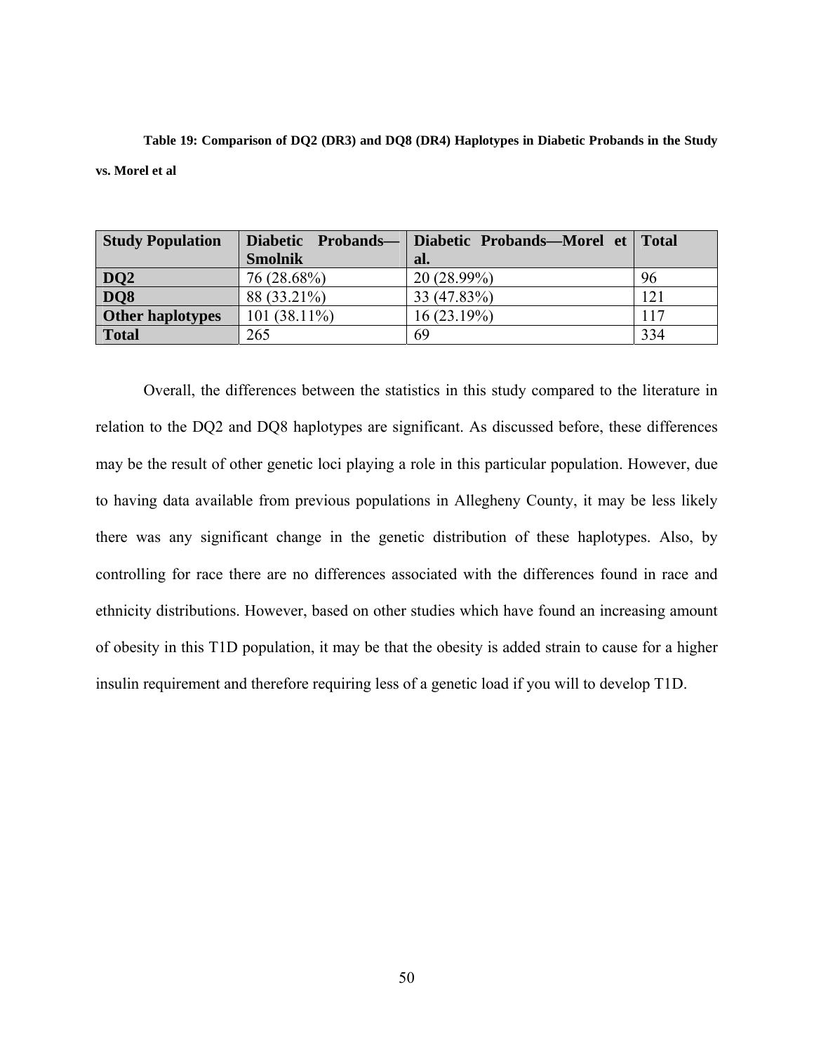**Table 19: Comparison of DQ2 (DR3) and DQ8 (DR4) Haplotypes in Diabetic Probands in the Study vs. Morel et al**

| Study Population | Diabetic Probands—Smolnik | Diabetic Probands—Morel et al. | Total |
|---|---|---|---|
| **DQ2** | 76 (28.68%) | 20 (28.99%) | 96 |
| **DQ8** | 88 (33.21%) | 33 (47.83%) | 121 |
| **Other haplotypes** | 101 (38.11%) | 16 (23.19%) | 117 |
| **Total** | 265 | 69 | 334 |

Overall, the differences between the statistics in this study compared to the literature in relation to the DQ2 and DQ8 haplotypes are significant. As discussed before, these differences may be the result of other genetic loci playing a role in this particular population. However, due to having data available from previous populations in Allegheny County, it may be less likely there was any significant change in the genetic distribution of these haplotypes. Also, by controlling for race there are no differences associated with the differences found in race and ethnicity distributions. However, based on other studies which have found an increasing amount of obesity in this T1D population, it may be that the obesity is added strain to cause for a higher insulin requirement and therefore requiring less of a genetic load if you will to develop T1D.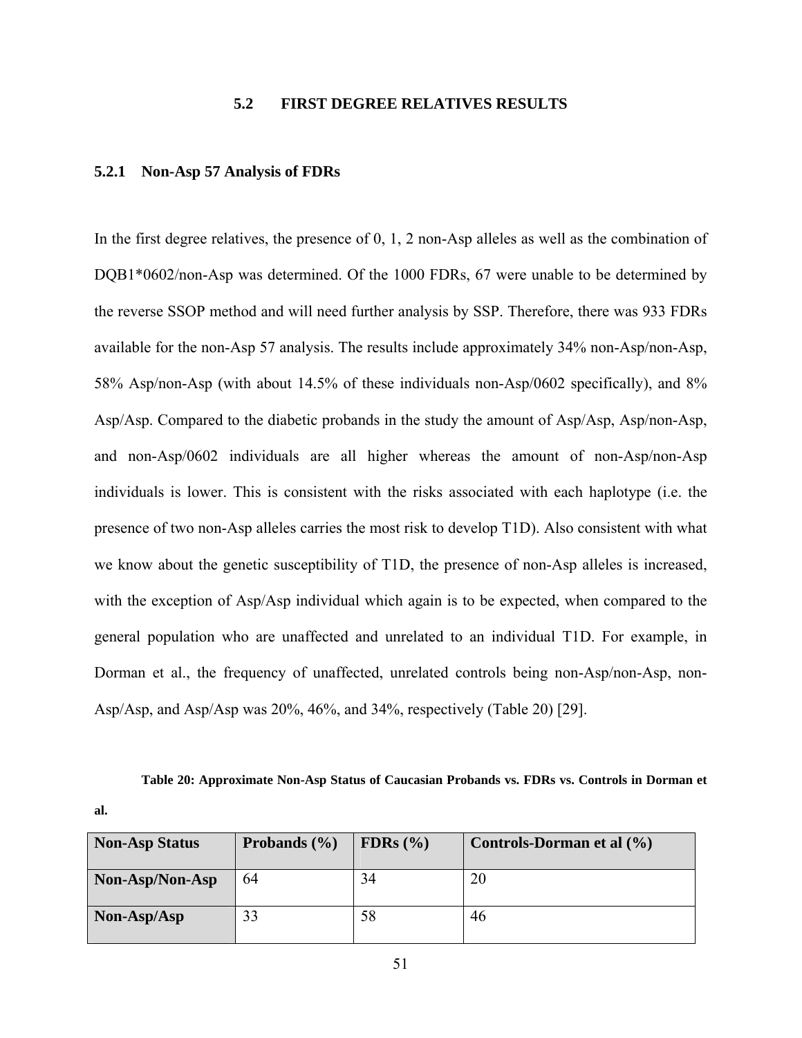## 5.2 FIRST DEGREE RELATIVES RESULTS

### 5.2.1 Non-Asp 57 Analysis of FDRs

In the first degree relatives, the presence of 0, 1, 2 non-Asp alleles as well as the combination of DQB1*0602/non-Asp was determined. Of the 1000 FDRs, 67 were unable to be determined by the reverse SSOP method and will need further analysis by SSP. Therefore, there was 933 FDRs available for the non-Asp 57 analysis. The results include approximately 34% non-Asp/non-Asp, 58% Asp/non-Asp (with about 14.5% of these individuals non-Asp/0602 specifically), and 8% Asp/Asp. Compared to the diabetic probands in the study the amount of Asp/Asp, Asp/non-Asp, and non-Asp/0602 individuals are all higher whereas the amount of non-Asp/non-Asp individuals is lower. This is consistent with the risks associated with each haplotype (i.e. the presence of two non-Asp alleles carries the most risk to develop T1D). Also consistent with what we know about the genetic susceptibility of T1D, the presence of non-Asp alleles is increased, with the exception of Asp/Asp individual which again is to be expected, when compared to the general population who are unaffected and unrelated to an individual T1D. For example, in Dorman et al., the frequency of unaffected, unrelated controls being non-Asp/non-Asp, non-Asp/Asp, and Asp/Asp was 20%, 46%, and 34%, respectively (Table 20) [29].

**Table 20: Approximate Non-Asp Status of Caucasian Probands vs. FDRs vs. Controls in Dorman et al.**

| Non-Asp Status | Probands (%) | FDRs (%) | Controls-Dorman et al (%) |
|---|---|---|---|
| **Non-Asp/Non-Asp** | 64 | 34 | 20 |
| **Non-Asp/Asp** | 33 | 58 | 46 |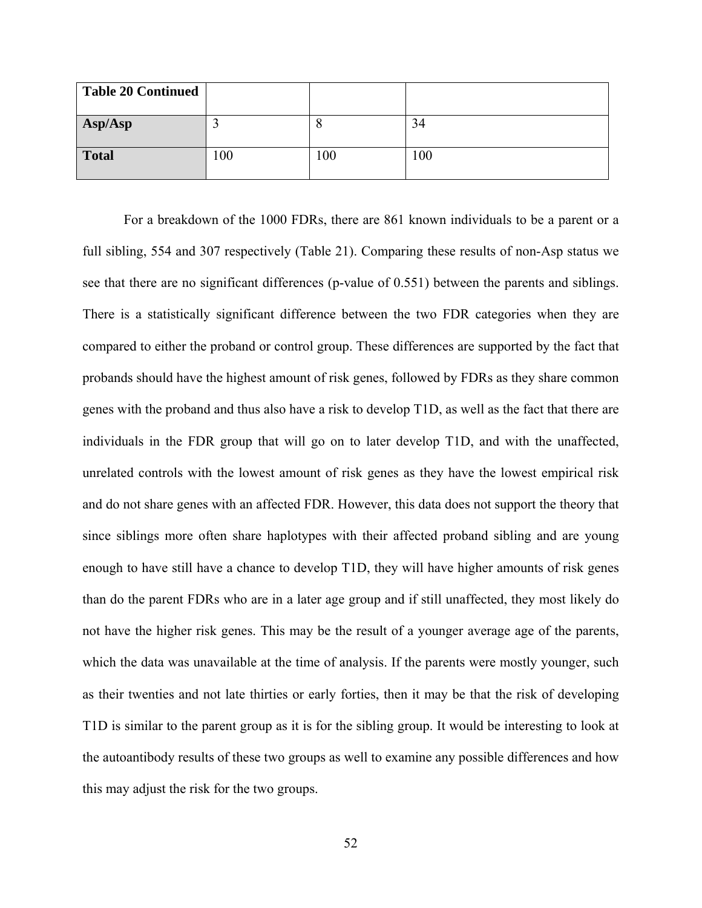| **Table 20 Continued** | | | |
|---|---|---|---|
| **Asp/Asp** | 3 | 8 | 34 |
| **Total** | 100 | 100 | 100 |

For a breakdown of the 1000 FDRs, there are 861 known individuals to be a parent or a full sibling, 554 and 307 respectively (Table 21). Comparing these results of non-Asp status we see that there are no significant differences (p-value of 0.551) between the parents and siblings. There is a statistically significant difference between the two FDR categories when they are compared to either the proband or control group. These differences are supported by the fact that probands should have the highest amount of risk genes, followed by FDRs as they share common genes with the proband and thus also have a risk to develop T1D, as well as the fact that there are individuals in the FDR group that will go on to later develop T1D, and with the unaffected, unrelated controls with the lowest amount of risk genes as they have the lowest empirical risk and do not share genes with an affected FDR. However, this data does not support the theory that since siblings more often share haplotypes with their affected proband sibling and are young enough to have still have a chance to develop T1D, they will have higher amounts of risk genes than do the parent FDRs who are in a later age group and if still unaffected, they most likely do not have the higher risk genes. This may be the result of a younger average age of the parents, which the data was unavailable at the time of analysis. If the parents were mostly younger, such as their twenties and not late thirties or early forties, then it may be that the risk of developing T1D is similar to the parent group as it is for the sibling group. It would be interesting to look at the autoantibody results of these two groups as well to examine any possible differences and how this may adjust the risk for the two groups.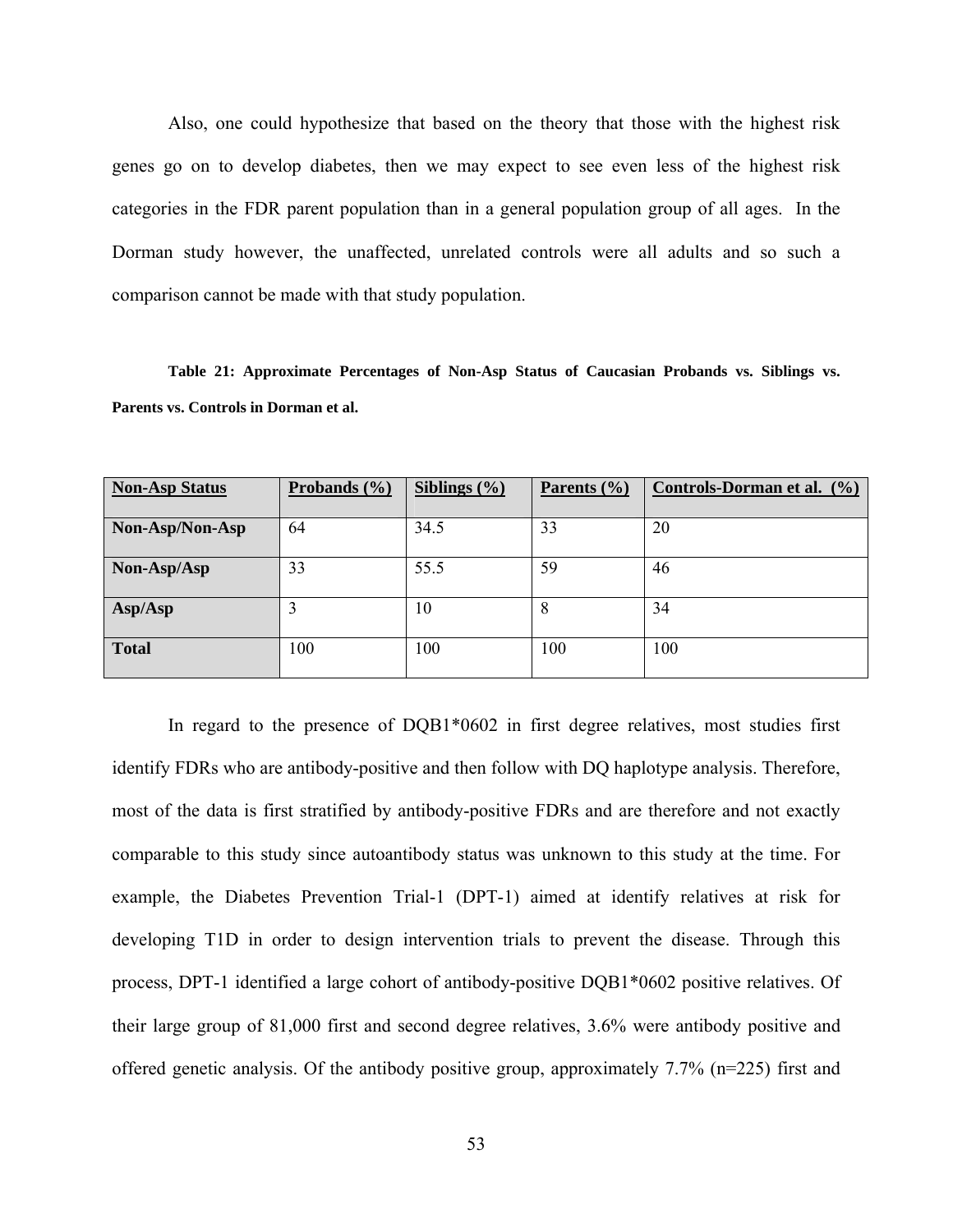Also, one could hypothesize that based on the theory that those with the highest risk genes go on to develop diabetes, then we may expect to see even less of the highest risk categories in the FDR parent population than in a general population group of all ages. In the Dorman study however, the unaffected, unrelated controls were all adults and so such a comparison cannot be made with that study population.

**Table 21: Approximate Percentages of Non-Asp Status of Caucasian Probands vs. Siblings vs. Parents vs. Controls in Dorman et al.**

| Non-Asp Status | Probands (%) | Siblings (%) | Parents (%) | Controls-Dorman et al. (%) |
|---|---|---|---|---|
| **Non-Asp/Non-Asp** | 64 | 34.5 | 33 | 20 |
| **Non-Asp/Asp** | 33 | 55.5 | 59 | 46 |
| **Asp/Asp** | 3 | 10 | 8 | 34 |
| **Total** | 100 | 100 | 100 | 100 |

In regard to the presence of DQB1*0602 in first degree relatives, most studies first identify FDRs who are antibody-positive and then follow with DQ haplotype analysis. Therefore, most of the data is first stratified by antibody-positive FDRs and are therefore and not exactly comparable to this study since autoantibody status was unknown to this study at the time. For example, the Diabetes Prevention Trial-1 (DPT-1) aimed at identify relatives at risk for developing T1D in order to design intervention trials to prevent the disease. Through this process, DPT-1 identified a large cohort of antibody-positive DQB1*0602 positive relatives. Of their large group of 81,000 first and second degree relatives, 3.6% were antibody positive and offered genetic analysis. Of the antibody positive group, approximately 7.7% (n=225) first and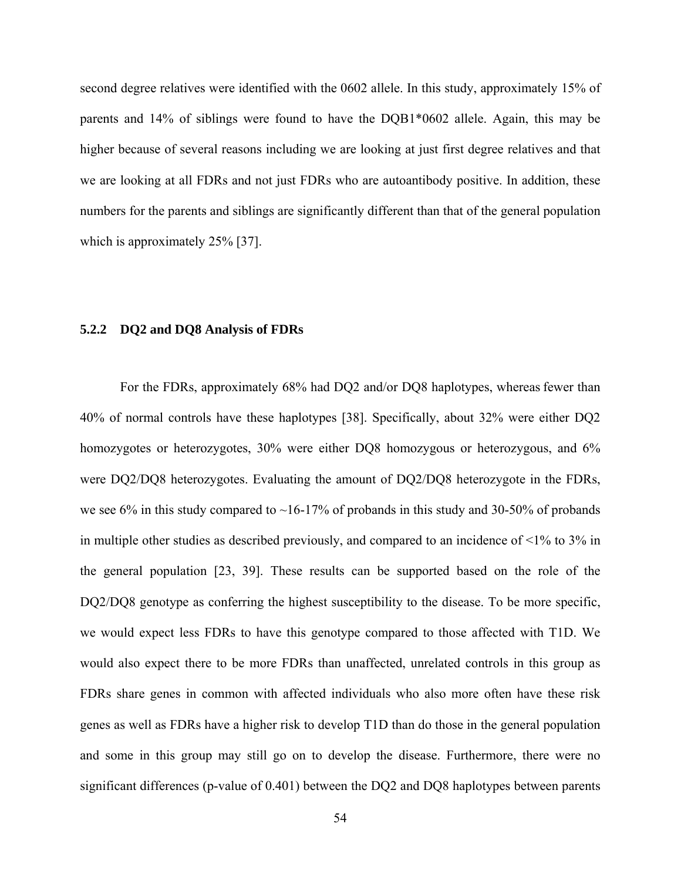second degree relatives were identified with the 0602 allele. In this study, approximately 15% of parents and 14% of siblings were found to have the DQB1*0602 allele. Again, this may be higher because of several reasons including we are looking at just first degree relatives and that we are looking at all FDRs and not just FDRs who are autoantibody positive. In addition, these numbers for the parents and siblings are significantly different than that of the general population which is approximately 25% [37].

### 5.2.2 DQ2 and DQ8 Analysis of FDRs

For the FDRs, approximately 68% had DQ2 and/or DQ8 haplotypes, whereas fewer than 40% of normal controls have these haplotypes [38]. Specifically, about 32% were either DQ2 homozygotes or heterozygotes, 30% were either DQ8 homozygous or heterozygous, and 6% were DQ2/DQ8 heterozygotes. Evaluating the amount of DQ2/DQ8 heterozygote in the FDRs, we see 6% in this study compared to ~16-17% of probands in this study and 30-50% of probands in multiple other studies as described previously, and compared to an incidence of <1% to 3% in the general population [23, 39]. These results can be supported based on the role of the DQ2/DQ8 genotype as conferring the highest susceptibility to the disease. To be more specific, we would expect less FDRs to have this genotype compared to those affected with T1D. We would also expect there to be more FDRs than unaffected, unrelated controls in this group as FDRs share genes in common with affected individuals who also more often have these risk genes as well as FDRs have a higher risk to develop T1D than do those in the general population and some in this group may still go on to develop the disease. Furthermore, there were no significant differences (p-value of 0.401) between the DQ2 and DQ8 haplotypes between parents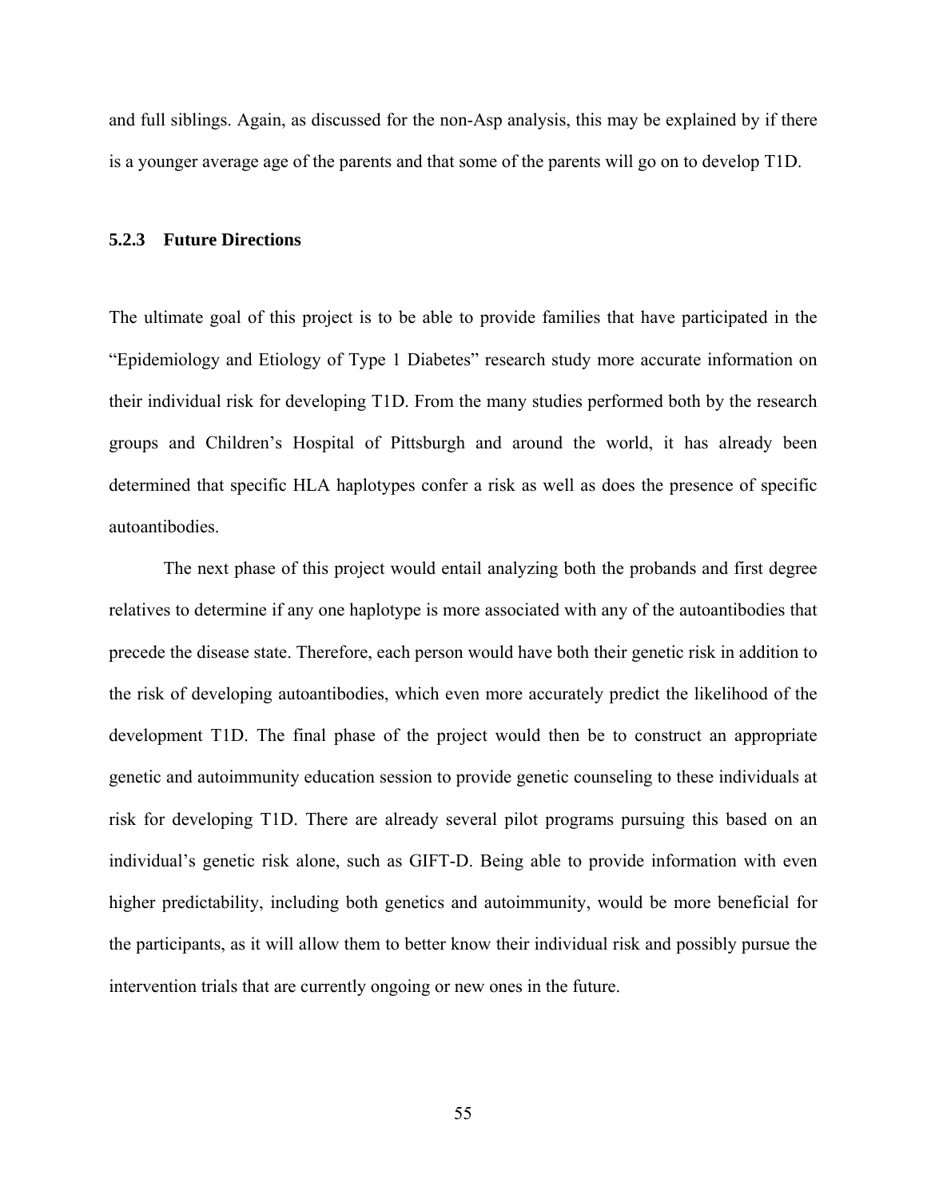and full siblings. Again, as discussed for the non-Asp analysis, this may be explained by if there is a younger average age of the parents and that some of the parents will go on to develop T1D.

### 5.2.3 Future Directions

The ultimate goal of this project is to be able to provide families that have participated in the "Epidemiology and Etiology of Type 1 Diabetes" research study more accurate information on their individual risk for developing T1D. From the many studies performed both by the research groups and Children's Hospital of Pittsburgh and around the world, it has already been determined that specific HLA haplotypes confer a risk as well as does the presence of specific autoantibodies.

The next phase of this project would entail analyzing both the probands and first degree relatives to determine if any one haplotype is more associated with any of the autoantibodies that precede the disease state. Therefore, each person would have both their genetic risk in addition to the risk of developing autoantibodies, which even more accurately predict the likelihood of the development T1D. The final phase of the project would then be to construct an appropriate genetic and autoimmunity education session to provide genetic counseling to these individuals at risk for developing T1D. There are already several pilot programs pursuing this based on an individual's genetic risk alone, such as GIFT-D. Being able to provide information with even higher predictability, including both genetics and autoimmunity, would be more beneficial for the participants, as it will allow them to better know their individual risk and possibly pursue the intervention trials that are currently ongoing or new ones in the future.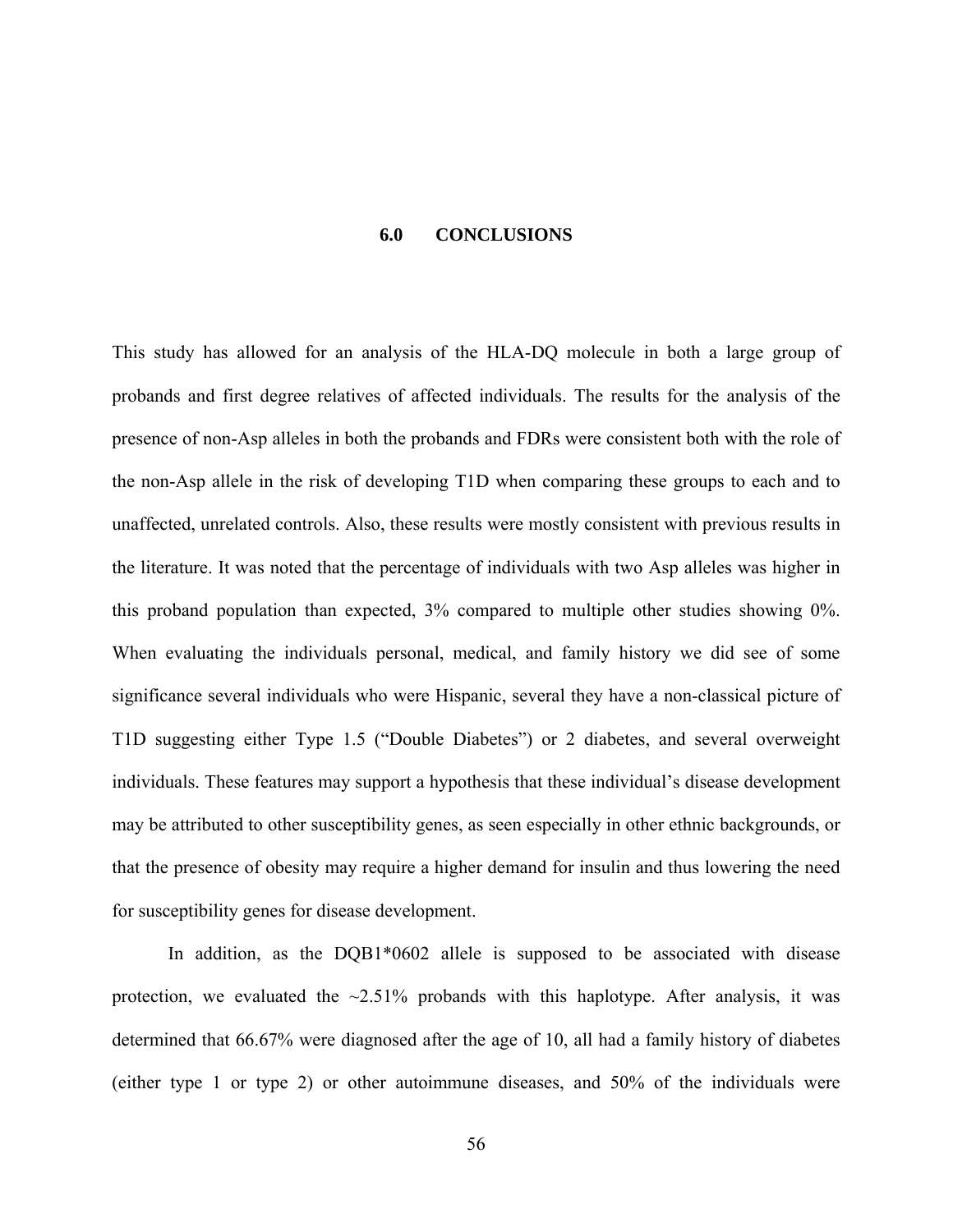# 6.0 CONCLUSIONS

This study has allowed for an analysis of the HLA-DQ molecule in both a large group of probands and first degree relatives of affected individuals. The results for the analysis of the presence of non-Asp alleles in both the probands and FDRs were consistent both with the role of the non-Asp allele in the risk of developing T1D when comparing these groups to each and to unaffected, unrelated controls. Also, these results were mostly consistent with previous results in the literature. It was noted that the percentage of individuals with two Asp alleles was higher in this proband population than expected, 3% compared to multiple other studies showing 0%. When evaluating the individuals personal, medical, and family history we did see of some significance several individuals who were Hispanic, several they have a non-classical picture of T1D suggesting either Type 1.5 ("Double Diabetes") or 2 diabetes, and several overweight individuals. These features may support a hypothesis that these individual's disease development may be attributed to other susceptibility genes, as seen especially in other ethnic backgrounds, or that the presence of obesity may require a higher demand for insulin and thus lowering the need for susceptibility genes for disease development.

In addition, as the DQB1*0602 allele is supposed to be associated with disease protection, we evaluated the ~2.51% probands with this haplotype. After analysis, it was determined that 66.67% were diagnosed after the age of 10, all had a family history of diabetes (either type 1 or type 2) or other autoimmune diseases, and 50% of the individuals were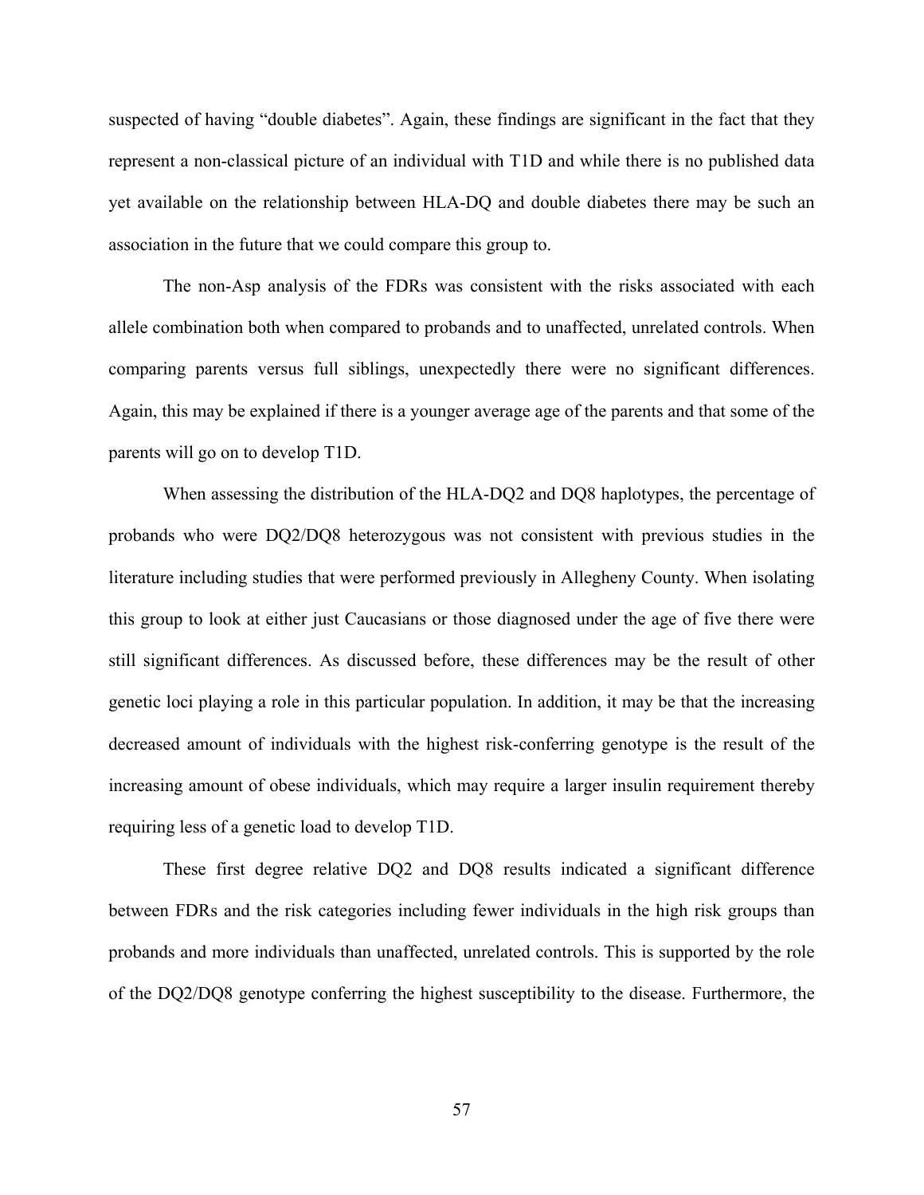suspected of having "double diabetes". Again, these findings are significant in the fact that they represent a non-classical picture of an individual with T1D and while there is no published data yet available on the relationship between HLA-DQ and double diabetes there may be such an association in the future that we could compare this group to.

The non-Asp analysis of the FDRs was consistent with the risks associated with each allele combination both when compared to probands and to unaffected, unrelated controls. When comparing parents versus full siblings, unexpectedly there were no significant differences. Again, this may be explained if there is a younger average age of the parents and that some of the parents will go on to develop T1D.

When assessing the distribution of the HLA-DQ2 and DQ8 haplotypes, the percentage of probands who were DQ2/DQ8 heterozygous was not consistent with previous studies in the literature including studies that were performed previously in Allegheny County. When isolating this group to look at either just Caucasians or those diagnosed under the age of five there were still significant differences. As discussed before, these differences may be the result of other genetic loci playing a role in this particular population. In addition, it may be that the increasing decreased amount of individuals with the highest risk-conferring genotype is the result of the increasing amount of obese individuals, which may require a larger insulin requirement thereby requiring less of a genetic load to develop T1D.

These first degree relative DQ2 and DQ8 results indicated a significant difference between FDRs and the risk categories including fewer individuals in the high risk groups than probands and more individuals than unaffected, unrelated controls. This is supported by the role of the DQ2/DQ8 genotype conferring the highest susceptibility to the disease. Furthermore, the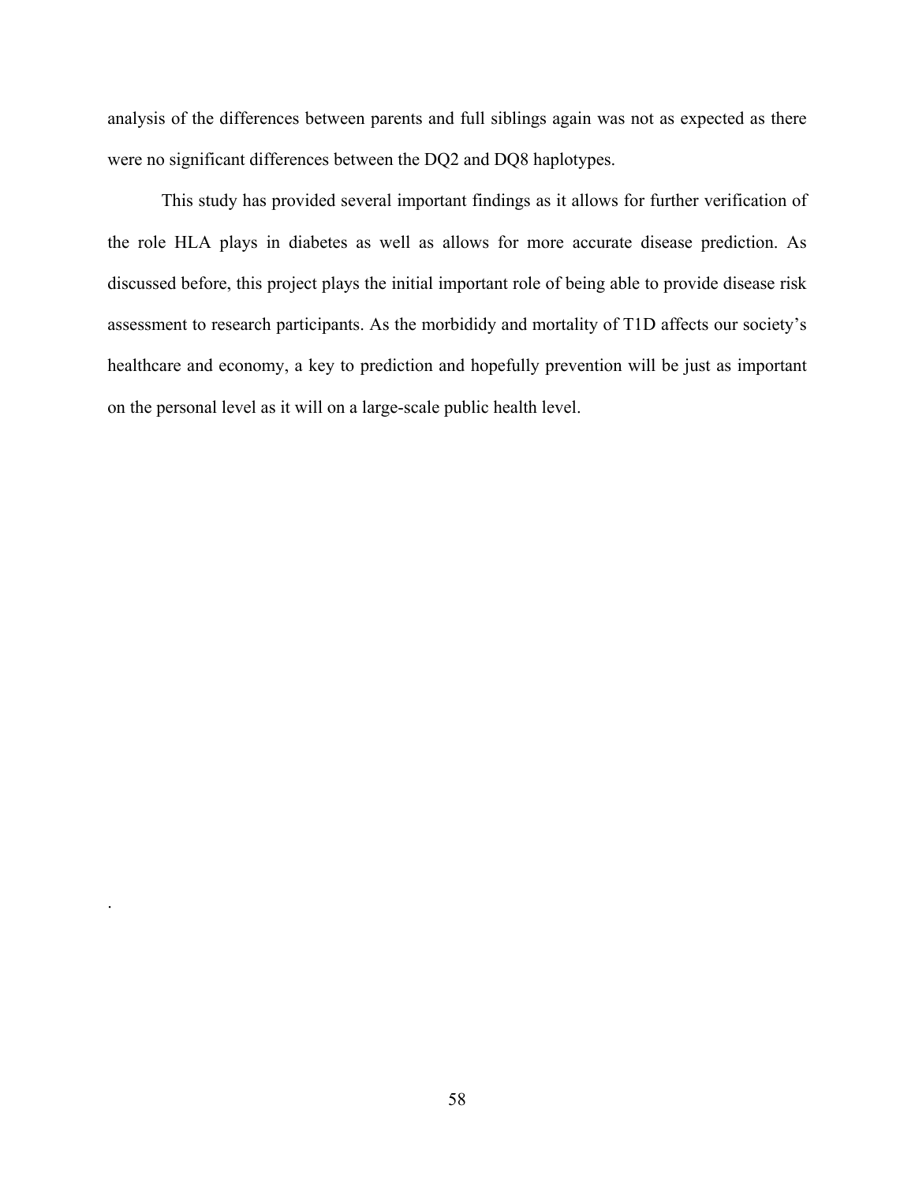analysis of the differences between parents and full siblings again was not as expected as there were no significant differences between the DQ2 and DQ8 haplotypes.

This study has provided several important findings as it allows for further verification of the role HLA plays in diabetes as well as allows for more accurate disease prediction. As discussed before, this project plays the initial important role of being able to provide disease risk assessment to research participants. As the morbididy and mortality of T1D affects our society's healthcare and economy, a key to prediction and hopefully prevention will be just as important on the personal level as it will on a large-scale public health level.

.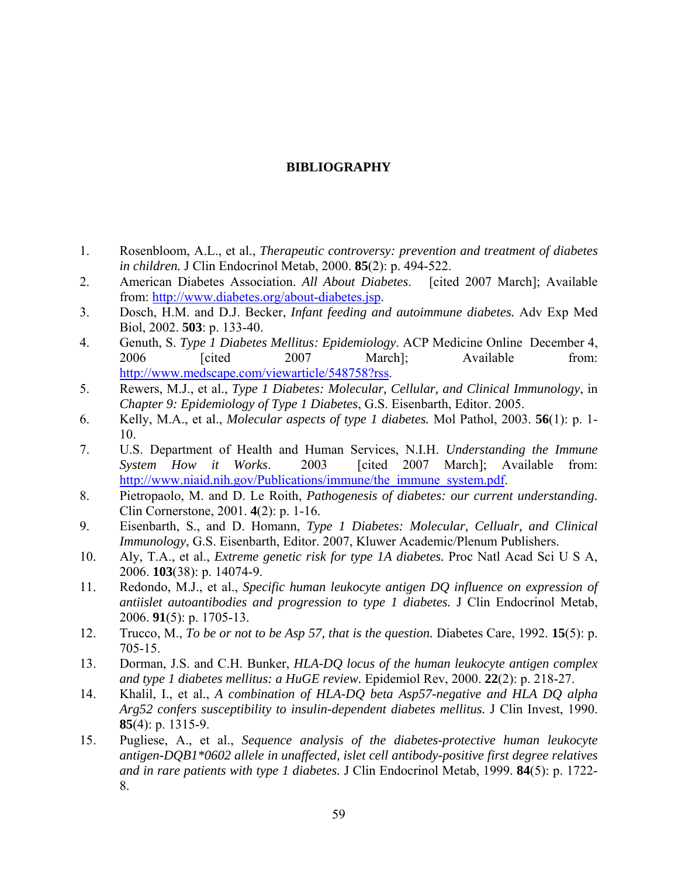# BIBLIOGRAPHY

1. Rosenbloom, A.L., et al., *Therapeutic controversy: prevention and treatment of diabetes in children.* J Clin Endocrinol Metab, 2000. **85**(2): p. 494-522.
2. American Diabetes Association. *All About Diabetes*. [cited 2007 March]; Available from: http://www.diabetes.org/about-diabetes.jsp.
3. Dosch, H.M. and D.J. Becker, *Infant feeding and autoimmune diabetes.* Adv Exp Med Biol, 2002. **503**: p. 133-40.
4. Genuth, S. *Type 1 Diabetes Mellitus: Epidemiology*. ACP Medicine Online December 4, 2006 [cited 2007 March]; Available from: http://www.medscape.com/viewarticle/548758?rss.
5. Rewers, M.J., et al., *Type 1 Diabetes: Molecular, Cellular, and Clinical Immunology*, in *Chapter 9: Epidemiology of Type 1 Diabetes*, G.S. Eisenbarth, Editor. 2005.
6. Kelly, M.A., et al., *Molecular aspects of type 1 diabetes.* Mol Pathol, 2003. **56**(1): p. 1-10.
7. U.S. Department of Health and Human Services, N.I.H. *Understanding the Immune System How it Works*. 2003 [cited 2007 March]; Available from: http://www.niaid.nih.gov/Publications/immune/the_immune_system.pdf.
8. Pietropaolo, M. and D. Le Roith, *Pathogenesis of diabetes: our current understanding.* Clin Cornerstone, 2001. **4**(2): p. 1-16.
9. Eisenbarth, S., and D. Homann, *Type 1 Diabetes: Molecular, Cellualr, and Clinical Immunology*, G.S. Eisenbarth, Editor. 2007, Kluwer Academic/Plenum Publishers.
10. Aly, T.A., et al., *Extreme genetic risk for type 1A diabetes.* Proc Natl Acad Sci U S A, 2006. **103**(38): p. 14074-9.
11. Redondo, M.J., et al., *Specific human leukocyte antigen DQ influence on expression of antiislet autoantibodies and progression to type 1 diabetes.* J Clin Endocrinol Metab, 2006. **91**(5): p. 1705-13.
12. Trucco, M., *To be or not to be Asp 57, that is the question.* Diabetes Care, 1992. **15**(5): p. 705-15.
13. Dorman, J.S. and C.H. Bunker, *HLA-DQ locus of the human leukocyte antigen complex and type 1 diabetes mellitus: a HuGE review.* Epidemiol Rev, 2000. **22**(2): p. 218-27.
14. Khalil, I., et al., *A combination of HLA-DQ beta Asp57-negative and HLA DQ alpha Arg52 confers susceptibility to insulin-dependent diabetes mellitus.* J Clin Invest, 1990. **85**(4): p. 1315-9.
15. Pugliese, A., et al., *Sequence analysis of the diabetes-protective human leukocyte antigen-DQB1*0602 allele in unaffected, islet cell antibody-positive first degree relatives and in rare patients with type 1 diabetes.* J Clin Endocrinol Metab, 1999. **84**(5): p. 1722-8.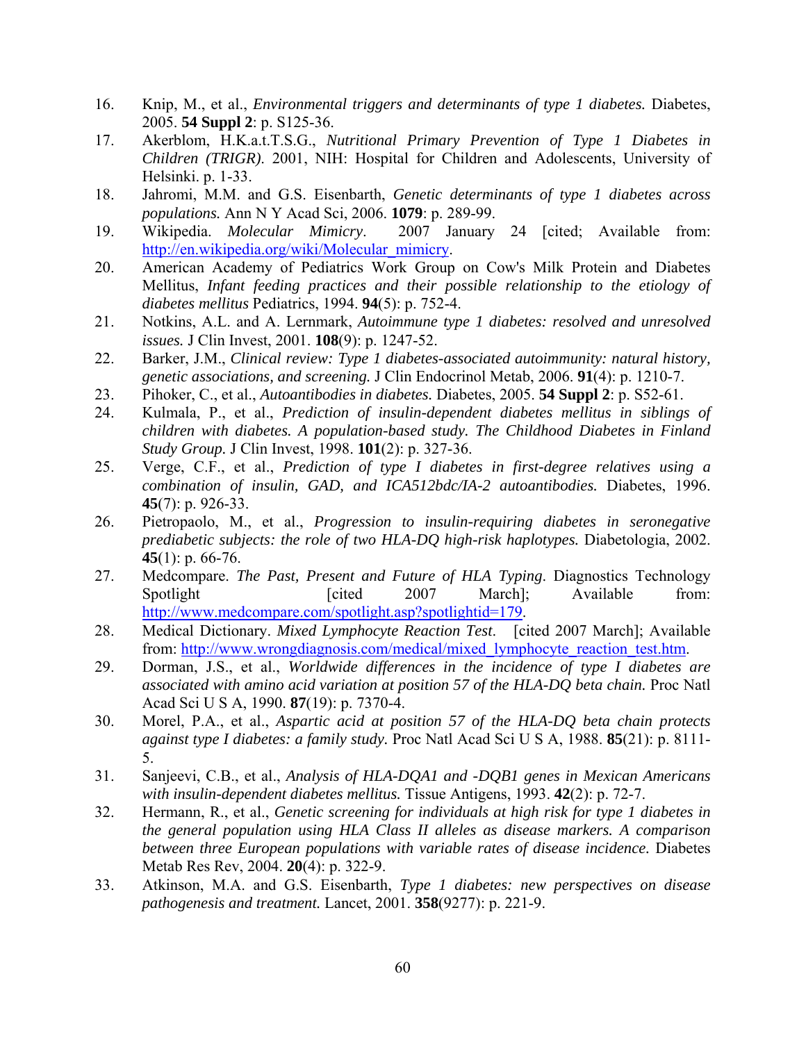16. Knip, M., et al., *Environmental triggers and determinants of type 1 diabetes.* Diabetes, 2005. **54 Suppl 2**: p. S125-36.
17. Akerblom, H.K.a.t.T.S.G., *Nutritional Primary Prevention of Type 1 Diabetes in Children (TRIGR)*. 2001, NIH: Hospital for Children and Adolescents, University of Helsinki. p. 1-33.
18. Jahromi, M.M. and G.S. Eisenbarth, *Genetic determinants of type 1 diabetes across populations.* Ann N Y Acad Sci, 2006. **1079**: p. 289-99.
19. Wikipedia. *Molecular Mimicry*. 2007 January 24 [cited; Available from: http://en.wikipedia.org/wiki/Molecular_mimicry.
20. American Academy of Pediatrics Work Group on Cow's Milk Protein and Diabetes Mellitus, *Infant feeding practices and their possible relationship to the etiology of diabetes mellitus* Pediatrics, 1994. **94**(5): p. 752-4.
21. Notkins, A.L. and A. Lernmark, *Autoimmune type 1 diabetes: resolved and unresolved issues.* J Clin Invest, 2001. **108**(9): p. 1247-52.
22. Barker, J.M., *Clinical review: Type 1 diabetes-associated autoimmunity: natural history, genetic associations, and screening.* J Clin Endocrinol Metab, 2006. **91**(4): p. 1210-7.
23. Pihoker, C., et al., *Autoantibodies in diabetes.* Diabetes, 2005. **54 Suppl 2**: p. S52-61.
24. Kulmala, P., et al., *Prediction of insulin-dependent diabetes mellitus in siblings of children with diabetes. A population-based study. The Childhood Diabetes in Finland Study Group.* J Clin Invest, 1998. **101**(2): p. 327-36.
25. Verge, C.F., et al., *Prediction of type I diabetes in first-degree relatives using a combination of insulin, GAD, and ICA512bdc/IA-2 autoantibodies.* Diabetes, 1996. **45**(7): p. 926-33.
26. Pietropaolo, M., et al., *Progression to insulin-requiring diabetes in seronegative prediabetic subjects: the role of two HLA-DQ high-risk haplotypes.* Diabetologia, 2002. **45**(1): p. 66-76.
27. Medcompare. *The Past, Present and Future of HLA Typing*. Diagnostics Technology Spotlight [cited 2007 March]; Available from: http://www.medcompare.com/spotlight.asp?spotlightid=179.
28. Medical Dictionary. *Mixed Lymphocyte Reaction Test*. [cited 2007 March]; Available from: http://www.wrongdiagnosis.com/medical/mixed_lymphocyte_reaction_test.htm.
29. Dorman, J.S., et al., *Worldwide differences in the incidence of type I diabetes are associated with amino acid variation at position 57 of the HLA-DQ beta chain.* Proc Natl Acad Sci U S A, 1990. **87**(19): p. 7370-4.
30. Morel, P.A., et al., *Aspartic acid at position 57 of the HLA-DQ beta chain protects against type I diabetes: a family study.* Proc Natl Acad Sci U S A, 1988. **85**(21): p. 8111-5.
31. Sanjeevi, C.B., et al., *Analysis of HLA-DQA1 and -DQB1 genes in Mexican Americans with insulin-dependent diabetes mellitus.* Tissue Antigens, 1993. **42**(2): p. 72-7.
32. Hermann, R., et al., *Genetic screening for individuals at high risk for type 1 diabetes in the general population using HLA Class II alleles as disease markers. A comparison between three European populations with variable rates of disease incidence.* Diabetes Metab Res Rev, 2004. **20**(4): p. 322-9.
33. Atkinson, M.A. and G.S. Eisenbarth, *Type 1 diabetes: new perspectives on disease pathogenesis and treatment.* Lancet, 2001. **358**(9277): p. 221-9.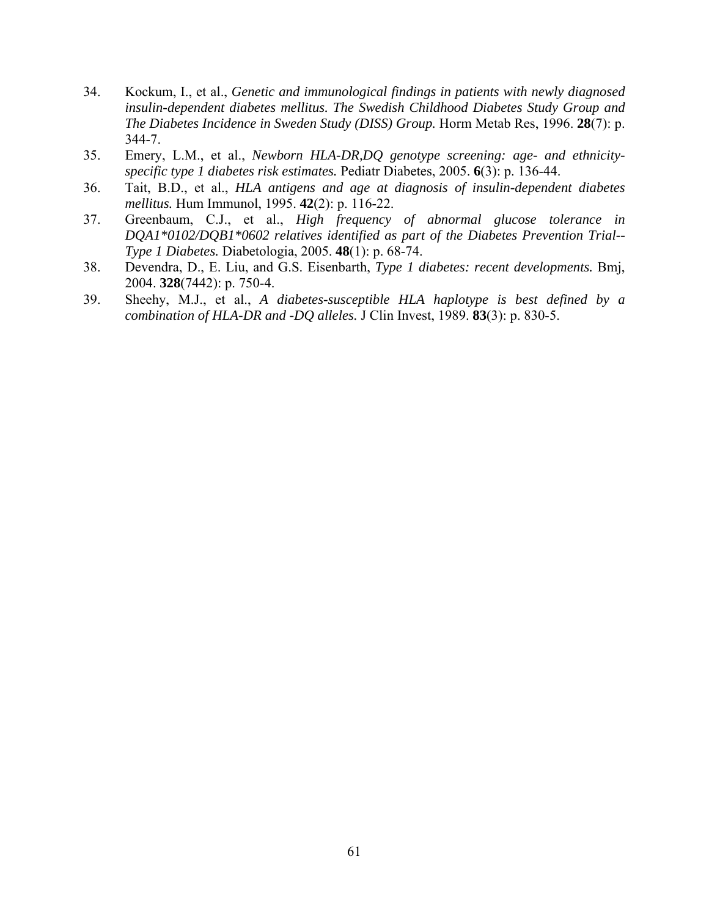34. Kockum, I., et al., *Genetic and immunological findings in patients with newly diagnosed insulin-dependent diabetes mellitus. The Swedish Childhood Diabetes Study Group and The Diabetes Incidence in Sweden Study (DISS) Group.* Horm Metab Res, 1996. **28**(7): p. 344-7.
35. Emery, L.M., et al., *Newborn HLA-DR,DQ genotype screening: age- and ethnicity-specific type 1 diabetes risk estimates.* Pediatr Diabetes, 2005. **6**(3): p. 136-44.
36. Tait, B.D., et al., *HLA antigens and age at diagnosis of insulin-dependent diabetes mellitus.* Hum Immunol, 1995. **42**(2): p. 116-22.
37. Greenbaum, C.J., et al., *High frequency of abnormal glucose tolerance in DQA1*0102/DQB1*0602 relatives identified as part of the Diabetes Prevention Trial--Type 1 Diabetes.* Diabetologia, 2005. **48**(1): p. 68-74.
38. Devendra, D., E. Liu, and G.S. Eisenbarth, *Type 1 diabetes: recent developments.* Bmj, 2004. **328**(7442): p. 750-4.
39. Sheehy, M.J., et al., *A diabetes-susceptible HLA haplotype is best defined by a combination of HLA-DR and -DQ alleles.* J Clin Invest, 1989. **83**(3): p. 830-5.